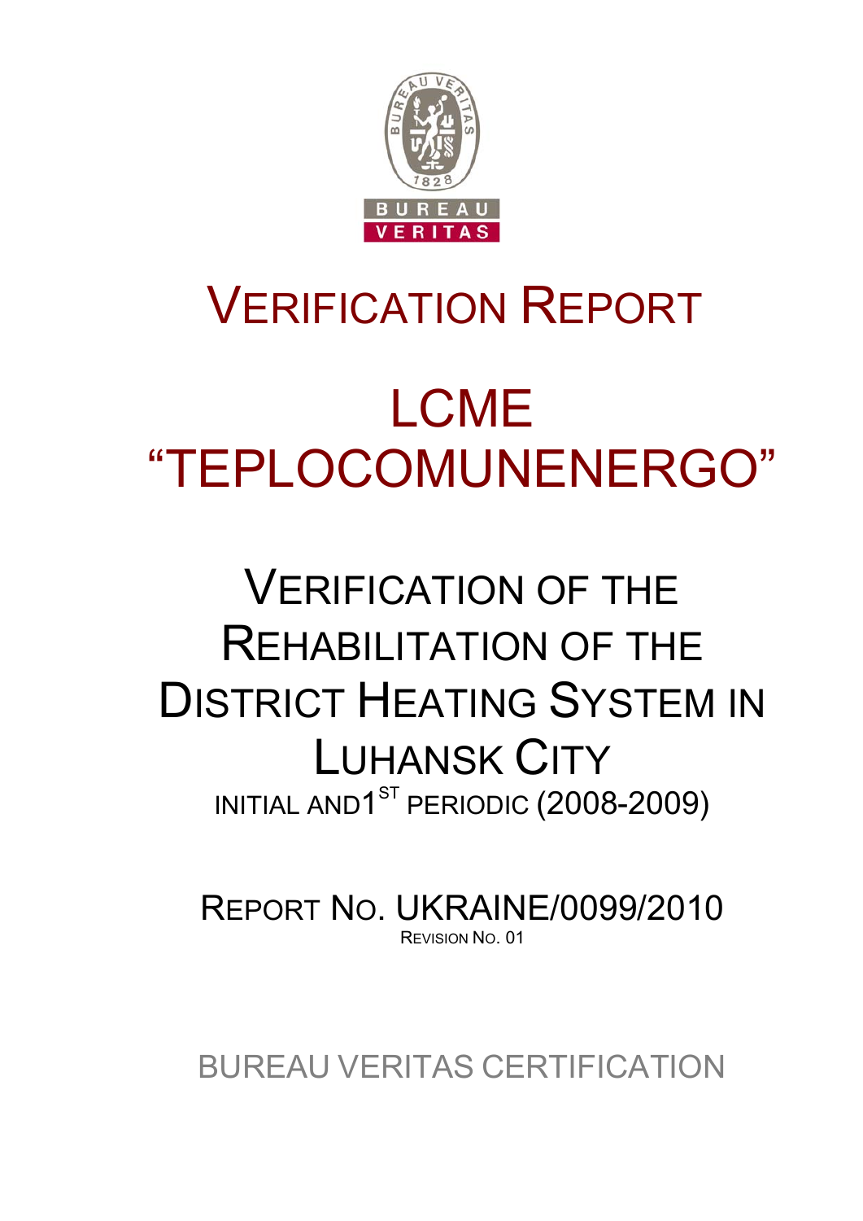# VERIFICATION REPORT

# LCME "TEPLOCOMUNENERGO"

## VERIFICATION OF THE REHABILITATION OF THE DISTRICT HEATING SYSTEM IN LUHANSK CITY

INITIAL AND 1ST PERIODIC (2008-2009)

REPORT NO. UKRAINE/0099/2010

REVISION NO. 01

BUREAU VERITAS CERTIFICATION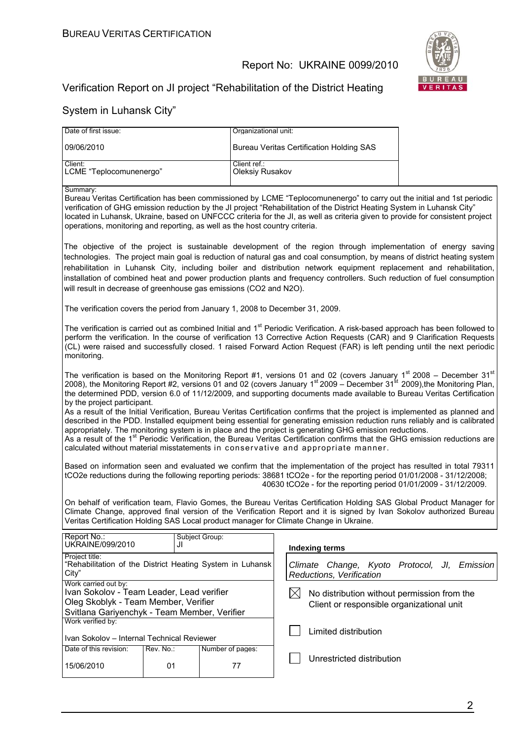# Verification Report on JI project "Rehabilitation of the District Heating System in Luhansk City"

| Date of first issue: | Organizational unit: |
|---|---|
| 09/06/2010 | Bureau Veritas Certification Holding SAS |
| Client: LCME "Teplocomunenergo" | Client ref.: Oleksiy Rusakov |

Summary:

Bureau Veritas Certification has been commissioned by LCME "Teplocomunenergo" to carry out the initial and 1st periodic verification of GHG emission reduction by the JI project "Rehabilitation of the District Heating System in Luhansk City" located in Luhansk, Ukraine, based on UNFCCC criteria for the JI, as well as criteria given to provide for consistent project operations, monitoring and reporting, as well as the host country criteria.

The objective of the project is sustainable development of the region through implementation of energy saving technologies. The project main goal is reduction of natural gas and coal consumption, by means of district heating system rehabilitation in Luhansk City, including boiler and distribution network equipment replacement and rehabilitation, installation of combined heat and power production plants and frequency controllers. Such reduction of fuel consumption will result in decrease of greenhouse gas emissions ($CO_2$ and $N_2O$).

The verification covers the period from January 1, 2008 to December 31, 2009.

The verification is carried out as combined Initial and 1st Periodic Verification. A risk-based approach has been followed to perform the verification. In the course of verification 13 Corrective Action Requests (CAR) and 9 Clarification Requests (CL) were raised and successfully closed. 1 raised Forward Action Request (FAR) is left pending until the next periodic monitoring.

The verification is based on the Monitoring Report #1, versions 01 and 02 (covers January 1st 2008 – December 31st 2008), the Monitoring Report #2, versions 01 and 02 (covers January 1st 2009 – December 31st 2009),the Monitoring Plan, the determined PDD, version 6.0 of 11/12/2009, and supporting documents made available to Bureau Veritas Certification by the project participant.

As a result of the Initial Verification, Bureau Veritas Certification confirms that the project is implemented as planned and described in the PDD. Installed equipment being essential for generating emission reduction runs reliably and is calibrated appropriately. The monitoring system is in place and the project is generating GHG emission reductions.

As a result of the 1st Periodic Verification, the Bureau Veritas Certification confirms that the GHG emission reductions are calculated without material misstatements in conservative and appropriate manner.

Based on information seen and evaluated we confirm that the implementation of the project has resulted in total 79311 tCO2e reductions during the following reporting periods: 38681 tCO2e - for the reporting period 01/01/2008 - 31/12/2008; 40630 tCO2e - for the reporting period 01/01/2009 - 31/12/2009.

On behalf of verification team, Flavio Gomes, the Bureau Veritas Certification Holding SAS Global Product Manager for Climate Change, approved final version of the Verification Report and it is signed by Ivan Sokolov authorized Bureau Veritas Certification Holding SAS Local product manager for Climate Change in Ukraine.

| Report No.: UKRAINE/099/2010 | Subject Group: JI | |
|---|---|---|
| Project title: "Rehabilitation of the District Heating System in Luhansk City" | | |
| Work carried out by: Ivan Sokolov - Team Leader, Lead verifier; Oleg Skoblyk - Team Member, Verifier; Svitlana Gariyenchyk - Team Member, Verifier | | |
| Work verified by: Ivan Sokolov – Internal Technical Reviewer | | |
| Date of this revision: 15/06/2010 | Rev. No.: 01 | Number of pages: 77 |

**Indexing terms**

*Climate Change, Kyoto Protocol, JI, Emission Reductions, Verification*

- [x] No distribution without permission from the Client or responsible organizational unit
- [ ] Limited distribution
- [ ] Unrestricted distribution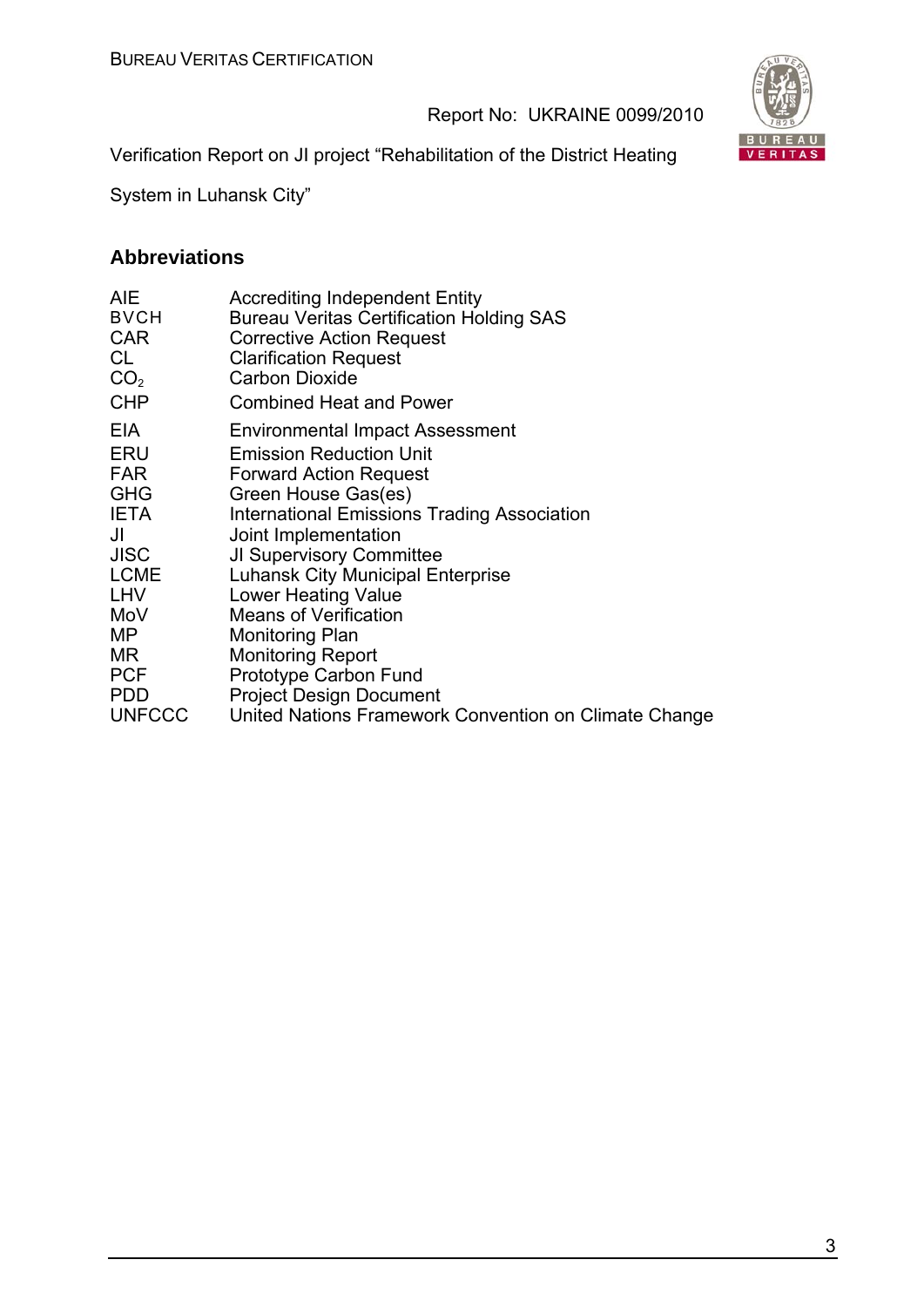## Abbreviations

| | |
|---|---|
| AIE | Accrediting Independent Entity |
| BVCH | Bureau Veritas Certification Holding SAS |
| CAR | Corrective Action Request |
| CL | Clarification Request |
| $CO_2$ | Carbon Dioxide |
| CHP | Combined Heat and Power |
| EIA | Environmental Impact Assessment |
| ERU | Emission Reduction Unit |
| FAR | Forward Action Request |
| GHG | Green House Gas(es) |
| IETA | International Emissions Trading Association |
| JI | Joint Implementation |
| JISC | JI Supervisory Committee |
| LCME | Luhansk City Municipal Enterprise |
| LHV | Lower Heating Value |
| MoV | Means of Verification |
| MP | Monitoring Plan |
| MR | Monitoring Report |
| PCF | Prototype Carbon Fund |
| PDD | Project Design Document |
| UNFCCC | United Nations Framework Convention on Climate Change |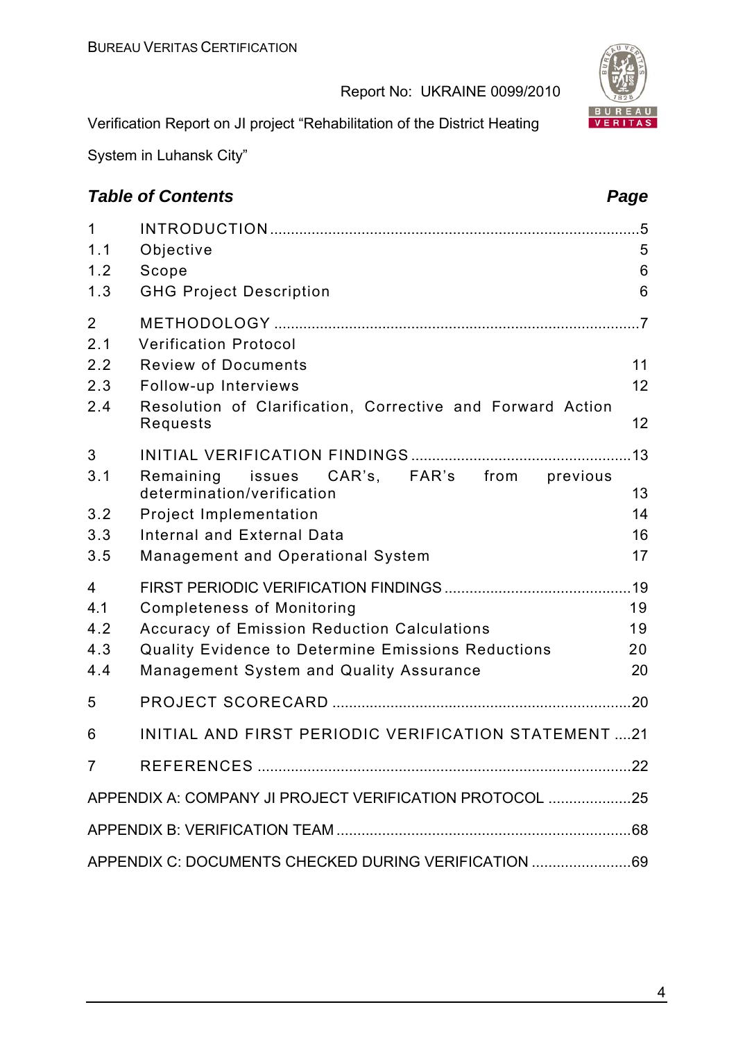## Table of Contents

| | | Page |
|---|---|---|
| 1 | INTRODUCTION | 5 |
| 1.1 | Objective | 5 |
| 1.2 | Scope | 6 |
| 1.3 | GHG Project Description | 6 |
| 2 | METHODOLOGY | 7 |
| 2.1 | Verification Protocol | |
| 2.2 | Review of Documents | 11 |
| 2.3 | Follow-up Interviews | 12 |
| 2.4 | Resolution of Clarification, Corrective and Forward Action Requests | 12 |
| 3 | INITIAL VERIFICATION FINDINGS | 13 |
| 3.1 | Remaining issues CAR's, FAR's from previous determination/verification | 13 |
| 3.2 | Project Implementation | 14 |
| 3.3 | Internal and External Data | 16 |
| 3.5 | Management and Operational System | 17 |
| 4 | FIRST PERIODIC VERIFICATION FINDINGS | 19 |
| 4.1 | Completeness of Monitoring | 19 |
| 4.2 | Accuracy of Emission Reduction Calculations | 19 |
| 4.3 | Quality Evidence to Determine Emissions Reductions | 20 |
| 4.4 | Management System and Quality Assurance | 20 |
| 5 | PROJECT SCORECARD | 20 |
| 6 | INITIAL AND FIRST PERIODIC VERIFICATION STATEMENT | 21 |
| 7 | REFERENCES | 22 |
| APPENDIX A: COMPANY JI PROJECT VERIFICATION PROTOCOL | | 25 |
| APPENDIX B: VERIFICATION TEAM | | 68 |
| APPENDIX C: DOCUMENTS CHECKED DURING VERIFICATION | | 69 |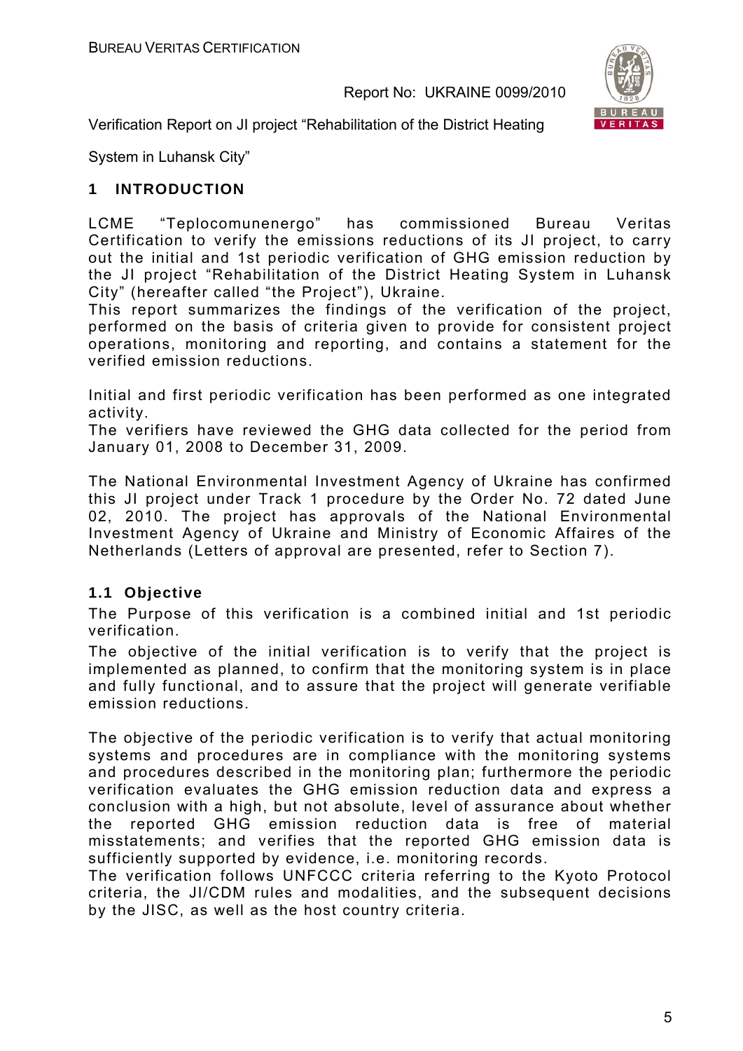# 1 INTRODUCTION

LCME "Teplocomunenergo" has commissioned Bureau Veritas Certification to verify the emissions reductions of its JI project, to carry out the initial and 1st periodic verification of GHG emission reduction by the JI project "Rehabilitation of the District Heating System in Luhansk City" (hereafter called "the Project"), Ukraine.
This report summarizes the findings of the verification of the project, performed on the basis of criteria given to provide for consistent project operations, monitoring and reporting, and contains a statement for the verified emission reductions.

Initial and first periodic verification has been performed as one integrated activity.
The verifiers have reviewed the GHG data collected for the period from January 01, 2008 to December 31, 2009.

The National Environmental Investment Agency of Ukraine has confirmed this JI project under Track 1 procedure by the Order No. 72 dated June 02, 2010. The project has approvals of the National Environmental Investment Agency of Ukraine and Ministry of Economic Affaires of the Netherlands (Letters of approval are presented, refer to Section 7).

## 1.1 Objective

The Purpose of this verification is a combined initial and 1st periodic verification.
The objective of the initial verification is to verify that the project is implemented as planned, to confirm that the monitoring system is in place and fully functional, and to assure that the project will generate verifiable emission reductions.

The objective of the periodic verification is to verify that actual monitoring systems and procedures are in compliance with the monitoring systems and procedures described in the monitoring plan; furthermore the periodic verification evaluates the GHG emission reduction data and express a conclusion with a high, but not absolute, level of assurance about whether the reported GHG emission reduction data is free of material misstatements; and verifies that the reported GHG emission data is sufficiently supported by evidence, i.e. monitoring records.
The verification follows UNFCCC criteria referring to the Kyoto Protocol criteria, the JI/CDM rules and modalities, and the subsequent decisions by the JISC, as well as the host country criteria.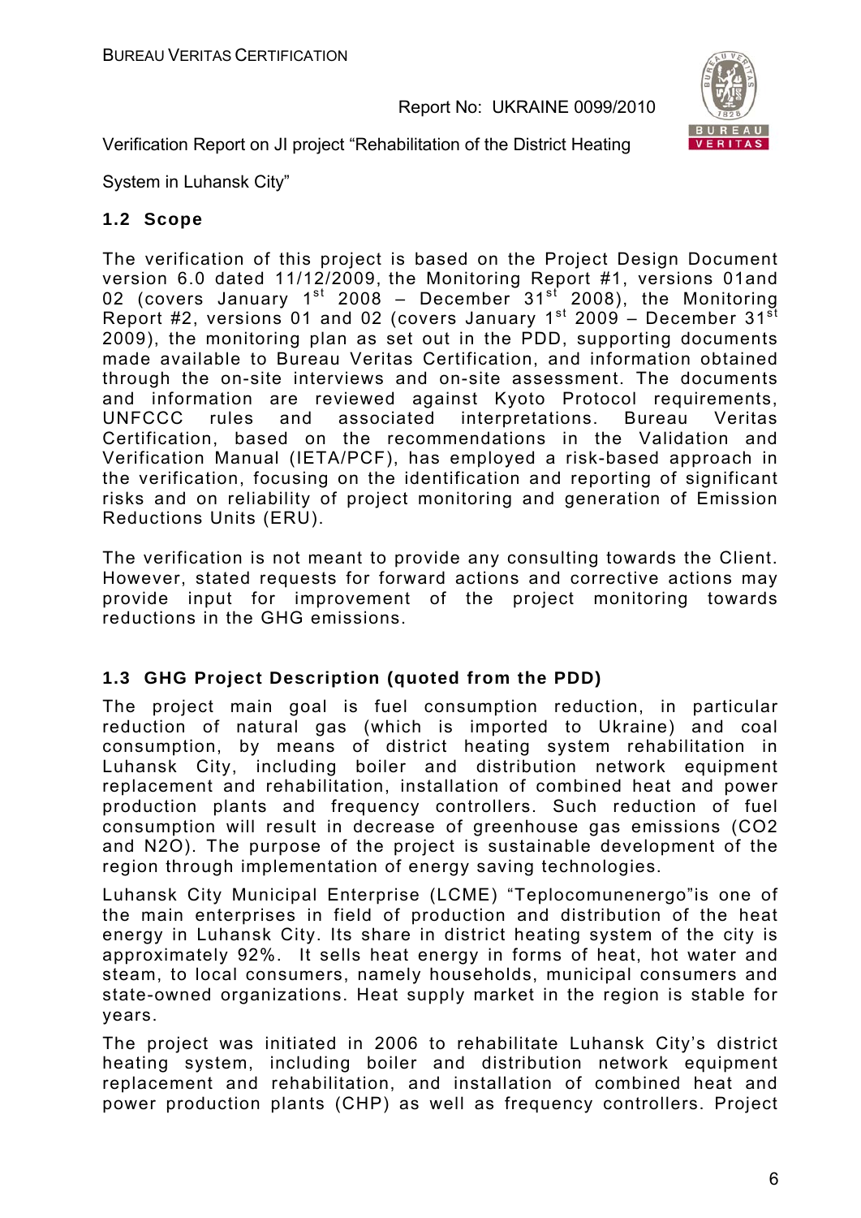## 1.2 Scope

The verification of this project is based on the Project Design Document version 6.0 dated 11/12/2009, the Monitoring Report #1, versions 01and 02 (covers January 1st 2008 – December 31st 2008), the Monitoring Report #2, versions 01 and 02 (covers January 1st 2009 – December 31st 2009), the monitoring plan as set out in the PDD, supporting documents made available to Bureau Veritas Certification, and information obtained through the on-site interviews and on-site assessment. The documents and information are reviewed against Kyoto Protocol requirements, UNFCCC rules and associated interpretations. Bureau Veritas Certification, based on the recommendations in the Validation and Verification Manual (IETA/PCF), has employed a risk-based approach in the verification, focusing on the identification and reporting of significant risks and on reliability of project monitoring and generation of Emission Reductions Units (ERU).

The verification is not meant to provide any consulting towards the Client. However, stated requests for forward actions and corrective actions may provide input for improvement of the project monitoring towards reductions in the GHG emissions.

## 1.3 GHG Project Description (quoted from the PDD)

The project main goal is fuel consumption reduction, in particular reduction of natural gas (which is imported to Ukraine) and coal consumption, by means of district heating system rehabilitation in Luhansk City, including boiler and distribution network equipment replacement and rehabilitation, installation of combined heat and power production plants and frequency controllers. Such reduction of fuel consumption will result in decrease of greenhouse gas emissions ($CO_2$ and $N_2O$). The purpose of the project is sustainable development of the region through implementation of energy saving technologies.

Luhansk City Municipal Enterprise (LCME) "Teplocomunenergo"is one of the main enterprises in field of production and distribution of the heat energy in Luhansk City. Its share in district heating system of the city is approximately 92%. It sells heat energy in forms of heat, hot water and steam, to local consumers, namely households, municipal consumers and state-owned organizations. Heat supply market in the region is stable for years.

The project was initiated in 2006 to rehabilitate Luhansk City's district heating system, including boiler and distribution network equipment replacement and rehabilitation, and installation of combined heat and power production plants (CHP) as well as frequency controllers. Project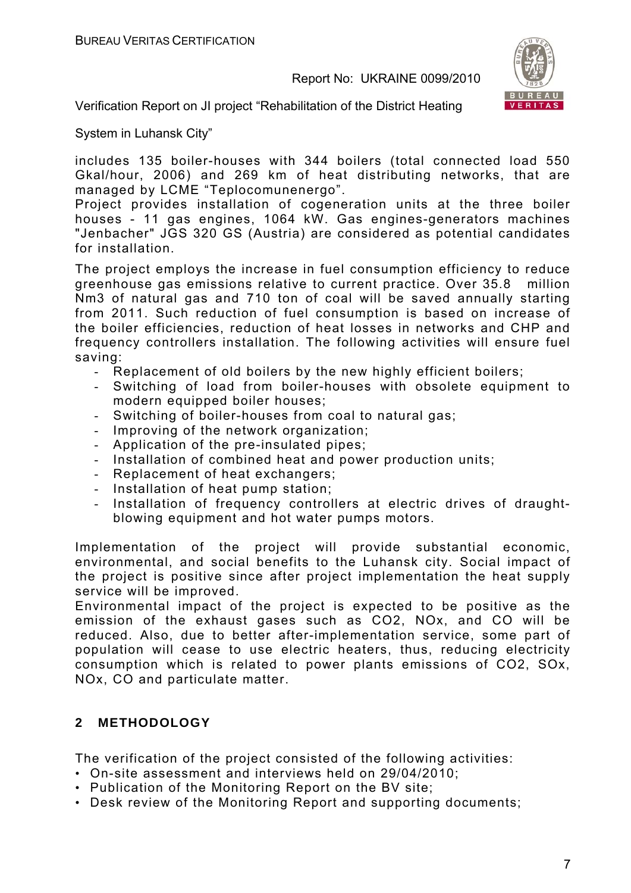includes 135 boiler-houses with 344 boilers (total connected load 550 Gkal/hour, 2006) and 269 km of heat distributing networks, that are managed by LCME "Teplocomunenergo".
Project provides installation of cogeneration units at the three boiler houses - 11 gas engines, 1064 kW. Gas engines-generators machines "Jenbacher" JGS 320 GS (Austria) are considered as potential candidates for installation.

The project employs the increase in fuel consumption efficiency to reduce greenhouse gas emissions relative to current practice. Over 35.8 million Nm3 of natural gas and 710 ton of coal will be saved annually starting from 2011. Such reduction of fuel consumption is based on increase of the boiler efficiencies, reduction of heat losses in networks and CHP and frequency controllers installation. The following activities will ensure fuel saving:

- Replacement of old boilers by the new highly efficient boilers;
- Switching of load from boiler-houses with obsolete equipment to modern equipped boiler houses;
- Switching of boiler-houses from coal to natural gas;
- Improving of the network organization;
- Application of the pre-insulated pipes;
- Installation of combined heat and power production units;
- Replacement of heat exchangers;
- Installation of heat pump station;
- Installation of frequency controllers at electric drives of draught-blowing equipment and hot water pumps motors.

Implementation of the project will provide substantial economic, environmental, and social benefits to the Luhansk city. Social impact of the project is positive since after project implementation the heat supply service will be improved.
Environmental impact of the project is expected to be positive as the emission of the exhaust gases such as $CO_2$, $NO_x$, and CO will be reduced. Also, due to better after-implementation service, some part of population will cease to use electric heaters, thus, reducing electricity consumption which is related to power plants emissions of $CO_2$, $SO_x$, $NO_x$, CO and particulate matter.

## 2 METHODOLOGY

The verification of the project consisted of the following activities:

- On-site assessment and interviews held on 29/04/2010;
- Publication of the Monitoring Report on the BV site;
- Desk review of the Monitoring Report and supporting documents;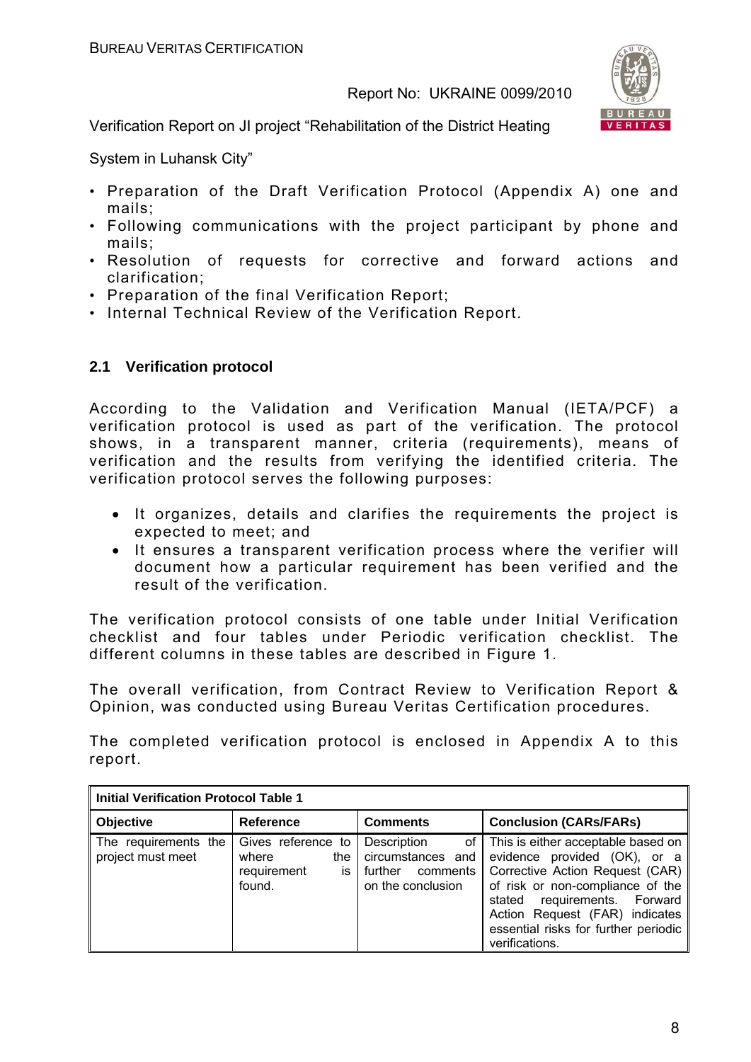- Preparation of the Draft Verification Protocol (Appendix A) one and mails;
- Following communications with the project participant by phone and mails;
- Resolution of requests for corrective and forward actions and clarification;
- Preparation of the final Verification Report;
- Internal Technical Review of the Verification Report.

### 2.1 Verification protocol

According to the Validation and Verification Manual (IETA/PCF) a verification protocol is used as part of the verification. The protocol shows, in a transparent manner, criteria (requirements), means of verification and the results from verifying the identified criteria. The verification protocol serves the following purposes:

- It organizes, details and clarifies the requirements the project is expected to meet; and
- It ensures a transparent verification process where the verifier will document how a particular requirement has been verified and the result of the verification.

The verification protocol consists of one table under Initial Verification checklist and four tables under Periodic verification checklist. The different columns in these tables are described in Figure 1.

The overall verification, from Contract Review to Verification Report & Opinion, was conducted using Bureau Veritas Certification procedures.

The completed verification protocol is enclosed in Appendix A to this report.

| **Initial Verification Protocol Table 1** | | | |
|---|---|---|---|
| **Objective** | **Reference** | **Comments** | **Conclusion (CARs/FARs)** |
| The requirements the project must meet | Gives reference to where the requirement is found. | Description of circumstances and further comments on the conclusion | This is either acceptable based on evidence provided (OK), or a Corrective Action Request (CAR) of risk or non-compliance of the stated requirements. Forward Action Request (FAR) indicates essential risks for further periodic verifications. |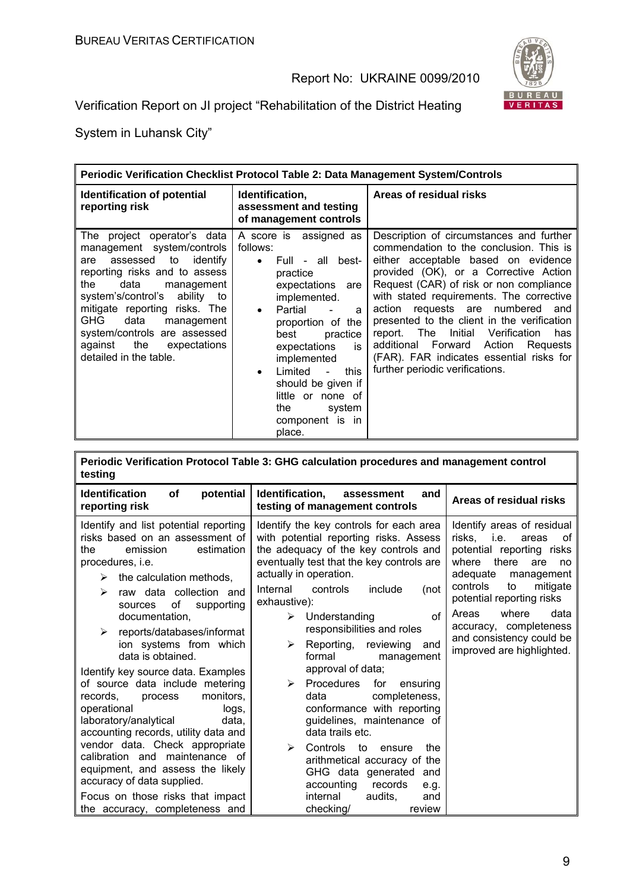| Periodic Verification Checklist Protocol Table 2: Data Management System/Controls | | |
|---|---|---|
| **Identification of potential reporting risk** | **Identification, assessment and testing of management controls** | **Areas of residual risks** |
| The project operator's data management system/controls are assessed to identify reporting risks and to assess the data management system's/control's ability to mitigate reporting risks. The GHG data management system/controls are assessed against the expectations detailed in the table. | A score is assigned as follows: <br>• Full - all best-practice expectations are implemented. <br>• Partial - a proportion of the best practice expectations is implemented <br>• Limited - this should be given if little or none of the system component is in place. | Description of circumstances and further commendation to the conclusion. This is either acceptable based on evidence provided (OK), or a Corrective Action Request (CAR) of risk or non compliance with stated requirements. The corrective action requests are numbered and presented to the client in the verification report. The Initial Verification has additional Forward Action Requests (FAR). FAR indicates essential risks for further periodic verifications. |

| Periodic Verification Protocol Table 3: GHG calculation procedures and management control testing | | |
|---|---|---|
| **Identification of potential reporting risk** | **Identification, assessment and testing of management controls** | **Areas of residual risks** |
| Identify and list potential reporting risks based on an assessment of the emission estimation procedures, i.e. <br>➢ the calculation methods, <br>➢ raw data collection and sources of supporting documentation, <br>➢ reports/databases/information systems from which data is obtained. <br>Identify key source data. Examples of source data include metering records, process monitors, operational logs, laboratory/analytical data, accounting records, utility data and vendor data. Check appropriate calibration and maintenance of equipment, and assess the likely accuracy of data supplied. <br>Focus on those risks that impact the accuracy, completeness and | Identify the key controls for each area with potential reporting risks. Assess the adequacy of the key controls and eventually test that the key controls are actually in operation. <br>Internal controls include (not exhaustive): <br>➢ Understanding of responsibilities and roles <br>➢ Reporting, reviewing and formal management approval of data; <br>➢ Procedures for ensuring data completeness, conformance with reporting guidelines, maintenance of data trails etc. <br>➢ Controls to ensure the arithmetical accuracy of the GHG data generated and accounting records e.g. internal audits, and checking/ review | Identify areas of residual risks, i.e. areas of potential reporting risks where there are no adequate management controls to mitigate potential reporting risks <br>Areas where data accuracy, completeness and consistency could be improved are highlighted. |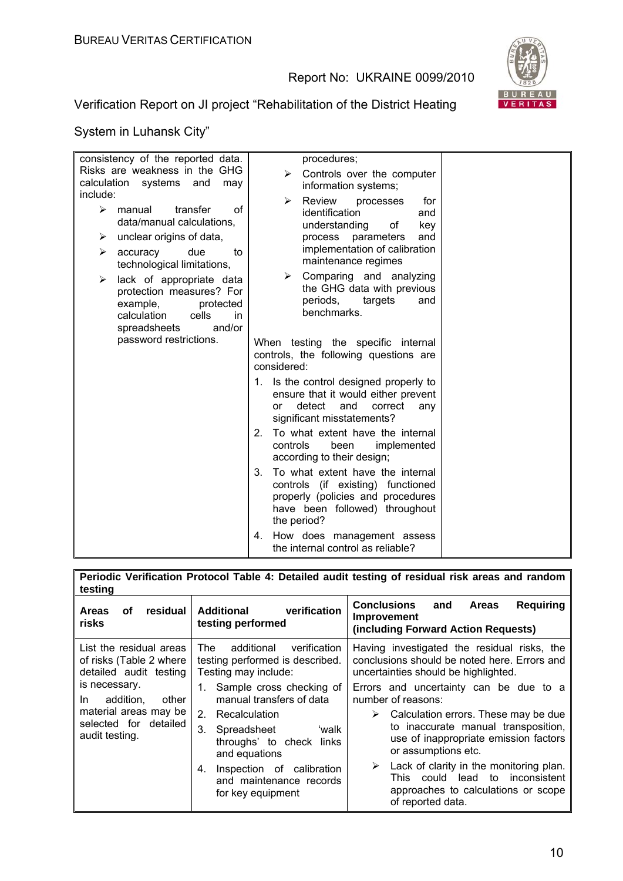| | | |
|---|---|---|
| consistency of the reported data. Risks are weakness in the GHG calculation systems and may include:<br>➢ manual transfer of data/manual calculations,<br>➢ unclear origins of data,<br>➢ accuracy due to technological limitations,<br>➢ lack of appropriate data protection measures? For example, protected calculation cells in spreadsheets and/or password restrictions. | procedures;<br>➢ Controls over the computer information systems;<br>➢ Review processes for identification and understanding of key process parameters and implementation of calibration maintenance regimes<br>➢ Comparing and analyzing the GHG data with previous periods, targets and benchmarks.<br><br>When testing the specific internal controls, the following questions are considered:<br>1. Is the control designed properly to ensure that it would either prevent or detect and correct any significant misstatements?<br>2. To what extent have the internal controls been implemented according to their design;<br>3. To what extent have the internal controls (if existing) functioned properly (policies and procedures have been followed) throughout the period?<br>4. How does management assess the internal control as reliable? | |

| **Periodic Verification Protocol Table 4: Detailed audit testing of residual risk areas and random testing** | | |
|---|---|---|
| **Areas of residual risks** | **Additional verification testing performed** | **Conclusions and Areas Requiring Improvement (including Forward Action Requests)** |
| List the residual areas of risks (Table 2 where detailed audit testing is necessary.<br>In addition, other material areas may be selected for detailed audit testing. | The additional verification testing performed is described. Testing may include:<br>1. Sample cross checking of manual transfers of data<br>2. Recalculation<br>3. Spreadsheet 'walk throughs' to check links and equations<br>4. Inspection of calibration and maintenance records for key equipment | Having investigated the residual risks, the conclusions should be noted here. Errors and uncertainties should be highlighted.<br>Errors and uncertainty can be due to a number of reasons:<br>➢ Calculation errors. These may be due to inaccurate manual transposition, use of inappropriate emission factors or assumptions etc.<br>➢ Lack of clarity in the monitoring plan. This could lead to inconsistent approaches to calculations or scope of reported data. |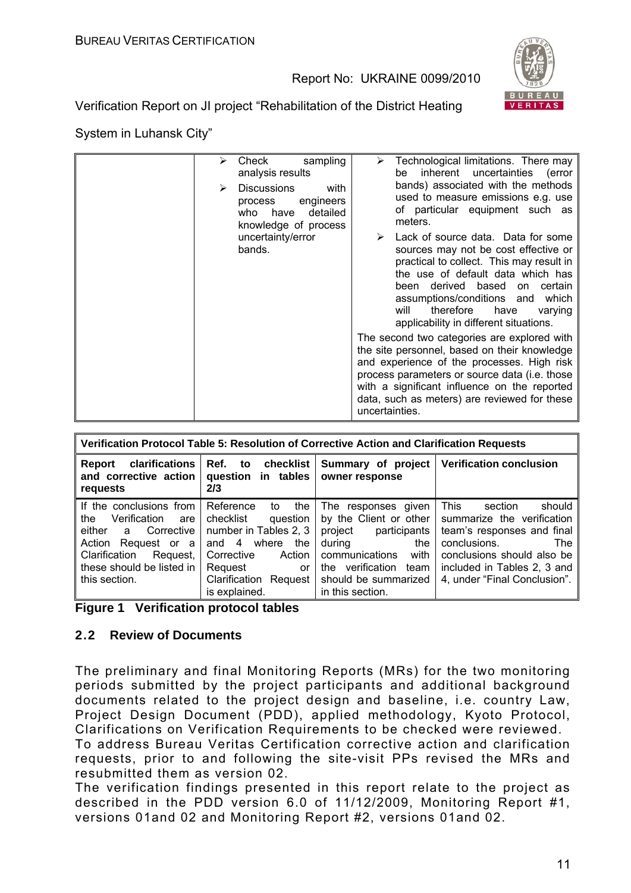| | <ul><li>Check sampling analysis results</li><li>Discussions with process engineers who have detailed knowledge of process uncertainty/error bands.</li></ul> | <ul><li>Technological limitations. There may be inherent uncertainties (error bands) associated with the methods used to measure emissions e.g. use of particular equipment such as meters.</li><li>Lack of source data. Data for some sources may not be cost effective or practical to collect. This may result in the use of default data which has been derived based on certain assumptions/conditions and which will therefore have varying applicability in different situations.</li></ul>The second two categories are explored with the site personnel, based on their knowledge and experience of the processes. High risk process parameters or source data (i.e. those with a significant influence on the reported data, such as meters) are reviewed for these uncertainties. |
|---|---|---|

| Verification Protocol Table 5: Resolution of Corrective Action and Clarification Requests | | | |
|---|---|---|---|
| **Report clarifications and corrective action requests** | **Ref. to checklist question in tables 2/3** | **Summary of project owner response** | **Verification conclusion** |
| If the conclusions from the Verification are either a Corrective Action Request or a Clarification Request, these should be listed in this section. | Reference to the checklist question number in Tables 2, 3 and 4 where the Corrective Action Request or Clarification Request is explained. | The responses given by the Client or other project participants during the communications with the verification team should be summarized in this section. | This section should summarize the verification team's responses and final conclusions. The conclusions should also be included in Tables 2, 3 and 4, under "Final Conclusion". |

**Figure 1 Verification protocol tables**

## 2.2 Review of Documents

The preliminary and final Monitoring Reports (MRs) for the two monitoring periods submitted by the project participants and additional background documents related to the project design and baseline, i.e. country Law, Project Design Document (PDD), applied methodology, Kyoto Protocol, Clarifications on Verification Requirements to be checked were reviewed.
To address Bureau Veritas Certification corrective action and clarification requests, prior to and following the site-visit PPs revised the MRs and resubmitted them as version 02.
The verification findings presented in this report relate to the project as described in the PDD version 6.0 of 11/12/2009, Monitoring Report #1, versions 01and 02 and Monitoring Report #2, versions 01and 02.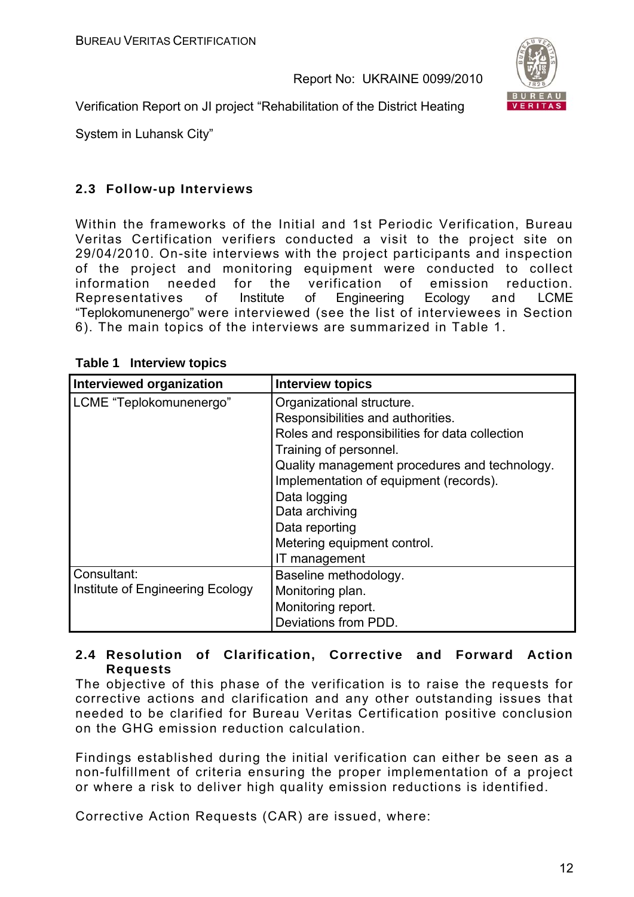## 2.3 Follow-up Interviews

Within the frameworks of the Initial and 1st Periodic Verification, Bureau Veritas Certification verifiers conducted a visit to the project site on 29/04/2010. On-site interviews with the project participants and inspection of the project and monitoring equipment were conducted to collect information needed for the verification of emission reduction. Representatives of Institute of Engineering Ecology and LCME "Teplokomunenergo" were interviewed (see the list of interviewees in Section 6). The main topics of the interviews are summarized in Table 1.

**Table 1 Interview topics**

| Interviewed organization | Interview topics |
|---|---|
| LCME "Teplokomunenergo" | Organizational structure.<br>Responsibilities and authorities.<br>Roles and responsibilities for data collection<br>Training of personnel.<br>Quality management procedures and technology.<br>Implementation of equipment (records).<br>Data logging<br>Data archiving<br>Data reporting<br>Metering equipment control.<br>IT management |
| Consultant:<br>Institute of Engineering Ecology | Baseline methodology.<br>Monitoring plan.<br>Monitoring report.<br>Deviations from PDD. |

## 2.4 Resolution of Clarification, Corrective and Forward Action Requests

The objective of this phase of the verification is to raise the requests for corrective actions and clarification and any other outstanding issues that needed to be clarified for Bureau Veritas Certification positive conclusion on the GHG emission reduction calculation.

Findings established during the initial verification can either be seen as a non-fulfillment of criteria ensuring the proper implementation of a project or where a risk to deliver high quality emission reductions is identified.

Corrective Action Requests (CAR) are issued, where: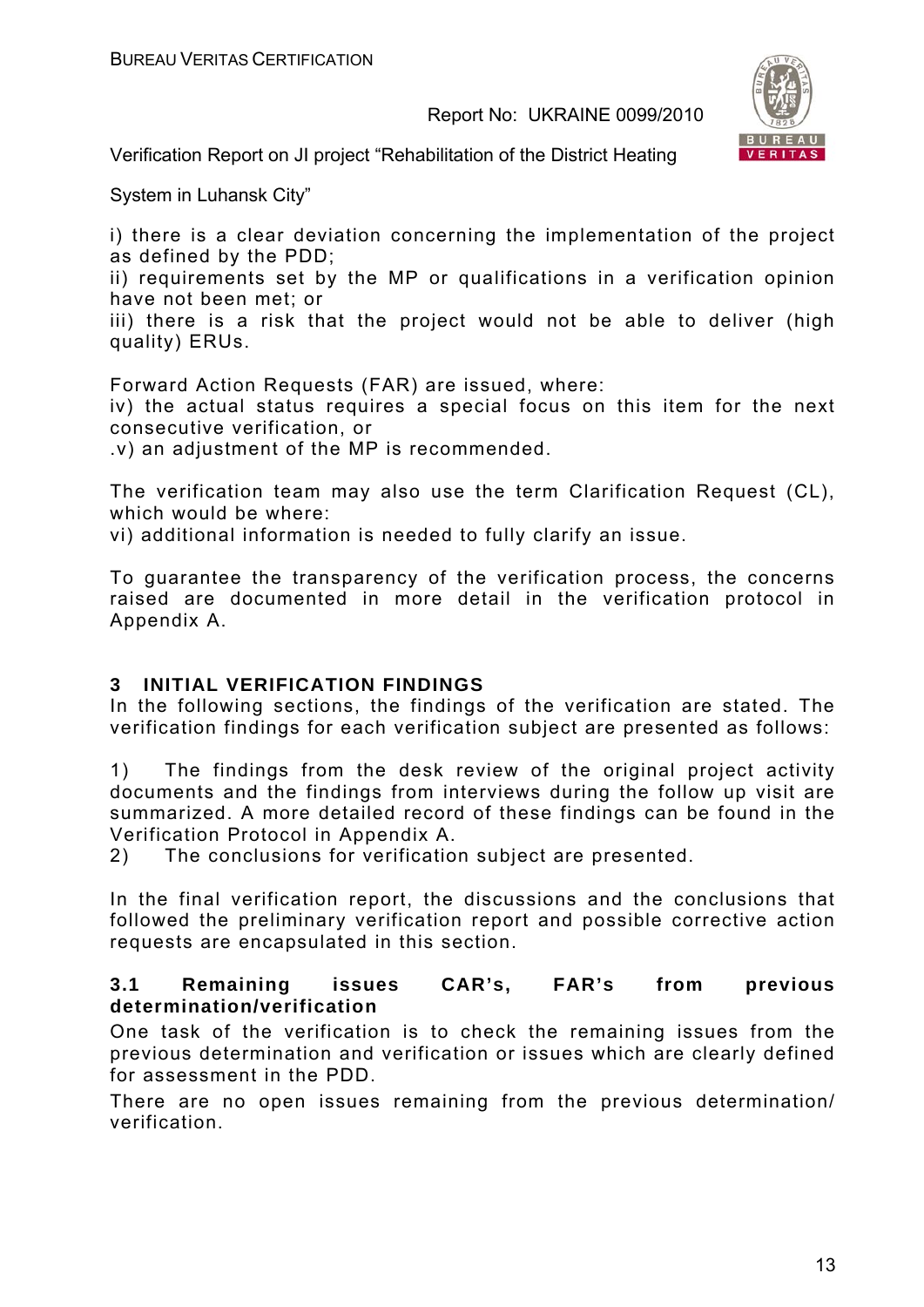i) there is a clear deviation concerning the implementation of the project as defined by the PDD;
ii) requirements set by the MP or qualifications in a verification opinion have not been met; or
iii) there is a risk that the project would not be able to deliver (high quality) ERUs.

Forward Action Requests (FAR) are issued, where:
iv) the actual status requires a special focus on this item for the next consecutive verification, or
.v) an adjustment of the MP is recommended.

The verification team may also use the term Clarification Request (CL), which would be where:
vi) additional information is needed to fully clarify an issue.

To guarantee the transparency of the verification process, the concerns raised are documented in more detail in the verification protocol in Appendix A.

# 3 INITIAL VERIFICATION FINDINGS

In the following sections, the findings of the verification are stated. The verification findings for each verification subject are presented as follows:

1) The findings from the desk review of the original project activity documents and the findings from interviews during the follow up visit are summarized. A more detailed record of these findings can be found in the Verification Protocol in Appendix A.
2) The conclusions for verification subject are presented.

In the final verification report, the discussions and the conclusions that followed the preliminary verification report and possible corrective action requests are encapsulated in this section.

## 3.1 Remaining issues CAR's, FAR's from previous determination/verification

One task of the verification is to check the remaining issues from the previous determination and verification or issues which are clearly defined for assessment in the PDD.

There are no open issues remaining from the previous determination/ verification.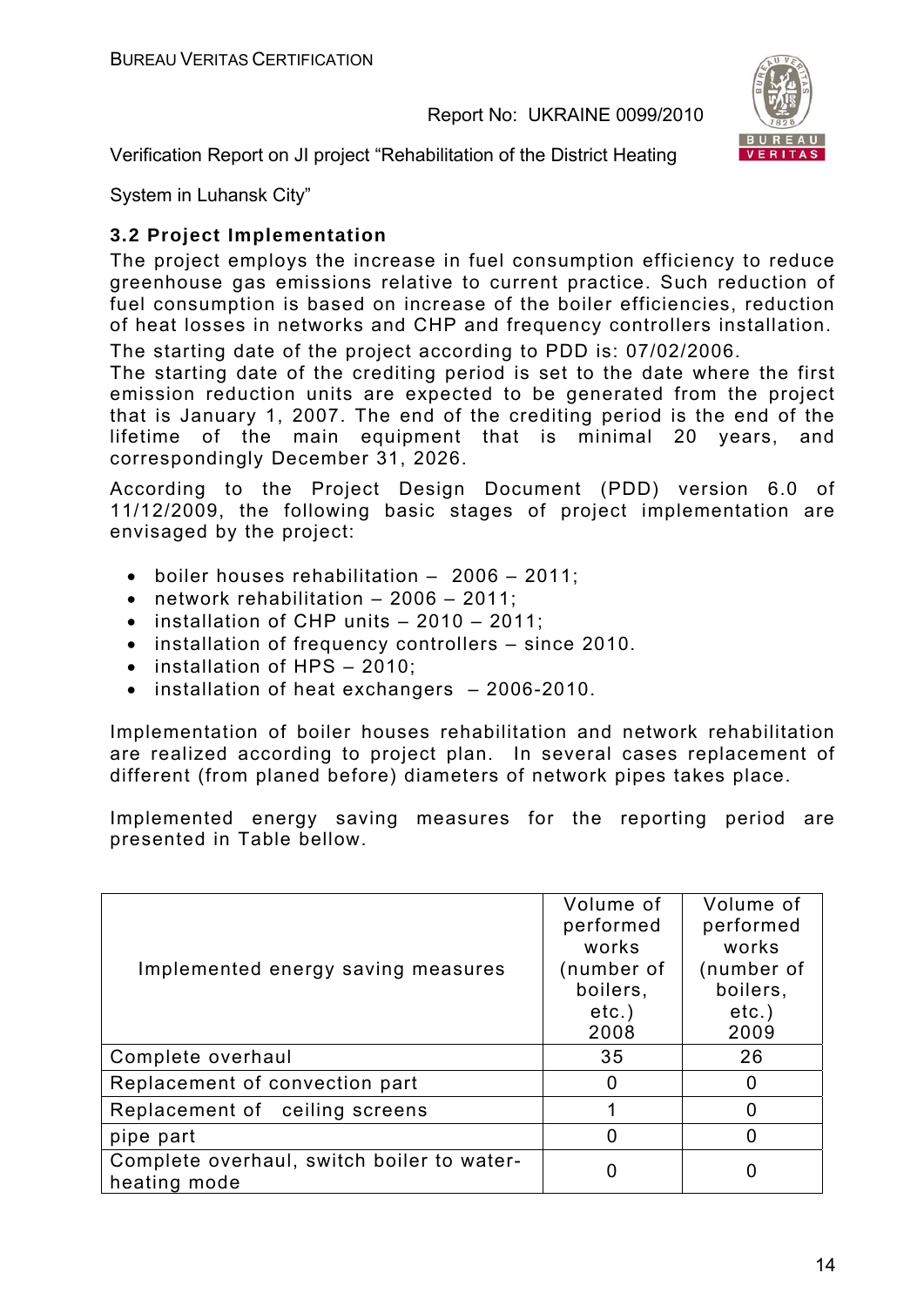### 3.2 Project Implementation

The project employs the increase in fuel consumption efficiency to reduce greenhouse gas emissions relative to current practice. Such reduction of fuel consumption is based on increase of the boiler efficiencies, reduction of heat losses in networks and CHP and frequency controllers installation.

The starting date of the project according to PDD is: 07/02/2006.

The starting date of the crediting period is set to the date where the first emission reduction units are expected to be generated from the project that is January 1, 2007. The end of the crediting period is the end of the lifetime of the main equipment that is minimal 20 years, and correspondingly December 31, 2026.

According to the Project Design Document (PDD) version 6.0 of 11/12/2009, the following basic stages of project implementation are envisaged by the project:

- boiler houses rehabilitation – 2006 – 2011;
- network rehabilitation – 2006 – 2011;
- installation of CHP units – 2010 – 2011;
- installation of frequency controllers – since 2010.
- installation of HPS – 2010;
- installation of heat exchangers – 2006-2010.

Implementation of boiler houses rehabilitation and network rehabilitation are realized according to project plan. In several cases replacement of different (from planed before) diameters of network pipes takes place.

Implemented energy saving measures for the reporting period are presented in Table bellow.

| Implemented energy saving measures | Volume of performed works (number of boilers, etc.) 2008 | Volume of performed works (number of boilers, etc.) 2009 |
|---|---|---|
| Complete overhaul | 35 | 26 |
| Replacement of convection part | 0 | 0 |
| Replacement of ceiling screens | 1 | 0 |
| pipe part | 0 | 0 |
| Complete overhaul, switch boiler to water-heating mode | 0 | 0 |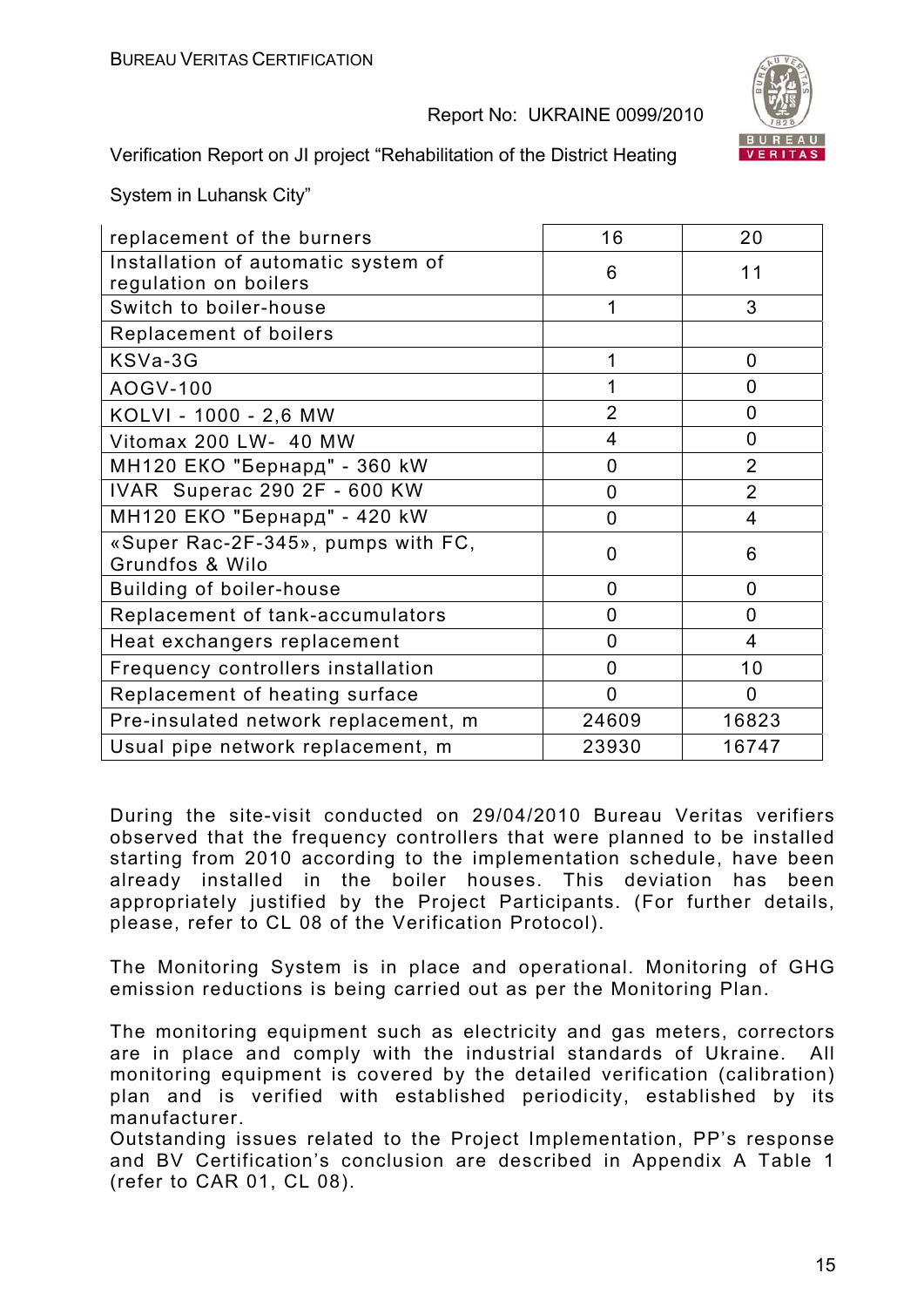| | | |
|---|---|---|
| replacement of the burners | 16 | 20 |
| Installation of automatic system of regulation on boilers | 6 | 11 |
| Switch to boiler-house | 1 | 3 |
| Replacement of boilers | | |
| KSVa-3G | 1 | 0 |
| AOGV-100 | 1 | 0 |
| KOLVI - 1000 - 2,6 MW | 2 | 0 |
| Vitomax 200 LW- 40 MW | 4 | 0 |
| МН120 ЕКО "Бернард" - 360 kW | 0 | 2 |
| IVAR Superac 290 2F - 600 KW | 0 | 2 |
| МН120 ЕКО "Бернард" - 420 kW | 0 | 4 |
| «Super Rac-2F-345», pumps with FC, Grundfos & Wilo | 0 | 6 |
| Building of boiler-house | 0 | 0 |
| Replacement of tank-accumulators | 0 | 0 |
| Heat exchangers replacement | 0 | 4 |
| Frequency controllers installation | 0 | 10 |
| Replacement of heating surface | 0 | 0 |
| Pre-insulated network replacement, m | 24609 | 16823 |
| Usual pipe network replacement, m | 23930 | 16747 |

During the site-visit conducted on 29/04/2010 Bureau Veritas verifiers observed that the frequency controllers that were planned to be installed starting from 2010 according to the implementation schedule, have been already installed in the boiler houses. This deviation has been appropriately justified by the Project Participants. (For further details, please, refer to CL 08 of the Verification Protocol).

The Monitoring System is in place and operational. Monitoring of GHG emission reductions is being carried out as per the Monitoring Plan.

The monitoring equipment such as electricity and gas meters, correctors are in place and comply with the industrial standards of Ukraine. All monitoring equipment is covered by the detailed verification (calibration) plan and is verified with established periodicity, established by its manufacturer.
Outstanding issues related to the Project Implementation, PP's response and BV Certification's conclusion are described in Appendix A Table 1 (refer to CAR 01, CL 08).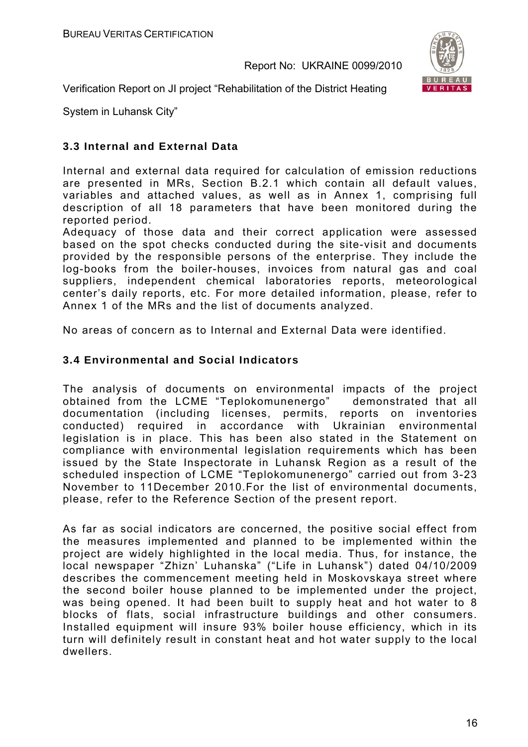### 3.3 Internal and External Data

Internal and external data required for calculation of emission reductions are presented in MRs, Section B.2.1 which contain all default values, variables and attached values, as well as in Annex 1, comprising full description of all 18 parameters that have been monitored during the reported period.
Adequacy of those data and their correct application were assessed based on the spot checks conducted during the site-visit and documents provided by the responsible persons of the enterprise. They include the log-books from the boiler-houses, invoices from natural gas and coal suppliers, independent chemical laboratories reports, meteorological center's daily reports, etc. For more detailed information, please, refer to Annex 1 of the MRs and the list of documents analyzed.

No areas of concern as to Internal and External Data were identified.

### 3.4 Environmental and Social Indicators

The analysis of documents on environmental impacts of the project obtained from the LCME "Teplokomunenergo" demonstrated that all documentation (including licenses, permits, reports on inventories conducted) required in accordance with Ukrainian environmental legislation is in place. This has been also stated in the Statement on compliance with environmental legislation requirements which has been issued by the State Inspectorate in Luhansk Region as a result of the scheduled inspection of LCME "Teplokomunenergo" carried out from 3-23 November to 11December 2010.For the list of environmental documents, please, refer to the Reference Section of the present report.

As far as social indicators are concerned, the positive social effect from the measures implemented and planned to be implemented within the project are widely highlighted in the local media. Thus, for instance, the local newspaper "Zhizn' Luhanska" ("Life in Luhansk") dated 04/10/2009 describes the commencement meeting held in Moskovskaya street where the second boiler house planned to be implemented under the project, was being opened. It had been built to supply heat and hot water to 8 blocks of flats, social infrastructure buildings and other consumers. Installed equipment will insure 93% boiler house efficiency, which in its turn will definitely result in constant heat and hot water supply to the local dwellers.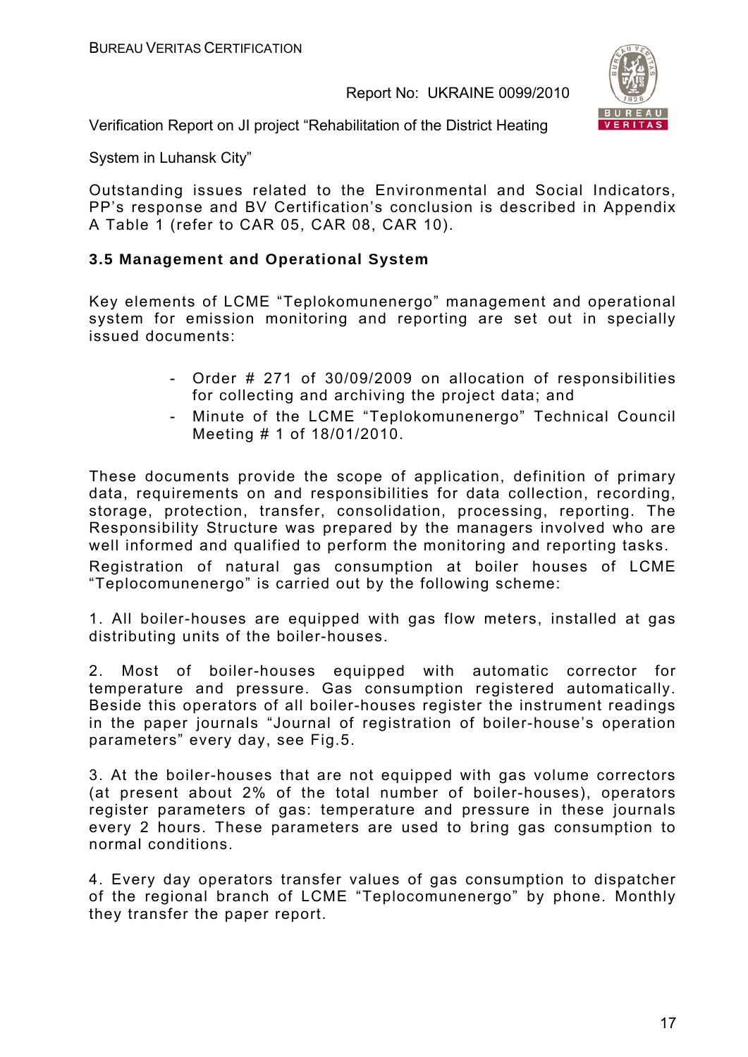Outstanding issues related to the Environmental and Social Indicators, PP's response and BV Certification's conclusion is described in Appendix A Table 1 (refer to CAR 05, CAR 08, CAR 10).

### 3.5 Management and Operational System

Key elements of LCME "Teplokomunenergo" management and operational system for emission monitoring and reporting are set out in specially issued documents:

- Order # 271 of 30/09/2009 on allocation of responsibilities for collecting and archiving the project data; and
- Minute of the LCME "Teplokomunenergo" Technical Council Meeting # 1 of 18/01/2010.

These documents provide the scope of application, definition of primary data, requirements on and responsibilities for data collection, recording, storage, protection, transfer, consolidation, processing, reporting. The Responsibility Structure was prepared by the managers involved who are well informed and qualified to perform the monitoring and reporting tasks.

Registration of natural gas consumption at boiler houses of LCME "Teplocomunenergo" is carried out by the following scheme:

1. All boiler-houses are equipped with gas flow meters, installed at gas distributing units of the boiler-houses.

2. Most of boiler-houses equipped with automatic corrector for temperature and pressure. Gas consumption registered automatically. Beside this operators of all boiler-houses register the instrument readings in the paper journals "Journal of registration of boiler-house's operation parameters" every day, see Fig.5.

3. At the boiler-houses that are not equipped with gas volume correctors (at present about 2% of the total number of boiler-houses), operators register parameters of gas: temperature and pressure in these journals every 2 hours. These parameters are used to bring gas consumption to normal conditions.

4. Every day operators transfer values of gas consumption to dispatcher of the regional branch of LCME "Teplocomunenergo" by phone. Monthly they transfer the paper report.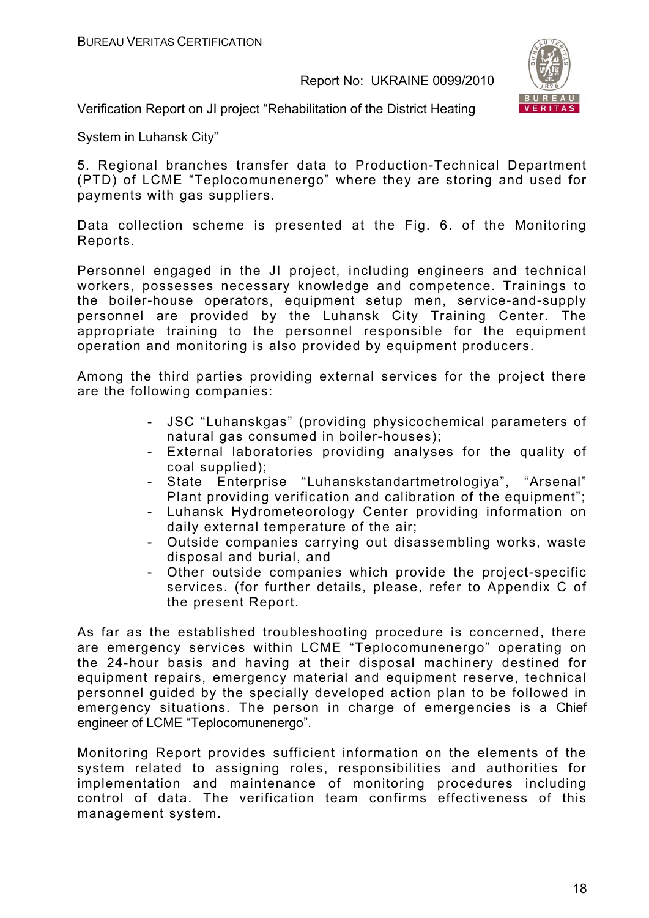5. Regional branches transfer data to Production-Technical Department (PTD) of LCME "Teplocomunenergo" where they are storing and used for payments with gas suppliers.

Data collection scheme is presented at the Fig. 6. of the Monitoring Reports.

Personnel engaged in the JI project, including engineers and technical workers, possesses necessary knowledge and competence. Trainings to the boiler-house operators, equipment setup men, service-and-supply personnel are provided by the Luhansk City Training Center. The appropriate training to the personnel responsible for the equipment operation and monitoring is also provided by equipment producers.

Among the third parties providing external services for the project there are the following companies:

- JSC "Luhanskgas" (providing physicochemical parameters of natural gas consumed in boiler-houses);
- External laboratories providing analyses for the quality of coal supplied);
- State Enterprise "Luhanskstandartmetrologiya", "Arsenal" Plant providing verification and calibration of the equipment";
- Luhansk Hydrometeorology Center providing information on daily external temperature of the air;
- Outside companies carrying out disassembling works, waste disposal and burial, and
- Other outside companies which provide the project-specific services. (for further details, please, refer to Appendix C of the present Report.

As far as the established troubleshooting procedure is concerned, there are emergency services within LCME "Teplocomunenergo" operating on the 24-hour basis and having at their disposal machinery destined for equipment repairs, emergency material and equipment reserve, technical personnel guided by the specially developed action plan to be followed in emergency situations. The person in charge of emergencies is a Chief engineer of LCME "Teplocomunenergo".

Monitoring Report provides sufficient information on the elements of the system related to assigning roles, responsibilities and authorities for implementation and maintenance of monitoring procedures including control of data. The verification team confirms effectiveness of this management system.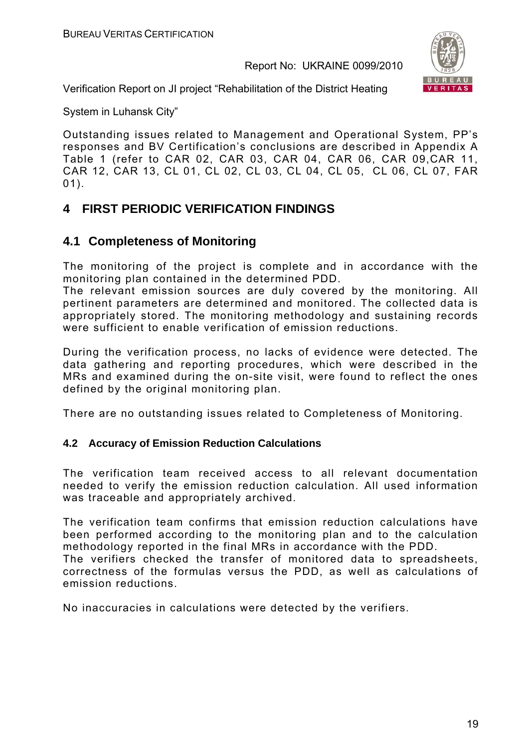Outstanding issues related to Management and Operational System, PP's responses and BV Certification's conclusions are described in Appendix A Table 1 (refer to CAR 02, CAR 03, CAR 04, CAR 06, CAR 09,CAR 11, CAR 12, CAR 13, CL 01, CL 02, CL 03, CL 04, CL 05, CL 06, CL 07, FAR 01).

# 4 FIRST PERIODIC VERIFICATION FINDINGS

## 4.1 Completeness of Monitoring

The monitoring of the project is complete and in accordance with the monitoring plan contained in the determined PDD.
The relevant emission sources are duly covered by the monitoring. All pertinent parameters are determined and monitored. The collected data is appropriately stored. The monitoring methodology and sustaining records were sufficient to enable verification of emission reductions.

During the verification process, no lacks of evidence were detected. The data gathering and reporting procedures, which were described in the MRs and examined during the on-site visit, were found to reflect the ones defined by the original monitoring plan.

There are no outstanding issues related to Completeness of Monitoring.

### 4.2 Accuracy of Emission Reduction Calculations

The verification team received access to all relevant documentation needed to verify the emission reduction calculation. All used information was traceable and appropriately archived.

The verification team confirms that emission reduction calculations have been performed according to the monitoring plan and to the calculation methodology reported in the final MRs in accordance with the PDD.
The verifiers checked the transfer of monitored data to spreadsheets, correctness of the formulas versus the PDD, as well as calculations of emission reductions.

No inaccuracies in calculations were detected by the verifiers.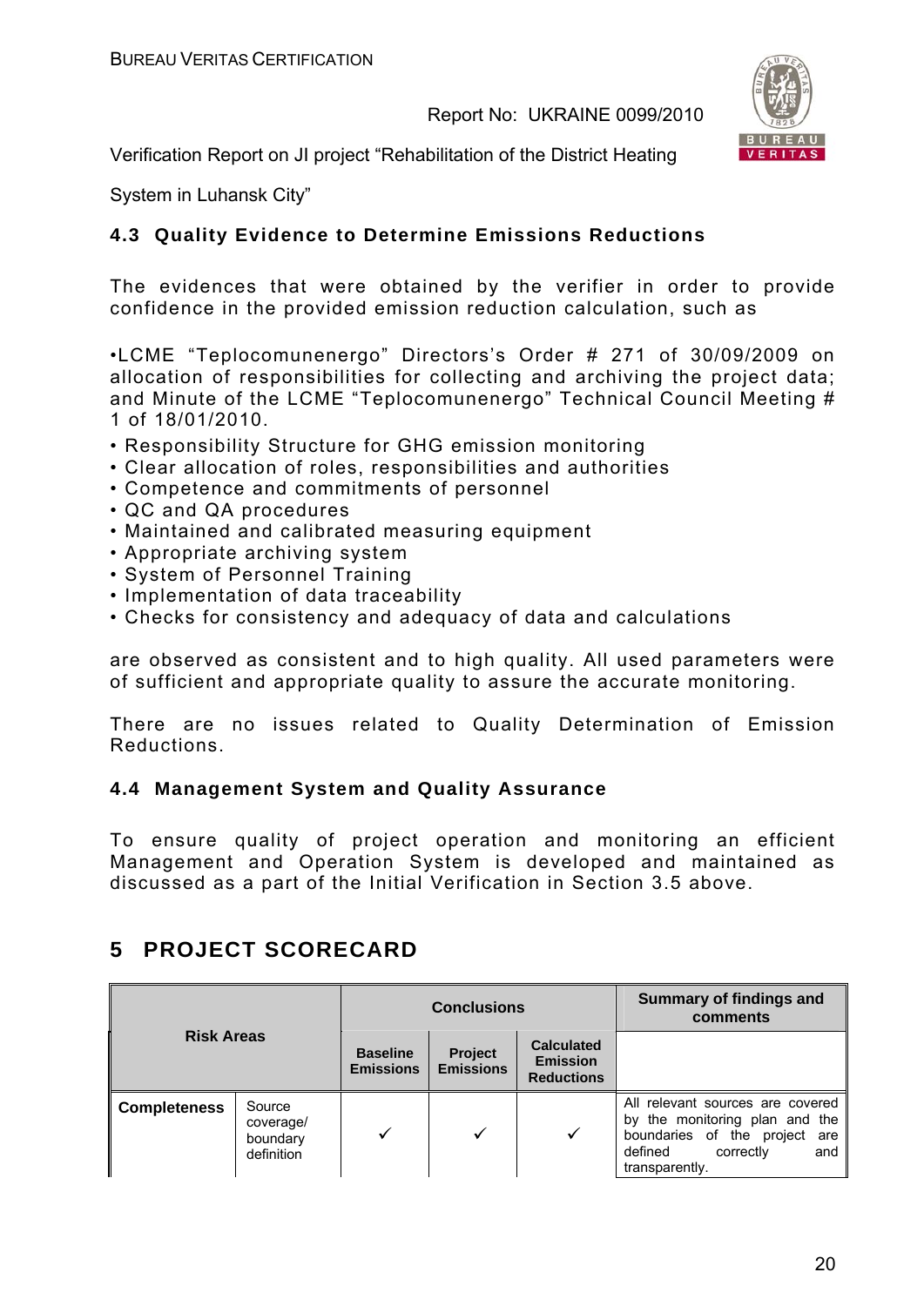### 4.3 Quality Evidence to Determine Emissions Reductions

The evidences that were obtained by the verifier in order to provide confidence in the provided emission reduction calculation, such as

•LCME "Teplocomunenergo" Directors's Order # 271 of 30/09/2009 on allocation of responsibilities for collecting and archiving the project data; and Minute of the LCME "Teplocomunenergo" Technical Council Meeting # 1 of 18/01/2010.

- Responsibility Structure for GHG emission monitoring
- Clear allocation of roles, responsibilities and authorities
- Competence and commitments of personnel
- QC and QA procedures
- Maintained and calibrated measuring equipment
- Appropriate archiving system
- System of Personnel Training
- Implementation of data traceability
- Checks for consistency and adequacy of data and calculations

are observed as consistent and to high quality. All used parameters were of sufficient and appropriate quality to assure the accurate monitoring.

There are no issues related to Quality Determination of Emission Reductions.

### 4.4 Management System and Quality Assurance

To ensure quality of project operation and monitoring an efficient Management and Operation System is developed and maintained as discussed as a part of the Initial Verification in Section 3.5 above.

## 5 PROJECT SCORECARD

| Risk Areas | | Conclusions | | | Summary of findings and comments |
|---|---|---|---|---|---|
| | | Baseline Emissions | Project Emissions | Calculated Emission Reductions | |
| Completeness | Source coverage/ boundary definition | ✓ | ✓ | ✓ | All relevant sources are covered by the monitoring plan and the boundaries of the project are defined correctly and transparently. |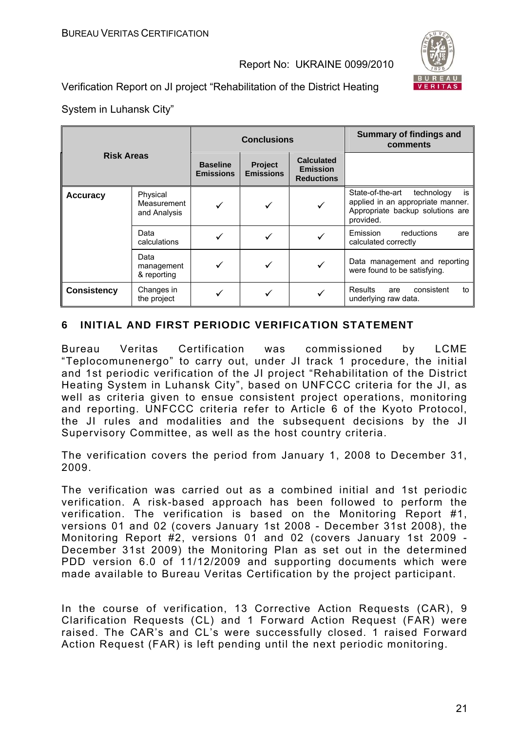| Risk Areas | | Conclusions | | | Summary of findings and comments |
|---|---|---|---|---|---|
| | | Baseline Emissions | Project Emissions | Calculated Emission Reductions | |
| **Accuracy** | Physical Measurement and Analysis | ✓ | ✓ | ✓ | State-of-the-art technology is applied in an appropriate manner. Appropriate backup solutions are provided. |
| | Data calculations | ✓ | ✓ | ✓ | Emission reductions are calculated correctly |
| | Data management & reporting | ✓ | ✓ | ✓ | Data management and reporting were found to be satisfying. |
| **Consistency** | Changes in the project | ✓ | ✓ | ✓ | Results are consistent to underlying raw data. |

## 6 INITIAL AND FIRST PERIODIC VERIFICATION STATEMENT

Bureau Veritas Certification was commissioned by LCME "Teplocomunenergo" to carry out, under JI track 1 procedure, the initial and 1st periodic verification of the JI project "Rehabilitation of the District Heating System in Luhansk City", based on UNFCCC criteria for the JI, as well as criteria given to ensue consistent project operations, monitoring and reporting. UNFCCC criteria refer to Article 6 of the Kyoto Protocol, the JI rules and modalities and the subsequent decisions by the JI Supervisory Committee, as well as the host country criteria.

The verification covers the period from January 1, 2008 to December 31, 2009.

The verification was carried out as a combined initial and 1st periodic verification. A risk-based approach has been followed to perform the verification. The verification is based on the Monitoring Report #1, versions 01 and 02 (covers January 1st 2008 - December 31st 2008), the Monitoring Report #2, versions 01 and 02 (covers January 1st 2009 - December 31st 2009) the Monitoring Plan as set out in the determined PDD version 6.0 of 11/12/2009 and supporting documents which were made available to Bureau Veritas Certification by the project participant.

In the course of verification, 13 Corrective Action Requests (CAR), 9 Clarification Requests (CL) and 1 Forward Action Request (FAR) were raised. The CAR's and CL's were successfully closed. 1 raised Forward Action Request (FAR) is left pending until the next periodic monitoring.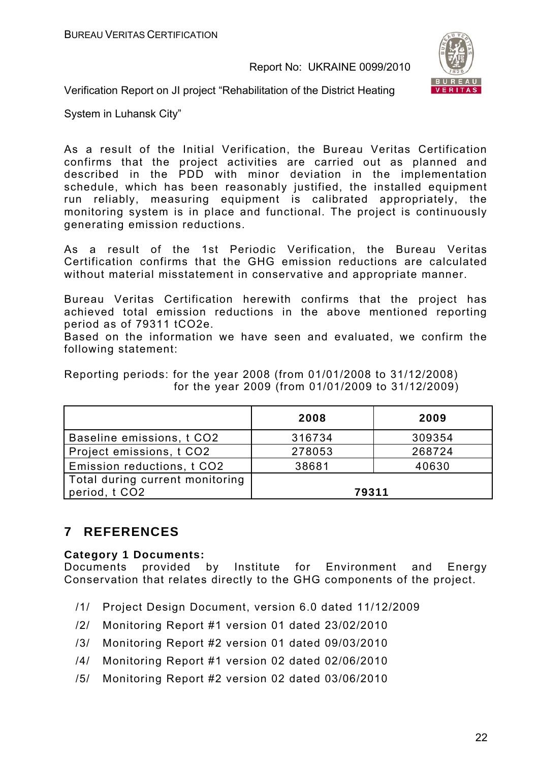As a result of the Initial Verification, the Bureau Veritas Certification confirms that the project activities are carried out as planned and described in the PDD with minor deviation in the implementation schedule, which has been reasonably justified, the installed equipment run reliably, measuring equipment is calibrated appropriately, the monitoring system is in place and functional. The project is continuously generating emission reductions.

As a result of the 1st Periodic Verification, the Bureau Veritas Certification confirms that the GHG emission reductions are calculated without material misstatement in conservative and appropriate manner.

Bureau Veritas Certification herewith confirms that the project has achieved total emission reductions in the above mentioned reporting period as of 79311 tCO2e.

Based on the information we have seen and evaluated, we confirm the following statement:

Reporting periods: for the year 2008 (from 01/01/2008 to 31/12/2008)
for the year 2009 (from 01/01/2009 to 31/12/2009)

| | 2008 | 2009 |
|---|---|---|
| Baseline emissions, t CO2 | 316734 | 309354 |
| Project emissions, t CO2 | 278053 | 268724 |
| Emission reductions, t CO2 | 38681 | 40630 |
| Total during current monitoring period, t CO2 | **79311** | |

## 7 REFERENCES

**Category 1 Documents:**
Documents provided by Institute for Environment and Energy Conservation that relates directly to the GHG components of the project.

/1/ Project Design Document, version 6.0 dated 11/12/2009
/2/ Monitoring Report #1 version 01 dated 23/02/2010
/3/ Monitoring Report #2 version 01 dated 09/03/2010
/4/ Monitoring Report #1 version 02 dated 02/06/2010
/5/ Monitoring Report #2 version 02 dated 03/06/2010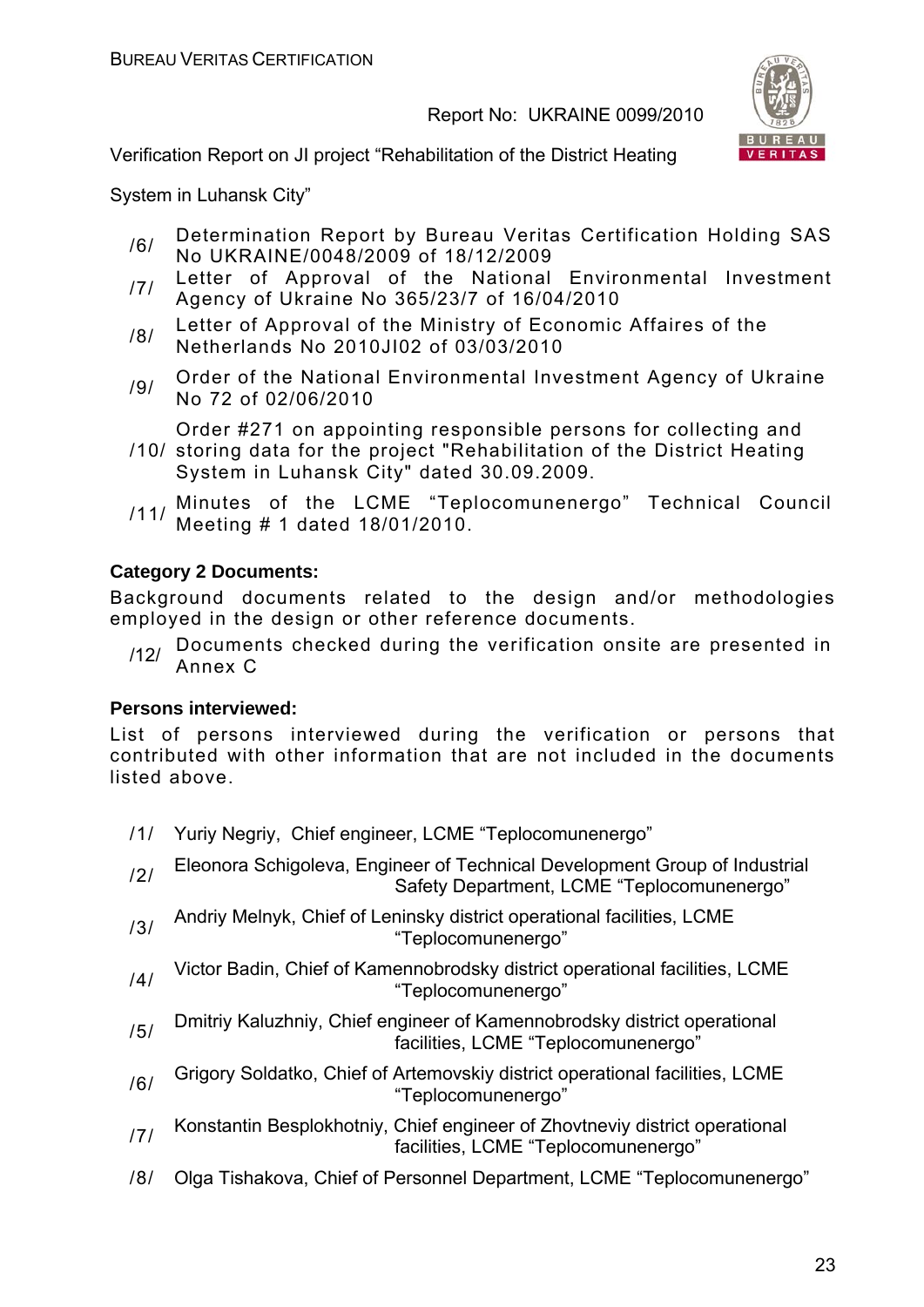/6/ Determination Report by Bureau Veritas Certification Holding SAS No UKRAINE/0048/2009 of 18/12/2009

/7/ Letter of Approval of the National Environmental Investment Agency of Ukraine No 365/23/7 of 16/04/2010

/8/ Letter of Approval of the Ministry of Economic Affaires of the Netherlands No 2010JI02 of 03/03/2010

/9/ Order of the National Environmental Investment Agency of Ukraine No 72 of 02/06/2010

/10/ Order #271 on appointing responsible persons for collecting and storing data for the project "Rehabilitation of the District Heating System in Luhansk City" dated 30.09.2009.

/11/ Minutes of the LCME "Teplocomunenergo" Technical Council Meeting # 1 dated 18/01/2010.

**Category 2 Documents:**

Background documents related to the design and/or methodologies employed in the design or other reference documents.

/12/ Documents checked during the verification onsite are presented in Annex C

**Persons interviewed:**

List of persons interviewed during the verification or persons that contributed with other information that are not included in the documents listed above.

/1/ Yuriy Negriy, Chief engineer, LCME "Teplocomunenergo"

/2/ Eleonora Schigoleva, Engineer of Technical Development Group of Industrial Safety Department, LCME "Teplocomunenergo"

/3/ Andriy Melnyk, Chief of Leninsky district operational facilities, LCME "Teplocomunenergo"

/4/ Victor Badin, Chief of Kamennobrodsky district operational facilities, LCME "Teplocomunenergo"

/5/ Dmitriy Kaluzhniy, Chief engineer of Kamennobrodsky district operational facilities, LCME "Teplocomunenergo"

/6/ Grigory Soldatko, Chief of Artemovskiy district operational facilities, LCME "Teplocomunenergo"

/7/ Konstantin Besplokhotniy, Chief engineer of Zhovtneviy district operational facilities, LCME "Teplocomunenergo"

/8/ Olga Tishakova, Chief of Personnel Department, LCME "Teplocomunenergo"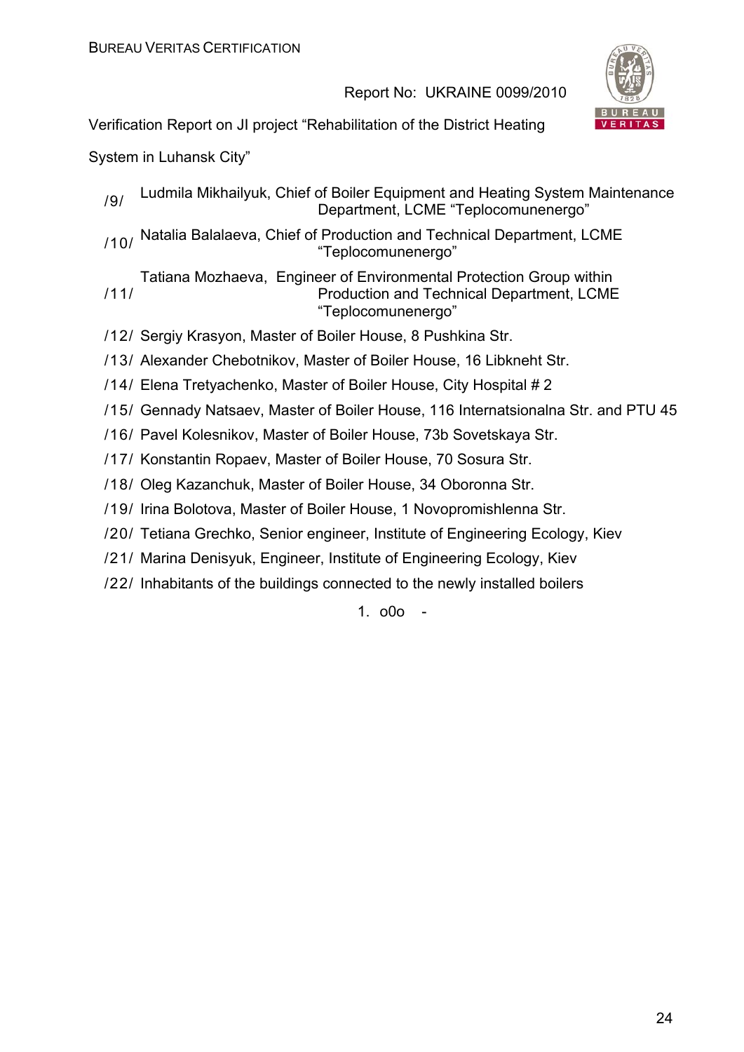/9/ Ludmila Mikhailyuk, Chief of Boiler Equipment and Heating System Maintenance Department, LCME "Teplocomunenergo"

/10/ Natalia Balalaeva, Chief of Production and Technical Department, LCME "Teplocomunenergo"

/11/ Tatiana Mozhaeva, Engineer of Environmental Protection Group within Production and Technical Department, LCME "Teplocomunenergo"

/12/ Sergiy Krasyon, Master of Boiler House, 8 Pushkina Str.

/13/ Alexander Chebotnikov, Master of Boiler House, 16 Libkneht Str.

/14/ Elena Tretyachenko, Master of Boiler House, City Hospital # 2

/15/ Gennady Natsaev, Master of Boiler House, 116 Internatsionalna Str. and PTU 45

/16/ Pavel Kolesnikov, Master of Boiler House, 73b Sovetskaya Str.

/17/ Konstantin Ropaev, Master of Boiler House, 70 Sosura Str.

/18/ Oleg Kazanchuk, Master of Boiler House, 34 Oboronna Str.

/19/ Irina Bolotova, Master of Boiler House, 1 Novopromishlenna Str.

/20/ Tetiana Grechko, Senior engineer, Institute of Engineering Ecology, Kiev

/21/ Marina Denisyuk, Engineer, Institute of Engineering Ecology, Kiev

/22/ Inhabitants of the buildings connected to the newly installed boilers

1. o0o -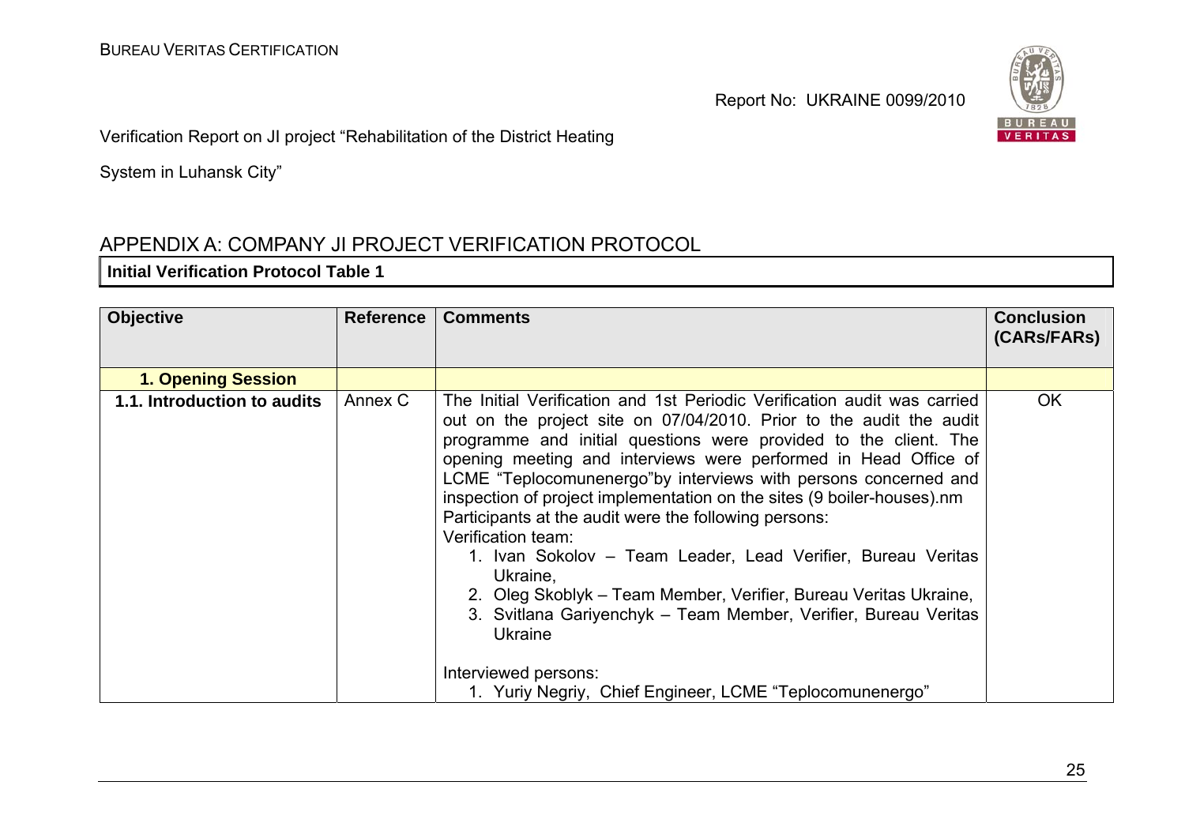## APPENDIX A: COMPANY JI PROJECT VERIFICATION PROTOCOL

**Initial Verification Protocol Table 1**

| Objective | Reference | Comments | Conclusion (CARs/FARs) |
|---|---|---|---|
| **1. Opening Session** | | | |
| **1.1. Introduction to audits** | Annex C | The Initial Verification and 1st Periodic Verification audit was carried out on the project site on 07/04/2010. Prior to the audit the audit programme and initial questions were provided to the client. The opening meeting and interviews were performed in Head Office of LCME "Teplocomunenergo"by interviews with persons concerned and inspection of project implementation on the sites (9 boiler-houses).nm<br>Participants at the audit were the following persons:<br>Verification team:<br>1. Ivan Sokolov – Team Leader, Lead Verifier, Bureau Veritas Ukraine,<br>2. Oleg Skoblyk – Team Member, Verifier, Bureau Veritas Ukraine,<br>3. Svitlana Gariyenchyk – Team Member, Verifier, Bureau Veritas Ukraine<br><br>Interviewed persons:<br>1. Yuriy Negriy, Chief Engineer, LCME "Teplocomunenergo" | OK |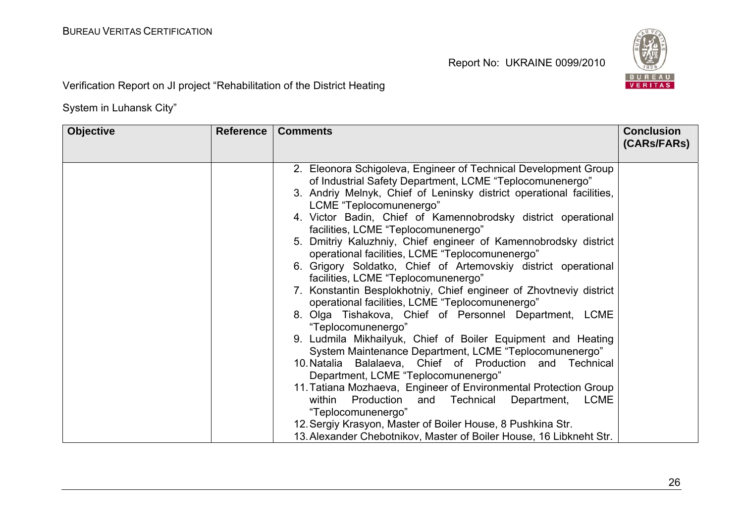| Objective | Reference | Comments | Conclusion (CARs/FARs) |
|---|---|---|---|
| | | 2. Eleonora Schigoleva, Engineer of Technical Development Group of Industrial Safety Department, LCME "Teplocomunenergo"<br>3. Andriy Melnyk, Chief of Leninsky district operational facilities, LCME "Teplocomunenergo"<br>4. Victor Badin, Chief of Kamennobrodsky district operational facilities, LCME "Teplocomunenergo"<br>5. Dmitriy Kaluzhniy, Chief engineer of Kamennobrodsky district operational facilities, LCME "Teplocomunenergo"<br>6. Grigory Soldatko, Chief of Artemovskiy district operational facilities, LCME "Teplocomunenergo"<br>7. Konstantin Besplokhotniy, Chief engineer of Zhovtneviy district operational facilities, LCME "Teplocomunenergo"<br>8. Olga Tishakova, Chief of Personnel Department, LCME "Teplocomunenergo"<br>9. Ludmila Mikhailyuk, Chief of Boiler Equipment and Heating System Maintenance Department, LCME "Teplocomunenergo"<br>10. Natalia Balalaeva, Chief of Production and Technical Department, LCME "Teplocomunenergo"<br>11. Tatiana Mozhaeva, Engineer of Environmental Protection Group within Production and Technical Department, LCME "Teplocomunenergo"<br>12. Sergiy Krasyon, Master of Boiler House, 8 Pushkina Str.<br>13. Alexander Chebotnikov, Master of Boiler House, 16 Libkneht Str. | |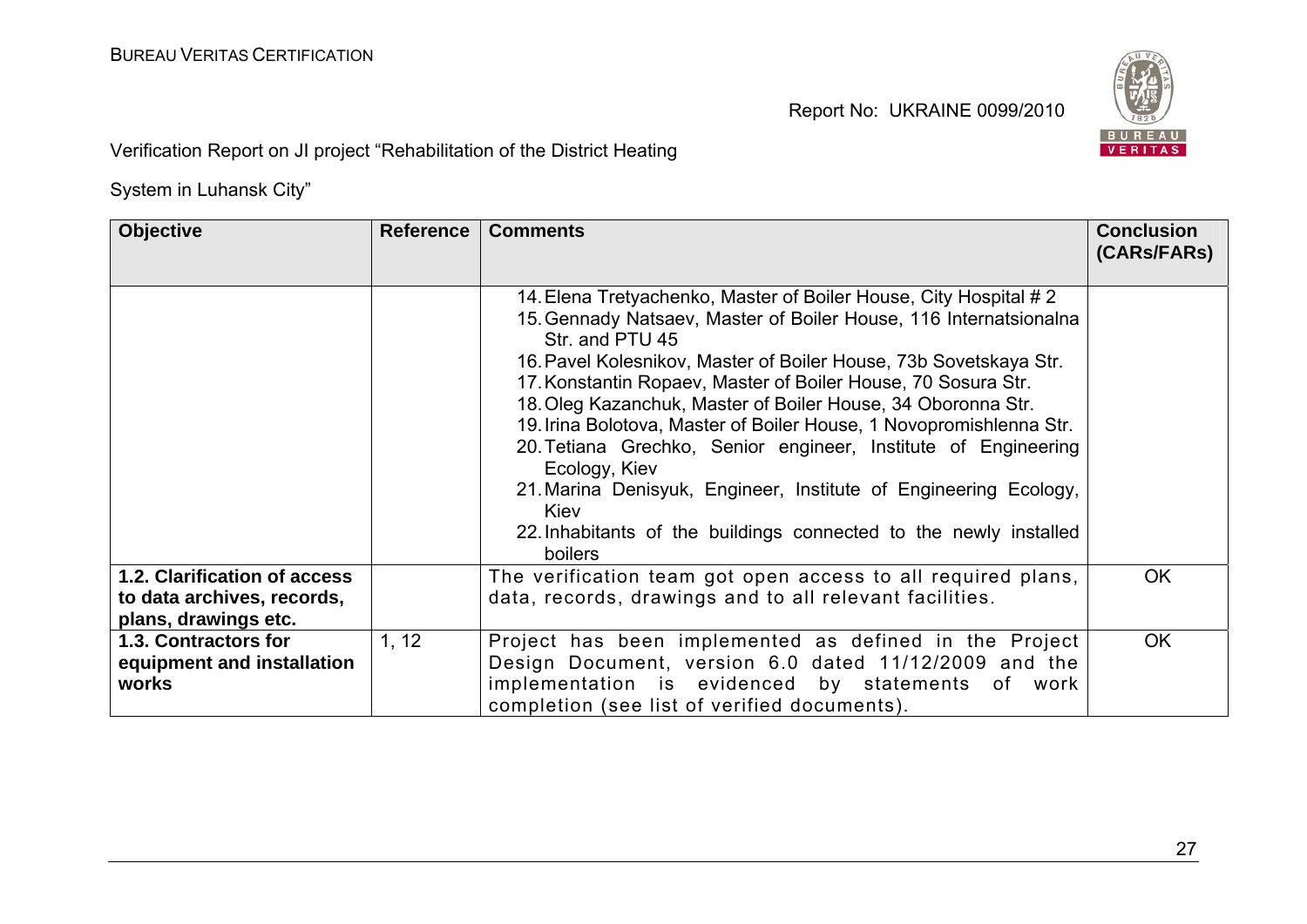| Objective | Reference | Comments | Conclusion (CARs/FARs) |
|---|---|---|---|
| | | 14. Elena Tretyachenko, Master of Boiler House, City Hospital # 2<br>15. Gennady Natsaev, Master of Boiler House, 116 Internatsionalna Str. and PTU 45<br>16. Pavel Kolesnikov, Master of Boiler House, 73b Sovetskaya Str.<br>17. Konstantin Ropaev, Master of Boiler House, 70 Sosura Str.<br>18. Oleg Kazanchuk, Master of Boiler House, 34 Oboronna Str.<br>19. Irina Bolotova, Master of Boiler House, 1 Novopromishlenna Str.<br>20. Tetiana Grechko, Senior engineer, Institute of Engineering Ecology, Kiev<br>21. Marina Denisyuk, Engineer, Institute of Engineering Ecology, Kiev<br>22. Inhabitants of the buildings connected to the newly installed boilers | |
| **1.2. Clarification of access to data archives, records, plans, drawings etc.** | | The verification team got open access to all required plans, data, records, drawings and to all relevant facilities. | OK |
| **1.3. Contractors for equipment and installation works** | 1, 12 | Project has been implemented as defined in the Project Design Document, version 6.0 dated 11/12/2009 and the implementation is evidenced by statements of work completion (see list of verified documents). | OK |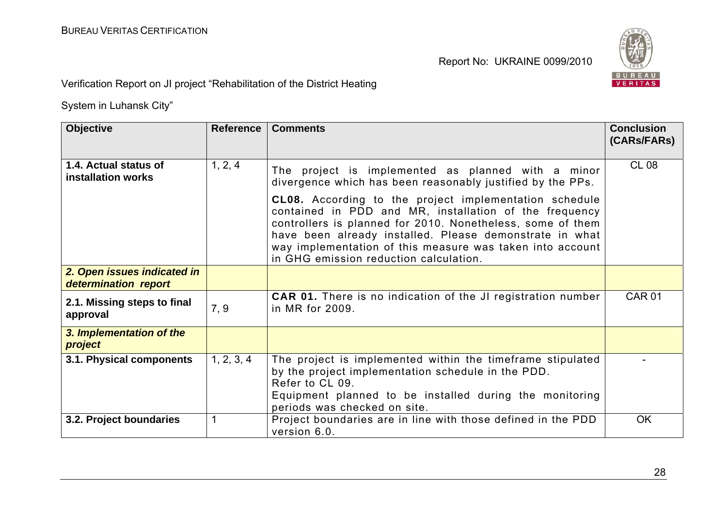| Objective | Reference | Comments | Conclusion (CARs/FARs) |
|---|---|---|---|
| **1.4. Actual status of installation works** | 1, 2, 4 | The project is implemented as planned with a minor divergence which has been reasonably justified by the PPs.<br><br>**CL08.** According to the project implementation schedule contained in PDD and MR, installation of the frequency controllers is planned for 2010. Nonetheless, some of them have been already installed. Please demonstrate in what way implementation of this measure was taken into account in GHG emission reduction calculation. | CL 08 |
| ***2. Open issues indicated in determination report*** | | | |
| **2.1. Missing steps to final approval** | 7, 9 | **CAR 01.** There is no indication of the JI registration number in MR for 2009. | CAR 01 |
| ***3. Implementation of the project*** | | | |
| **3.1. Physical components** | 1, 2, 3, 4 | The project is implemented within the timeframe stipulated by the project implementation schedule in the PDD.<br>Refer to CL 09.<br>Equipment planned to be installed during the monitoring periods was checked on site. | - |
| **3.2. Project boundaries** | 1 | Project boundaries are in line with those defined in the PDD version 6.0. | OK |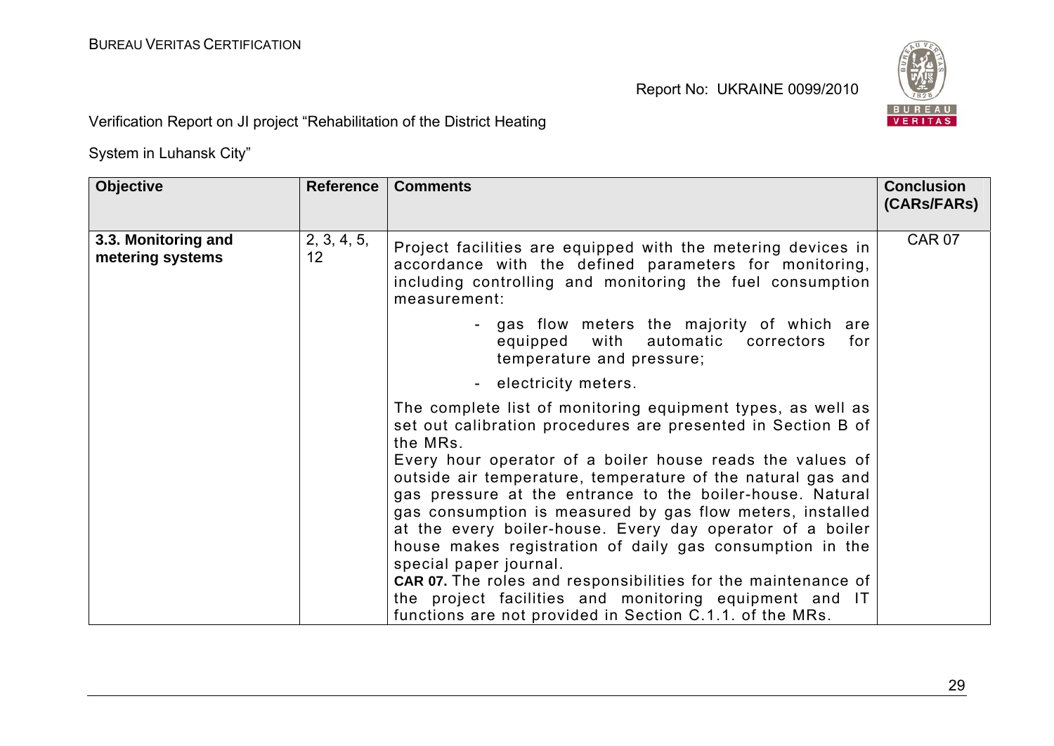| Objective | Reference | Comments | Conclusion (CARs/FARs) |
|---|---|---|---|
| **3.3. Monitoring and metering systems** | 2, 3, 4, 5, 12 | Project facilities are equipped with the metering devices in accordance with the defined parameters for monitoring, including controlling and monitoring the fuel consumption measurement:<br>- gas flow meters the majority of which are equipped with automatic correctors for temperature and pressure;<br>- electricity meters.<br>The complete list of monitoring equipment types, as well as set out calibration procedures are presented in Section B of the MRs.<br>Every hour operator of a boiler house reads the values of outside air temperature, temperature of the natural gas and gas pressure at the entrance to the boiler-house. Natural gas consumption is measured by gas flow meters, installed at the every boiler-house. Every day operator of a boiler house makes registration of daily gas consumption in the special paper journal.<br>**CAR 07.** The roles and responsibilities for the maintenance of the project facilities and monitoring equipment and IT functions are not provided in Section C.1.1. of the MRs. | CAR 07 |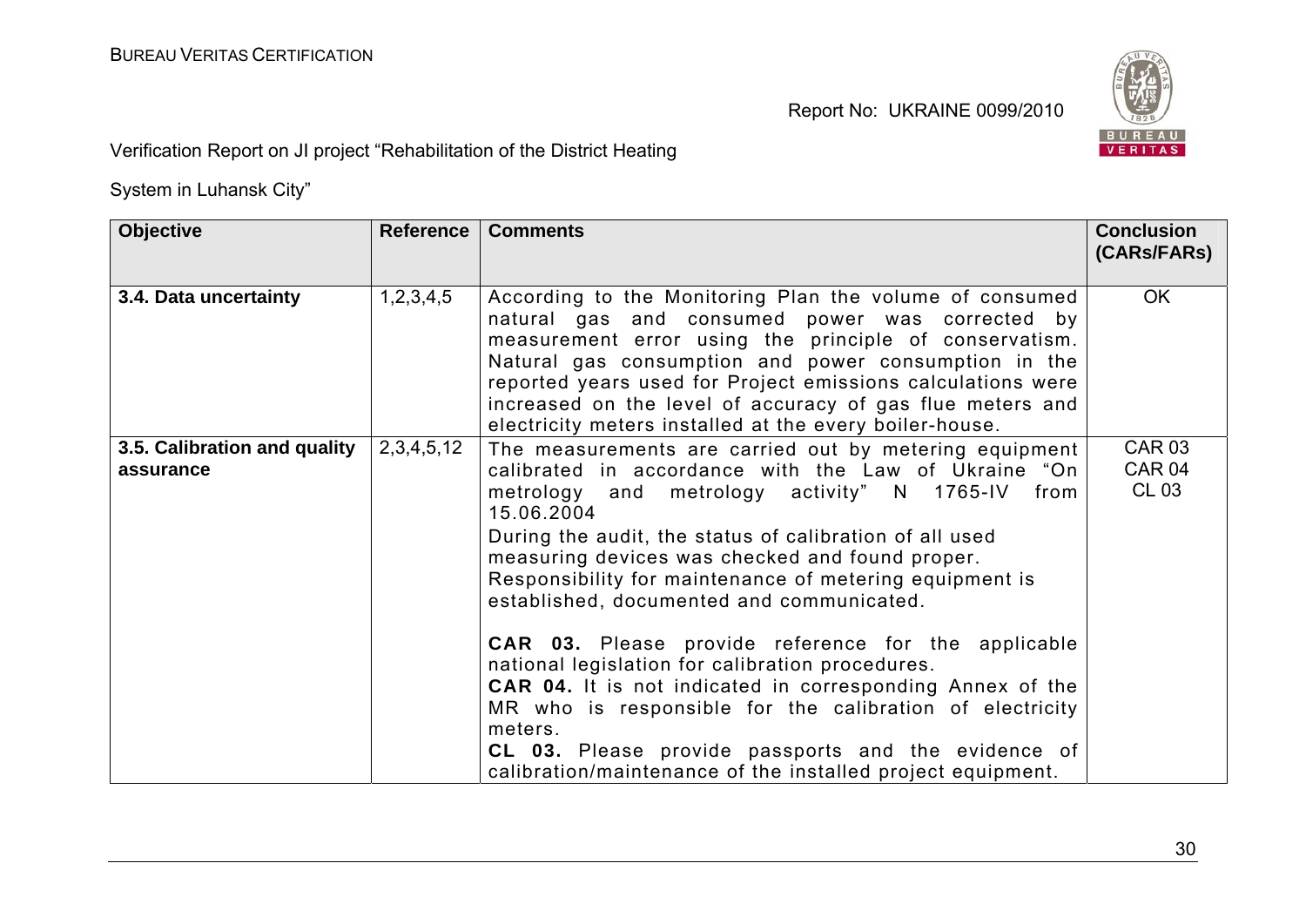Verification Report on JI project “Rehabilitation of the District Heating System in Luhansk City”

| Objective | Reference | Comments | Conclusion (CARs/FARs) |
|---|---|---|---|
| **3.4. Data uncertainty** | 1,2,3,4,5 | According to the Monitoring Plan the volume of consumed natural gas and consumed power was corrected by measurement error using the principle of conservatism. Natural gas consumption and power consumption in the reported years used for Project emissions calculations were increased on the level of accuracy of gas flue meters and electricity meters installed at the every boiler-house. | OK |
| **3.5. Calibration and quality assurance** | 2,3,4,5,12 | The measurements are carried out by metering equipment calibrated in accordance with the Law of Ukraine “On metrology and metrology activity” N 1765-IV from 15.06.2004<br>During the audit, the status of calibration of all used measuring devices was checked and found proper.<br>Responsibility for maintenance of metering equipment is established, documented and communicated.<br><br>**CAR 03.** Please provide reference for the applicable national legislation for calibration procedures.<br>**CAR 04.** It is not indicated in corresponding Annex of the MR who is responsible for the calibration of electricity meters.<br>**CL 03.** Please provide passports and the evidence of calibration/maintenance of the installed project equipment. | CAR 03<br>CAR 04<br>CL 03 |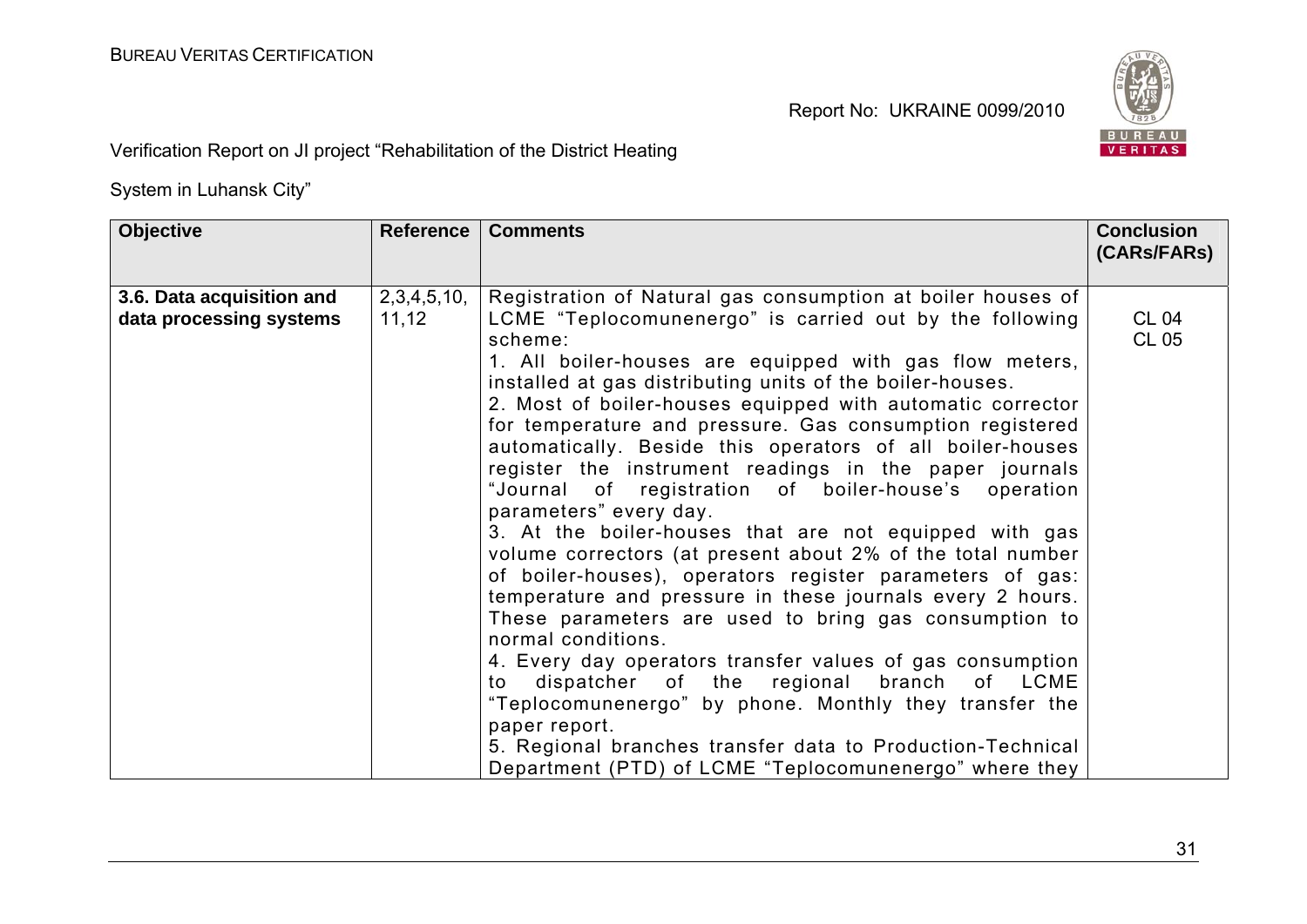| Objective | Reference | Comments | Conclusion (CARs/FARs) |
|---|---|---|---|
| **3.6. Data acquisition and data processing systems** | 2,3,4,5,10, 11,12 | Registration of Natural gas consumption at boiler houses of LCME "Teplocomunenergo" is carried out by the following scheme:<br>1. All boiler-houses are equipped with gas flow meters, installed at gas distributing units of the boiler-houses.<br>2. Most of boiler-houses equipped with automatic corrector for temperature and pressure. Gas consumption registered automatically. Beside this operators of all boiler-houses register the instrument readings in the paper journals "Journal of registration of boiler-house's operation parameters" every day.<br>3. At the boiler-houses that are not equipped with gas volume correctors (at present about 2% of the total number of boiler-houses), operators register parameters of gas: temperature and pressure in these journals every 2 hours. These parameters are used to bring gas consumption to normal conditions.<br>4. Every day operators transfer values of gas consumption to dispatcher of the regional branch of LCME "Teplocomunenergo" by phone. Monthly they transfer the paper report.<br>5. Regional branches transfer data to Production-Technical Department (PTD) of LCME "Teplocomunenergo" where they | CL 04<br>CL 05 |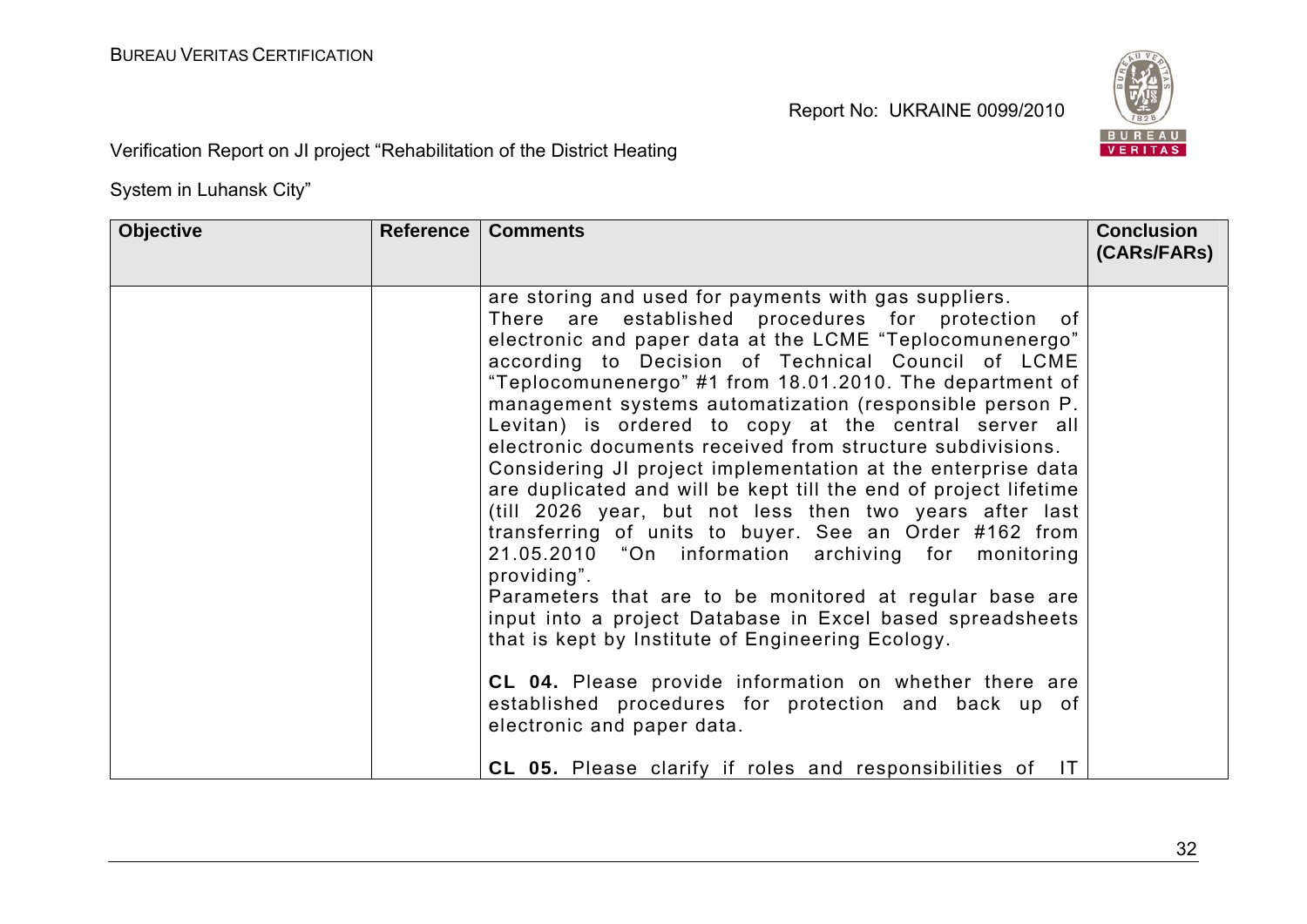| Objective | Reference | Comments | Conclusion (CARs/FARs) |
|---|---|---|---|
| | | are storing and used for payments with gas suppliers.<br>There are established procedures for protection of electronic and paper data at the LCME "Teplocomunenergo" according to Decision of Technical Council of LCME "Teplocomunenergo" #1 from 18.01.2010. The department of management systems automatization (responsible person P. Levitan) is ordered to copy at the central server all electronic documents received from structure subdivisions.<br>Considering JI project implementation at the enterprise data are duplicated and will be kept till the end of project lifetime (till 2026 year, but not less then two years after last transferring of units to buyer. See an Order #162 from 21.05.2010 "On information archiving for monitoring providing".<br>Parameters that are to be monitored at regular base are input into a project Database in Excel based spreadsheets that is kept by Institute of Engineering Ecology.<br><br>**CL 04.** Please provide information on whether there are established procedures for protection and back up of electronic and paper data.<br><br>**CL 05.** Please clarify if roles and responsibilities of IT | |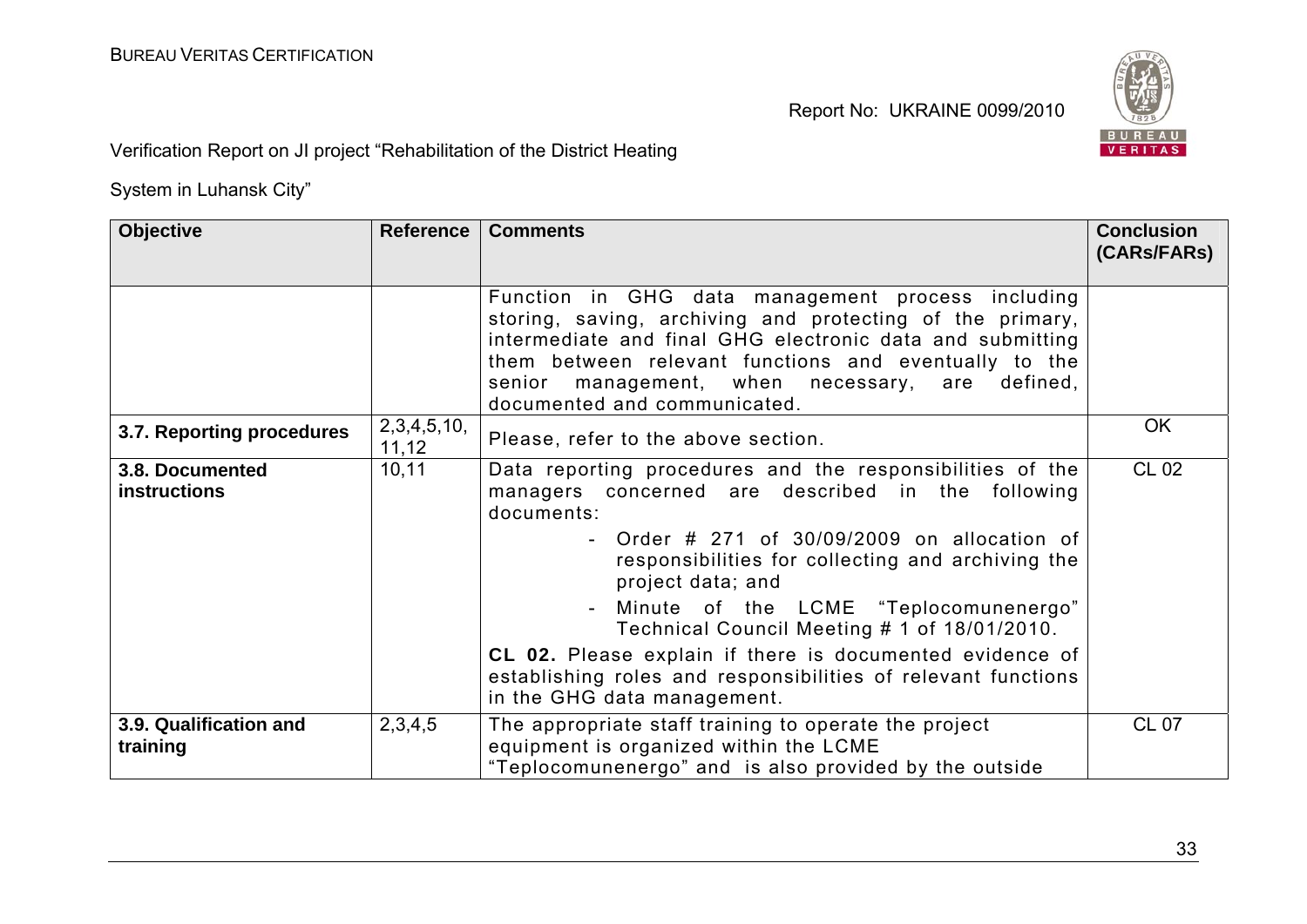| Objective | Reference | Comments | Conclusion (CARs/FARs) |
|---|---|---|---|
| | | Function in GHG data management process including storing, saving, archiving and protecting of the primary, intermediate and final GHG electronic data and submitting them between relevant functions and eventually to the senior management, when necessary, are defined, documented and communicated. | |
| **3.7. Reporting procedures** | 2,3,4,5,10, 11,12 | Please, refer to the above section. | OK |
| **3.8. Documented instructions** | 10,11 | Data reporting procedures and the responsibilities of the managers concerned are described in the following documents:<br>- Order # 271 of 30/09/2009 on allocation of responsibilities for collecting and archiving the project data; and<br>- Minute of the LCME "Teplocomunenergo" Technical Council Meeting # 1 of 18/01/2010.<br>**CL 02.** Please explain if there is documented evidence of establishing roles and responsibilities of relevant functions in the GHG data management. | CL 02 |
| **3.9. Qualification and training** | 2,3,4,5 | The appropriate staff training to operate the project equipment is organized within the LCME "Teplocomunenergo" and is also provided by the outside | CL 07 |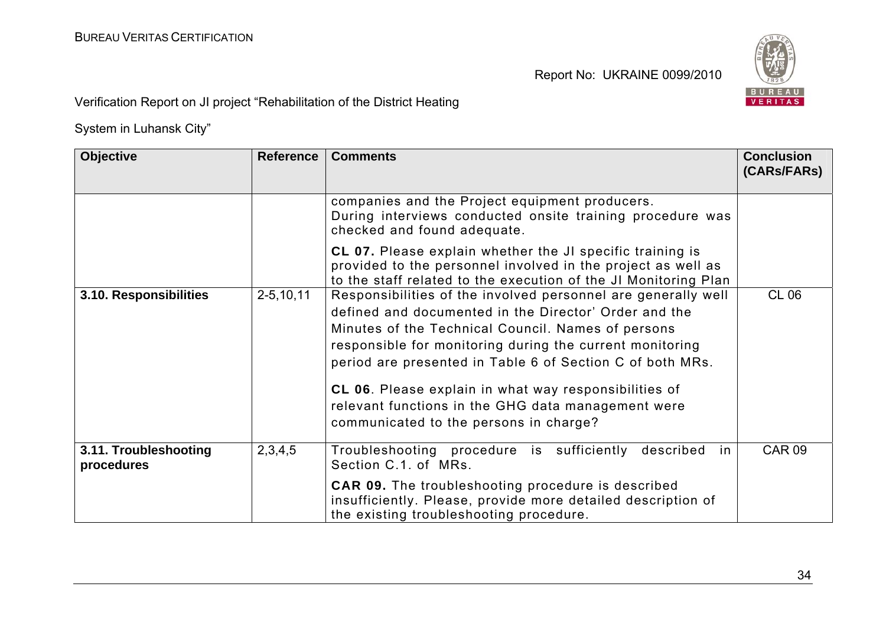| Objective | Reference | Comments | Conclusion (CARs/FARs) |
|---|---|---|---|
| | | companies and the Project equipment producers. During interviews conducted onsite training procedure was checked and found adequate.<br><br>**CL 07.** Please explain whether the JI specific training is provided to the personnel involved in the project as well as to the staff related to the execution of the JI Monitoring Plan | |
| **3.10. Responsibilities** | 2-5,10,11 | Responsibilities of the involved personnel are generally well defined and documented in the Director' Order and the Minutes of the Technical Council. Names of persons responsible for monitoring during the current monitoring period are presented in Table 6 of Section C of both MRs.<br><br>**CL 06**. Please explain in what way responsibilities of relevant functions in the GHG data management were communicated to the persons in charge? | CL 06 |
| **3.11. Troubleshooting procedures** | 2,3,4,5 | Troubleshooting procedure is sufficiently described in Section C.1. of MRs.<br><br>**CAR 09.** The troubleshooting procedure is described insufficiently. Please, provide more detailed description of the existing troubleshooting procedure. | CAR 09 |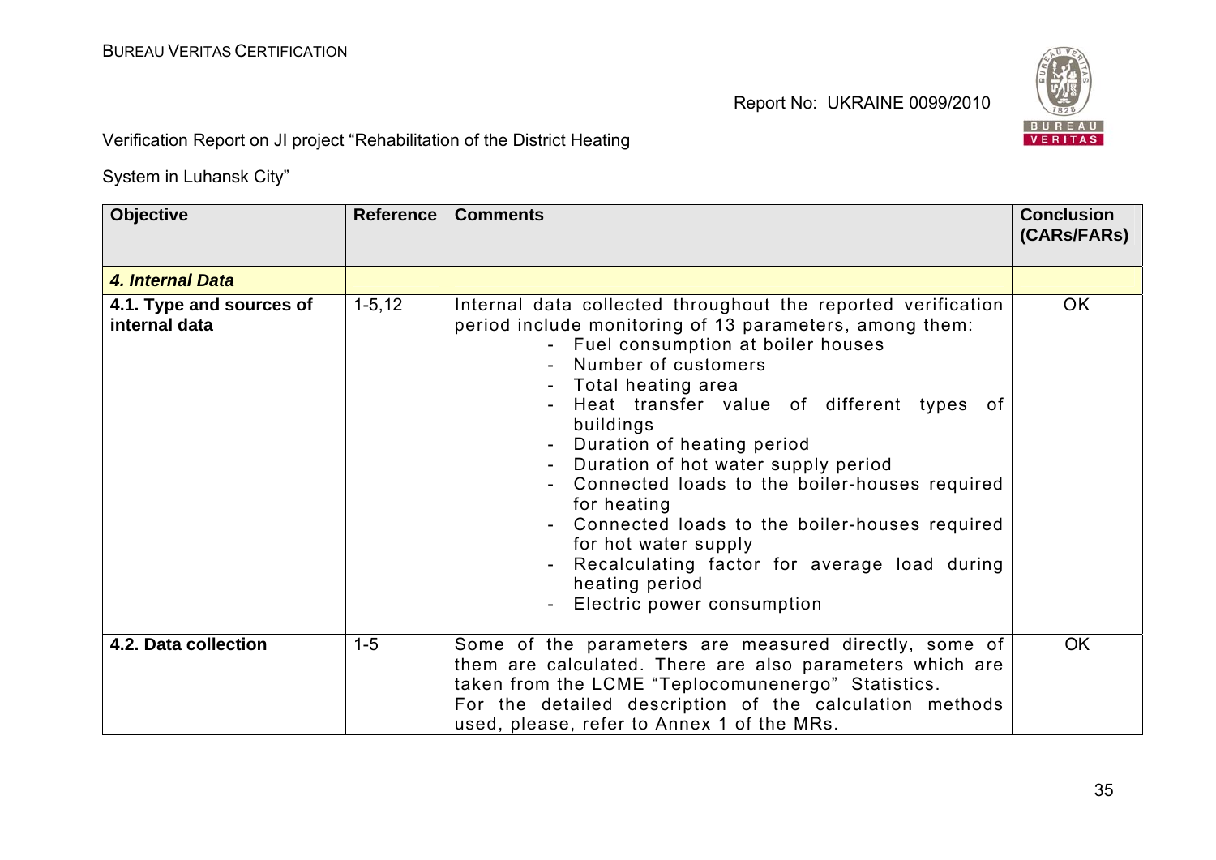Verification Report on JI project "Rehabilitation of the District Heating System in Luhansk City"

| Objective | Reference | Comments | Conclusion (CARs/FARs) |
|---|---|---|---|
| ***4. Internal Data*** | | | |
| **4.1. Type and sources of internal data** | 1-5,12 | Internal data collected throughout the reported verification period include monitoring of 13 parameters, among them:<br>- Fuel consumption at boiler houses<br>- Number of customers<br>- Total heating area<br>- Heat transfer value of different types of buildings<br>- Duration of heating period<br>- Duration of hot water supply period<br>- Connected loads to the boiler-houses required for heating<br>- Connected loads to the boiler-houses required for hot water supply<br>- Recalculating factor for average load during heating period<br>- Electric power consumption | OK |
| **4.2. Data collection** | 1-5 | Some of the parameters are measured directly, some of them are calculated. There are also parameters which are taken from the LCME "Teplocomunenergo" Statistics.<br>For the detailed description of the calculation methods used, please, refer to Annex 1 of the MRs. | OK |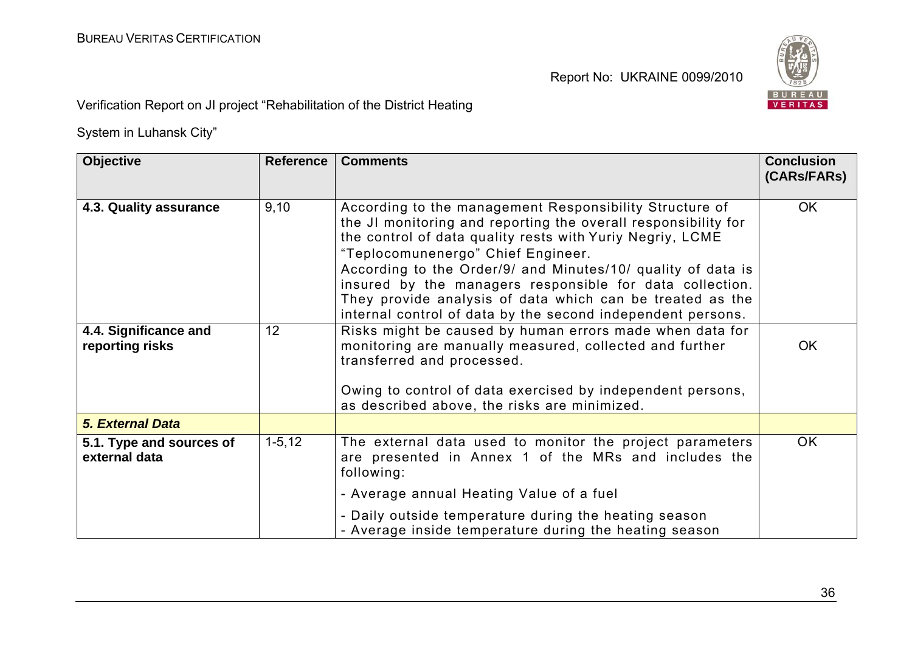| Objective | Reference | Comments | Conclusion (CARs/FARs) |
|---|---|---|---|
| **4.3. Quality assurance** | 9,10 | According to the management Responsibility Structure of the JI monitoring and reporting the overall responsibility for the control of data quality rests with Yuriy Negriy, LCME "Teplocomunenergo" Chief Engineer. According to the Order/9/ and Minutes/10/ quality of data is insured by the managers responsible for data collection. They provide analysis of data which can be treated as the internal control of data by the second independent persons. | OK |
| **4.4. Significance and reporting risks** | 12 | Risks might be caused by human errors made when data for monitoring are manually measured, collected and further transferred and processed.<br><br>Owing to control of data exercised by independent persons, as described above, the risks are minimized. | OK |
| ***5. External Data*** | | | |
| **5.1. Type and sources of external data** | 1-5,12 | The external data used to monitor the project parameters are presented in Annex 1 of the MRs and includes the following:<br>- Average annual Heating Value of a fuel<br>- Daily outside temperature during the heating season<br>- Average inside temperature during the heating season | OK |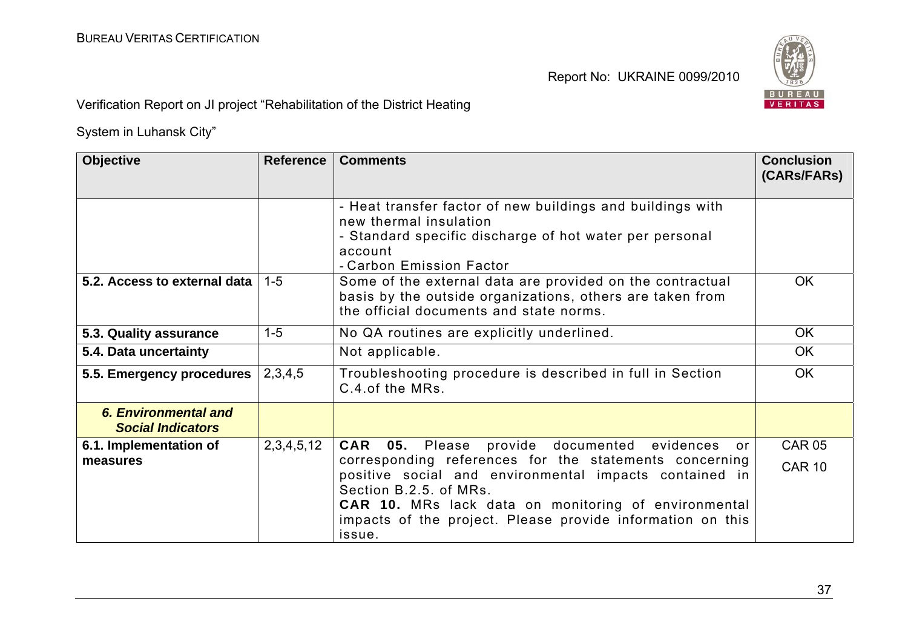| Objective | Reference | Comments | Conclusion (CARs/FARs) |
|---|---|---|---|
| | | - Heat transfer factor of new buildings and buildings with new thermal insulation<br>- Standard specific discharge of hot water per personal account<br>- Carbon Emission Factor | |
| **5.2. Access to external data** | 1-5 | Some of the external data are provided on the contractual basis by the outside organizations, others are taken from the official documents and state norms. | OK |
| **5.3. Quality assurance** | 1-5 | No QA routines are explicitly underlined. | OK |
| **5.4. Data uncertainty** | | Not applicable. | OK |
| **5.5. Emergency procedures** | 2,3,4,5 | Troubleshooting procedure is described in full in Section C.4.of the MRs. | OK |
| ***6. Environmental and Social Indicators*** | | | |
| **6.1. Implementation of measures** | 2,3,4,5,12 | **CAR 05.** Please provide documented evidences or corresponding references for the statements concerning positive social and environmental impacts contained in Section B.2.5. of MRs.<br>**CAR 10.** MRs lack data on monitoring of environmental impacts of the project. Please provide information on this issue. | CAR 05<br>CAR 10 |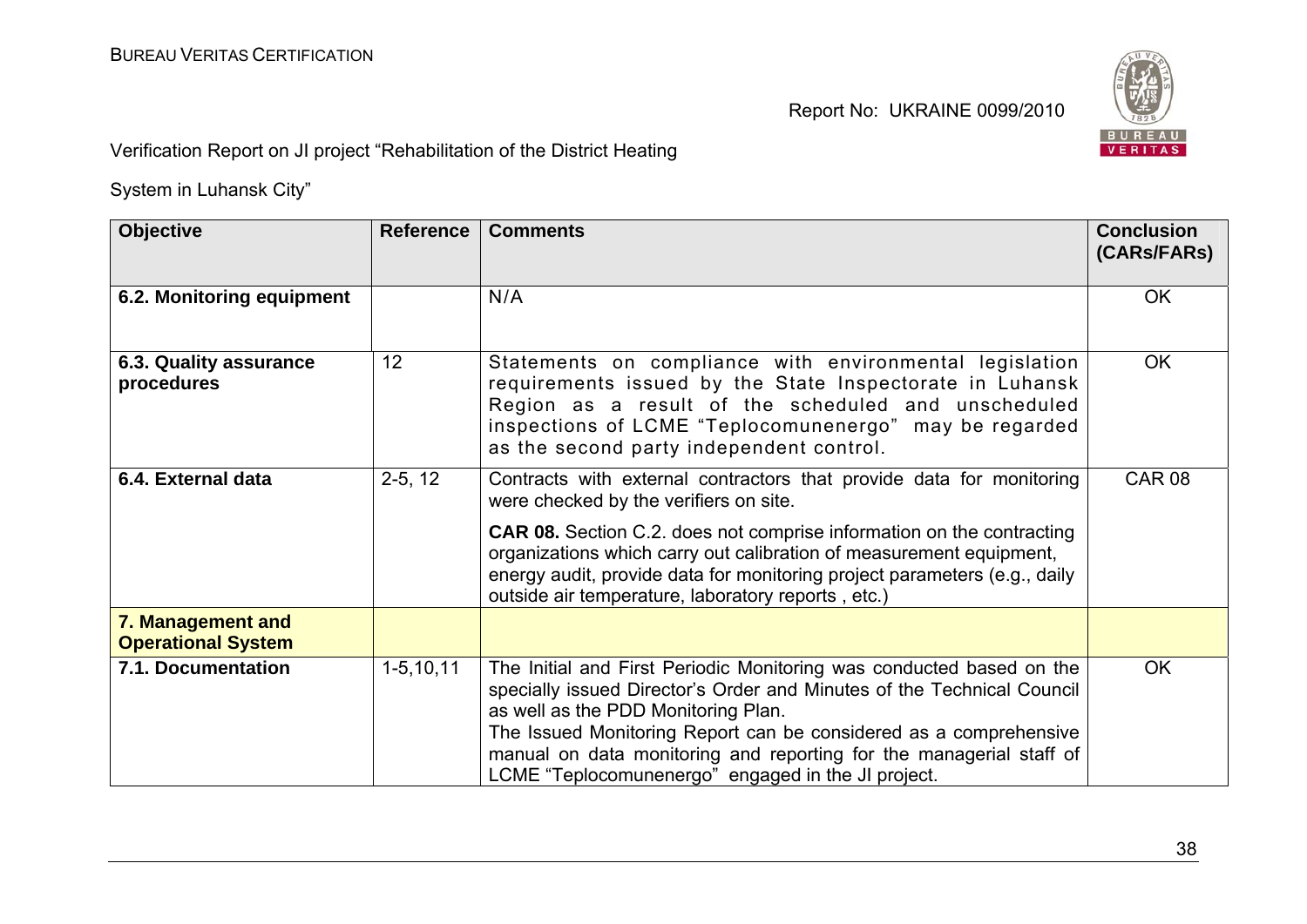| Objective | Reference | Comments | Conclusion (CARs/FARs) |
|---|---|---|---|
| **6.2. Monitoring equipment** | | N/A | OK |
| **6.3. Quality assurance procedures** | 12 | Statements on compliance with environmental legislation requirements issued by the State Inspectorate in Luhansk Region as a result of the scheduled and unscheduled inspections of LCME "Teplocomunenergo" may be regarded as the second party independent control. | OK |
| **6.4. External data** | 2-5, 12 | Contracts with external contractors that provide data for monitoring were checked by the verifiers on site.<br><br>**CAR 08.** Section C.2. does not comprise information on the contracting organizations which carry out calibration of measurement equipment, energy audit, provide data for monitoring project parameters (e.g., daily outside air temperature, laboratory reports , etc.) | CAR 08 |
| **7. Management and Operational System** | | | |
| **7.1. Documentation** | 1-5,10,11 | The Initial and First Periodic Monitoring was conducted based on the specially issued Director's Order and Minutes of the Technical Council as well as the PDD Monitoring Plan.<br>The Issued Monitoring Report can be considered as a comprehensive manual on data monitoring and reporting for the managerial staff of LCME "Teplocomunenergo" engaged in the JI project. | OK |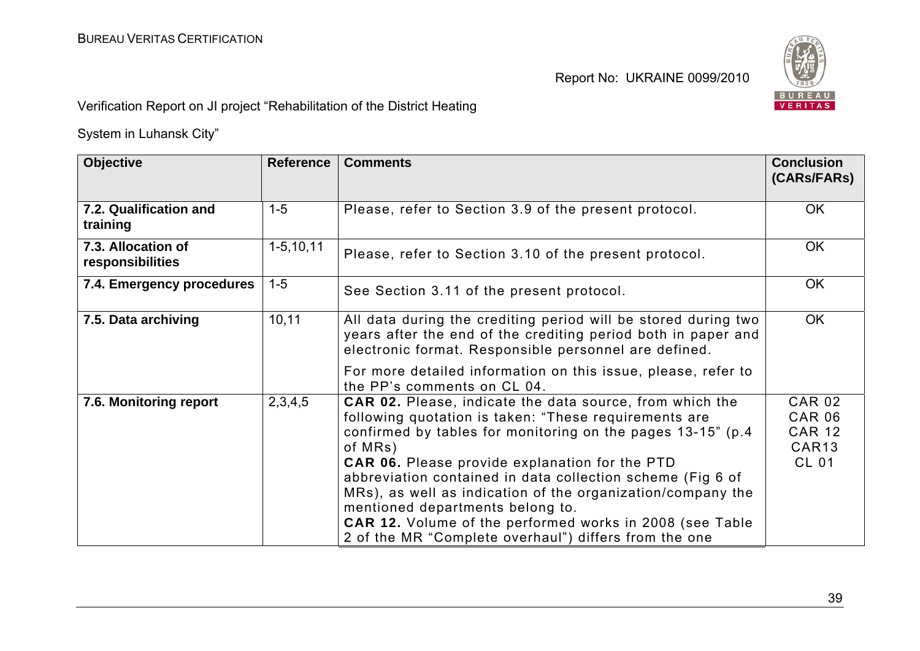Verification Report on JI project "Rehabilitation of the District Heating

System in Luhansk City"

| Objective | Reference | Comments | Conclusion (CARs/FARs) |
|---|---|---|---|
| **7.2. Qualification and training** | 1-5 | Please, refer to Section 3.9 of the present protocol. | OK |
| **7.3. Allocation of responsibilities** | 1-5,10,11 | Please, refer to Section 3.10 of the present protocol. | OK |
| **7.4. Emergency procedures** | 1-5 | See Section 3.11 of the present protocol. | OK |
| **7.5. Data archiving** | 10,11 | All data during the crediting period will be stored during two years after the end of the crediting period both in paper and electronic format. Responsible personnel are defined.<br><br>For more detailed information on this issue, please, refer to the PP's comments on CL 04. | OK |
| **7.6. Monitoring report** | 2,3,4,5 | **CAR 02.** Please, indicate the data source, from which the following quotation is taken: "These requirements are confirmed by tables for monitoring on the pages 13-15" (p.4 of MRs)<br>**CAR 06.** Please provide explanation for the PTD abbreviation contained in data collection scheme (Fig 6 of MRs), as well as indication of the organization/company the mentioned departments belong to.<br>**CAR 12.** Volume of the performed works in 2008 (see Table 2 of the MR "Complete overhaul") differs from the one | CAR 02<br>CAR 06<br>CAR 12<br>CAR13<br>CL 01 |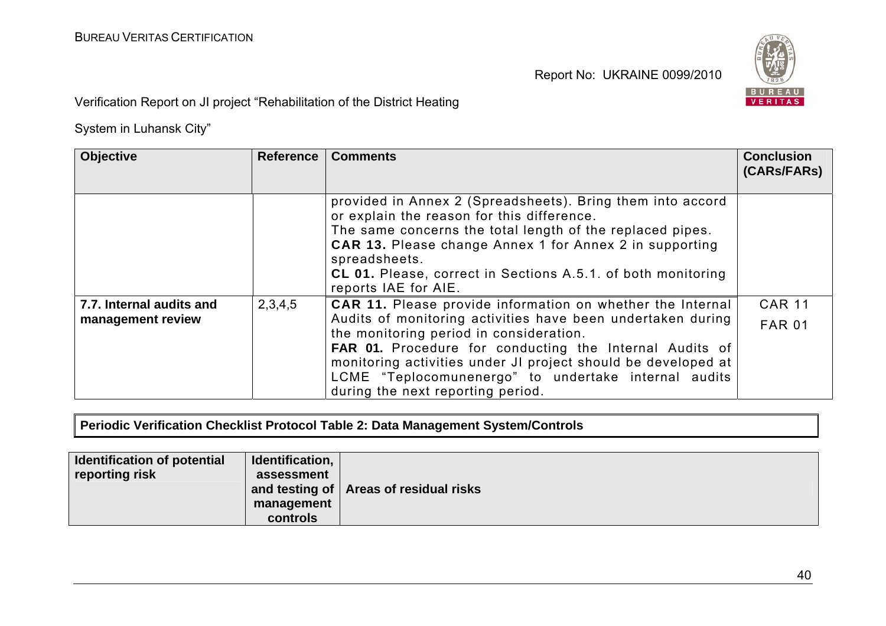| Objective | Reference | Comments | Conclusion (CARs/FARs) |
|---|---|---|---|
| | | provided in Annex 2 (Spreadsheets). Bring them into accord or explain the reason for this difference.<br>The same concerns the total length of the replaced pipes.<br>**CAR 13.** Please change Annex 1 for Annex 2 in supporting spreadsheets.<br>**CL 01.** Please, correct in Sections A.5.1. of both monitoring reports IAE for AIE. | |
| **7.7. Internal audits and management review** | 2,3,4,5 | **CAR 11.** Please provide information on whether the Internal Audits of monitoring activities have been undertaken during the monitoring period in consideration.<br>**FAR 01.** Procedure for conducting the Internal Audits of monitoring activities under JI project should be developed at LCME "Teplocomunenergo" to undertake internal audits during the next reporting period. | CAR 11<br>FAR 01 |

**Periodic Verification Checklist Protocol Table 2: Data Management System/Controls**

| Identification of potential reporting risk | Identification, assessment and testing of management controls | Areas of residual risks |
|---|---|---|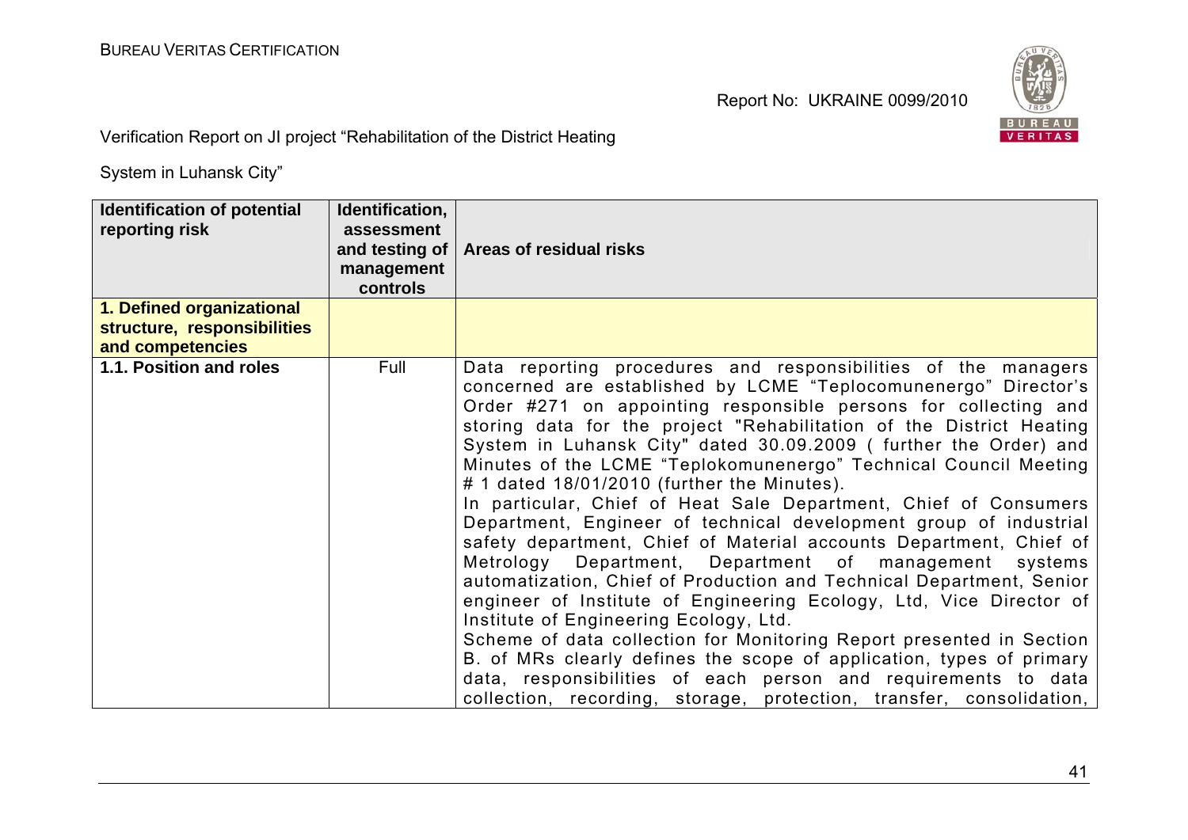| Identification of potential reporting risk | Identification, assessment and testing of management controls | Areas of residual risks |
|---|---|---|
| **1. Defined organizational structure, responsibilities and competencies** | | |
| **1.1. Position and roles** | Full | Data reporting procedures and responsibilities of the managers concerned are established by LCME "Teplocomunenergo" Director's Order #271 on appointing responsible persons for collecting and storing data for the project "Rehabilitation of the District Heating System in Luhansk City" dated 30.09.2009 ( further the Order) and Minutes of the LCME "Teplokomunenergo" Technical Council Meeting # 1 dated 18/01/2010 (further the Minutes).<br>In particular, Chief of Heat Sale Department, Chief of Consumers Department, Engineer of technical development group of industrial safety department, Chief of Material accounts Department, Chief of Metrology Department, Department of management systems automatization, Chief of Production and Technical Department, Senior engineer of Institute of Engineering Ecology, Ltd, Vice Director of Institute of Engineering Ecology, Ltd.<br>Scheme of data collection for Monitoring Report presented in Section B. of MRs clearly defines the scope of application, types of primary data, responsibilities of each person and requirements to data collection, recording, storage, protection, transfer, consolidation, |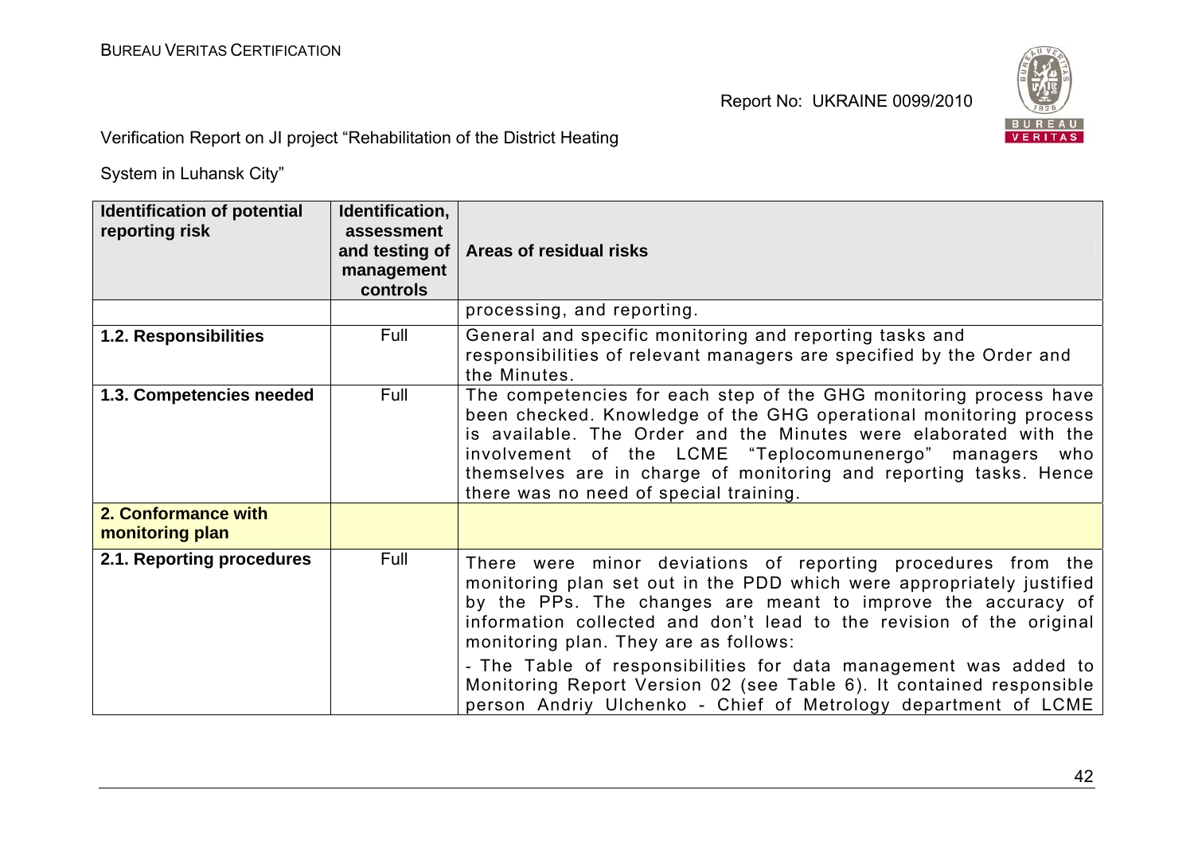| Identification of potential reporting risk | Identification, assessment and testing of management controls | Areas of residual risks |
|---|---|---|
| | | processing, and reporting. |
| **1.2. Responsibilities** | Full | General and specific monitoring and reporting tasks and responsibilities of relevant managers are specified by the Order and the Minutes. |
| **1.3. Competencies needed** | Full | The competencies for each step of the GHG monitoring process have been checked. Knowledge of the GHG operational monitoring process is available. The Order and the Minutes were elaborated with the involvement of the LCME "Teplocomunenergo" managers who themselves are in charge of monitoring and reporting tasks. Hence there was no need of special training. |
| **2. Conformance with monitoring plan** | | |
| **2.1. Reporting procedures** | Full | There were minor deviations of reporting procedures from the monitoring plan set out in the PDD which were appropriately justified by the PPs. The changes are meant to improve the accuracy of information collected and don't lead to the revision of the original monitoring plan. They are as follows:<br>- The Table of responsibilities for data management was added to Monitoring Report Version 02 (see Table 6). It contained responsible person Andriy Ulchenko - Chief of Metrology department of LCME |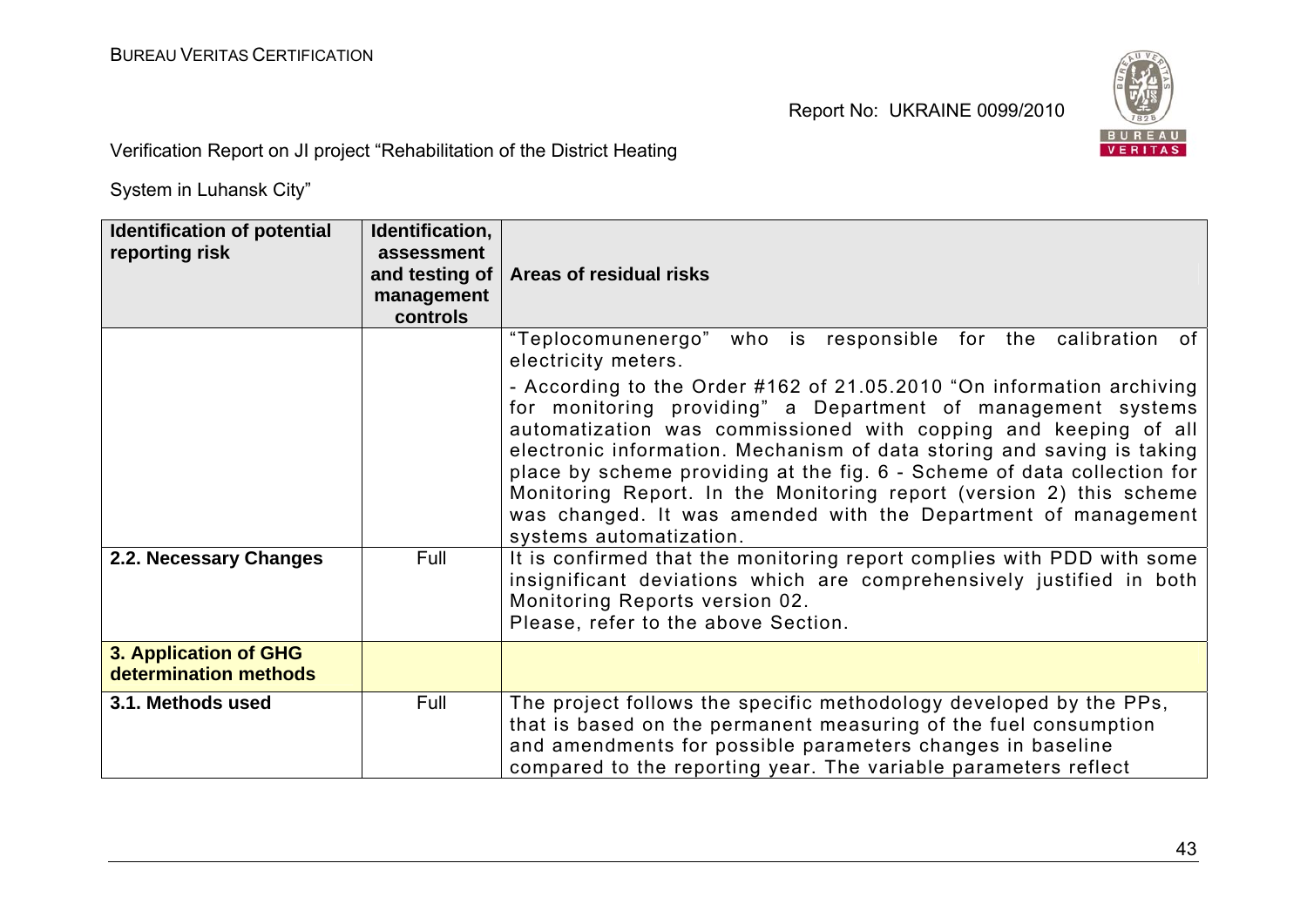| Identification of potential reporting risk | Identification, assessment and testing of management controls | Areas of residual risks |
|---|---|---|
| | | "Teplocomunenergo" who is responsible for the calibration of electricity meters.<br>- According to the Order #162 of 21.05.2010 "On information archiving for monitoring providing" a Department of management systems automatization was commissioned with copping and keeping of all electronic information. Mechanism of data storing and saving is taking place by scheme providing at the fig. 6 - Scheme of data collection for Monitoring Report. In the Monitoring report (version 2) this scheme was changed. It was amended with the Department of management systems automatization. |
| **2.2. Necessary Changes** | Full | It is confirmed that the monitoring report complies with PDD with some insignificant deviations which are comprehensively justified in both Monitoring Reports version 02.<br>Please, refer to the above Section. |
| **3. Application of GHG determination methods** | | |
| **3.1. Methods used** | Full | The project follows the specific methodology developed by the PPs, that is based on the permanent measuring of the fuel consumption and amendments for possible parameters changes in baseline compared to the reporting year. The variable parameters reflect |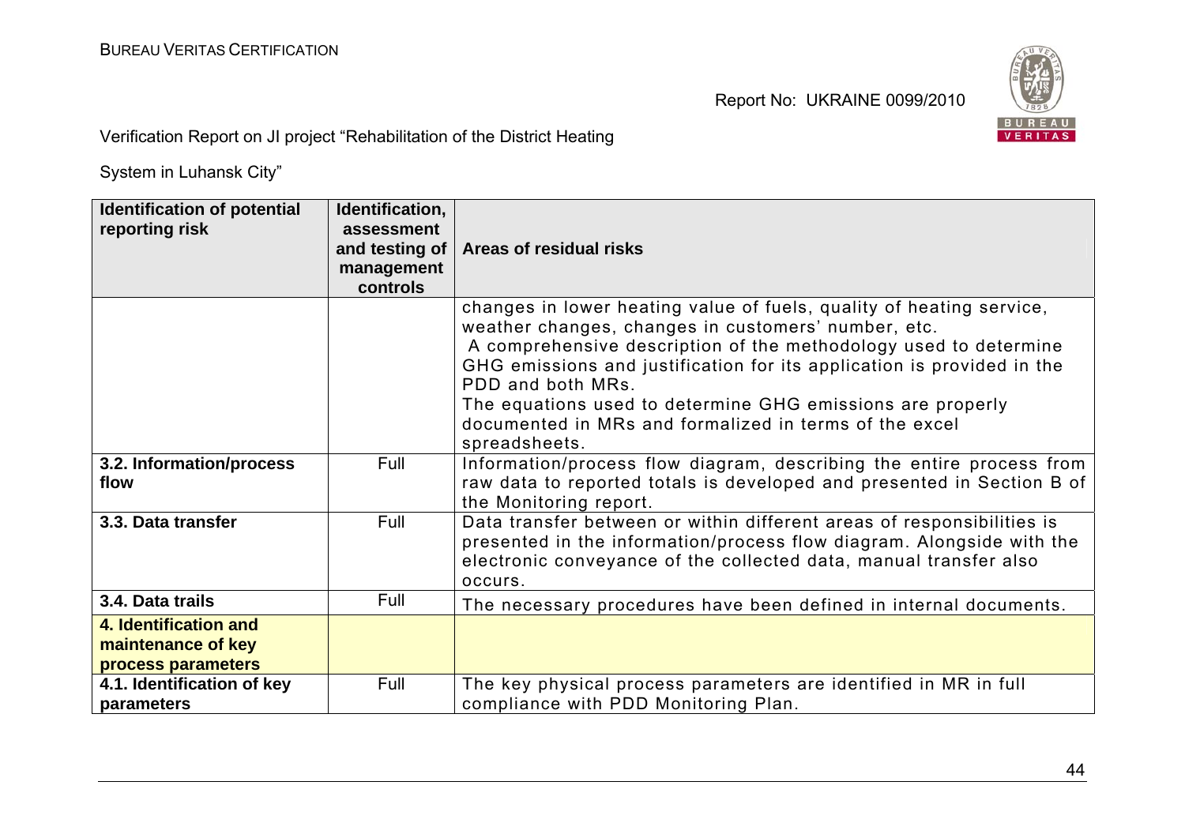Verification Report on JI project "Rehabilitation of the District Heating System in Luhansk City"

| Identification of potential reporting risk | Identification, assessment and testing of management controls | Areas of residual risks |
|---|---|---|
| | | changes in lower heating value of fuels, quality of heating service, weather changes, changes in customers' number, etc.<br>A comprehensive description of the methodology used to determine GHG emissions and justification for its application is provided in the PDD and both MRs.<br>The equations used to determine GHG emissions are properly documented in MRs and formalized in terms of the excel spreadsheets. |
| **3.2. Information/process flow** | Full | Information/process flow diagram, describing the entire process from raw data to reported totals is developed and presented in Section B of the Monitoring report. |
| **3.3. Data transfer** | Full | Data transfer between or within different areas of responsibilities is presented in the information/process flow diagram. Alongside with the electronic conveyance of the collected data, manual transfer also occurs. |
| **3.4. Data trails** | Full | The necessary procedures have been defined in internal documents. |
| **4. Identification and maintenance of key process parameters** | | |
| **4.1. Identification of key parameters** | Full | The key physical process parameters are identified in MR in full compliance with PDD Monitoring Plan. |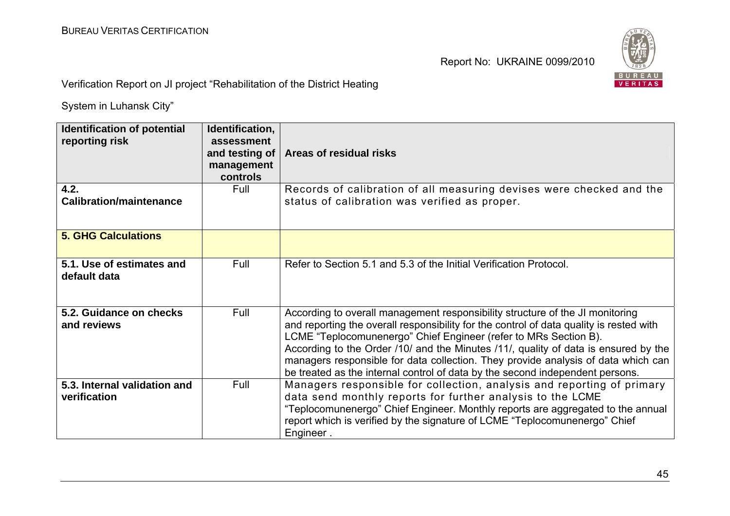| Identification of potential reporting risk | Identification, assessment and testing of management controls | Areas of residual risks |
|---|---|---|
| **4.2. Calibration/maintenance** | Full | Records of calibration of all measuring devises were checked and the status of calibration was verified as proper. |
| **5. GHG Calculations** | | |
| **5.1. Use of estimates and default data** | Full | Refer to Section 5.1 and 5.3 of the Initial Verification Protocol. |
| **5.2. Guidance on checks and reviews** | Full | According to overall management responsibility structure of the JI monitoring and reporting the overall responsibility for the control of data quality is rested with LCME "Teplocomunenergo" Chief Engineer (refer to MRs Section B). According to the Order /10/ and the Minutes /11/, quality of data is ensured by the managers responsible for data collection. They provide analysis of data which can be treated as the internal control of data by the second independent persons. |
| **5.3. Internal validation and verification** | Full | Managers responsible for collection, analysis and reporting of primary data send monthly reports for further analysis to the LCME "Teplocomunenergo" Chief Engineer. Monthly reports are aggregated to the annual report which is verified by the signature of LCME "Teplocomunenergo" Chief Engineer . |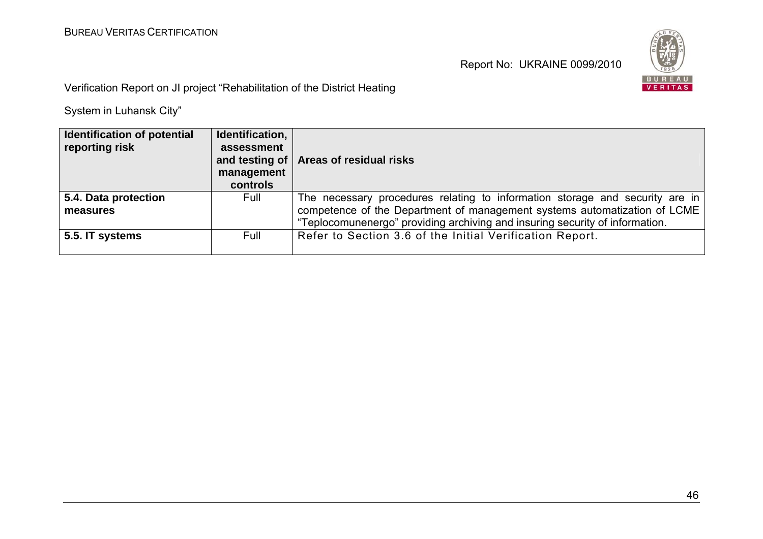| Identification of potential reporting risk | Identification, assessment and testing of management controls | Areas of residual risks |
|---|---|---|
| **5.4. Data protection measures** | Full | The necessary procedures relating to information storage and security are in competence of the Department of management systems automatization of LCME "Teplocomunenergo" providing archiving and insuring security of information. |
| **5.5. IT systems** | Full | Refer to Section 3.6 of the Initial Verification Report. |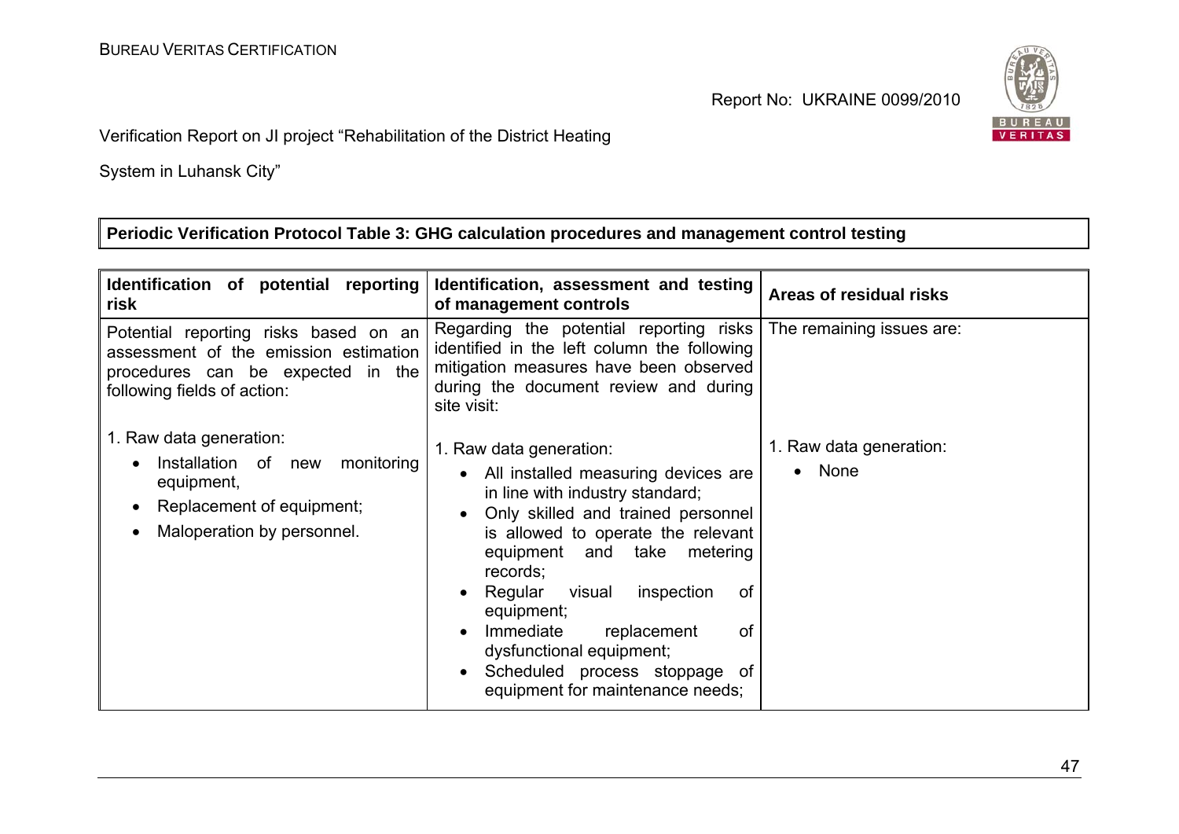**Periodic Verification Protocol Table 3: GHG calculation procedures and management control testing**

| Identification of potential reporting risk | Identification, assessment and testing of management controls | Areas of residual risks |
|---|---|---|
| Potential reporting risks based on an assessment of the emission estimation procedures can be expected in the following fields of action:<br><br>1. Raw data generation:<br>• Installation of new monitoring equipment,<br>• Replacement of equipment;<br>• Maloperation by personnel. | Regarding the potential reporting risks identified in the left column the following mitigation measures have been observed during the document review and during site visit:<br><br>1. Raw data generation:<br>• All installed measuring devices are in line with industry standard;<br>• Only skilled and trained personnel is allowed to operate the relevant equipment and take metering records;<br>• Regular visual inspection of equipment;<br>• Immediate replacement of dysfunctional equipment;<br>• Scheduled process stoppage of equipment for maintenance needs; | The remaining issues are:<br><br>1. Raw data generation:<br>• None |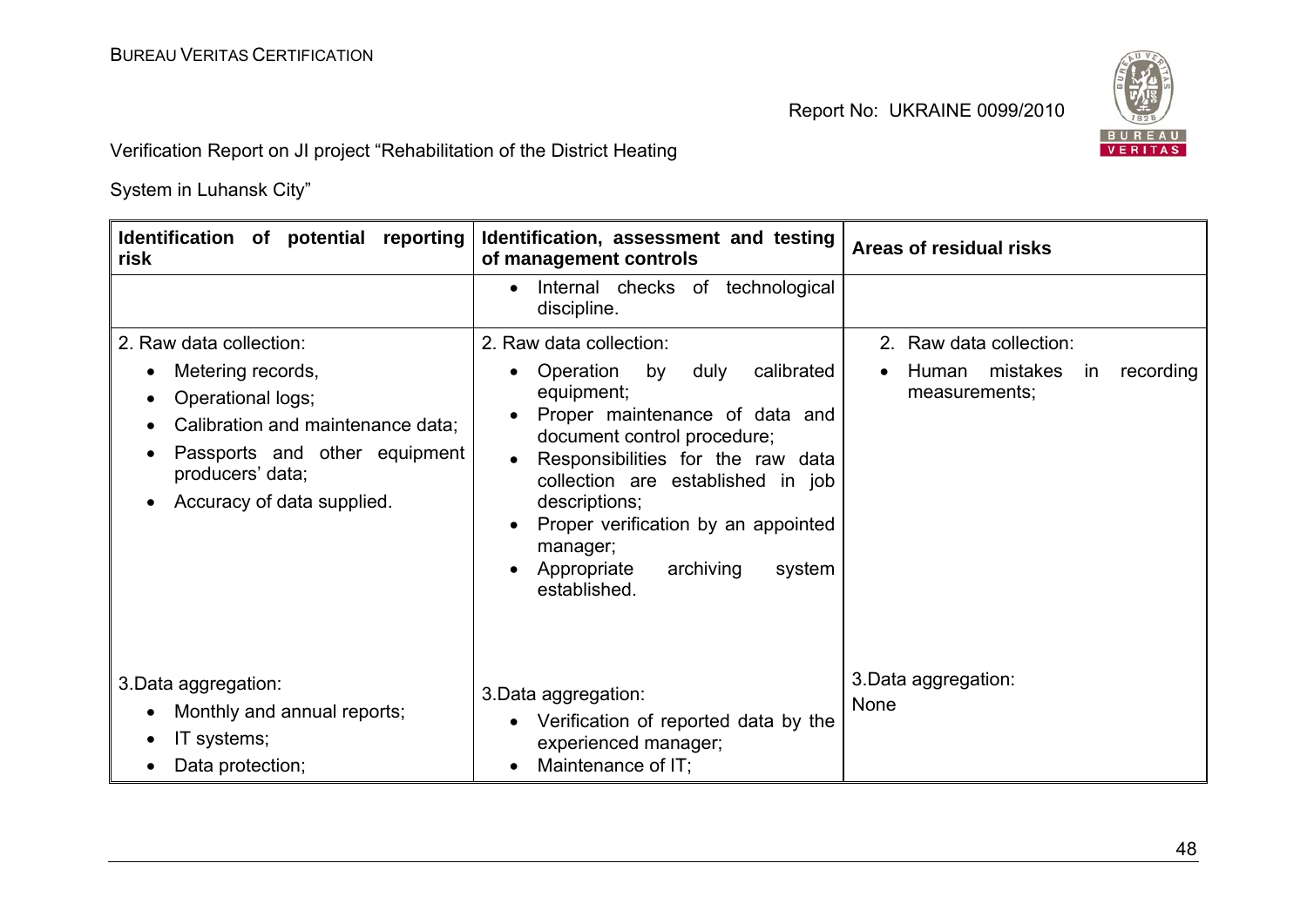| Identification of potential reporting risk | Identification, assessment and testing of management controls | Areas of residual risks |
|---|---|---|
| | • Internal checks of technological discipline. | |
| 2. Raw data collection:<br>• Metering records,<br>• Operational logs;<br>• Calibration and maintenance data;<br>• Passports and other equipment producers' data;<br>• Accuracy of data supplied. | 2. Raw data collection:<br>• Operation by duly calibrated equipment;<br>• Proper maintenance of data and document control procedure;<br>• Responsibilities for the raw data collection are established in job descriptions;<br>• Proper verification by an appointed manager;<br>• Appropriate archiving system established. | 2. Raw data collection:<br>• Human mistakes in recording measurements; |
| 3.Data aggregation:<br>• Monthly and annual reports;<br>• IT systems;<br>• Data protection; | 3.Data aggregation:<br>• Verification of reported data by the experienced manager;<br>• Maintenance of IT; | 3.Data aggregation:<br>None |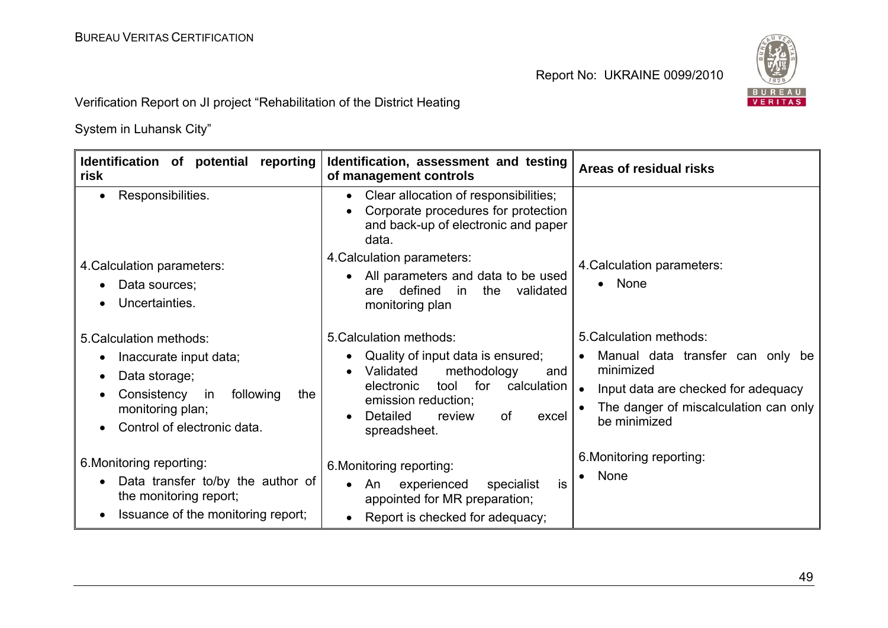| Identification of potential reporting risk | Identification, assessment and testing of management controls | Areas of residual risks |
|---|---|---|
| • Responsibilities. | • Clear allocation of responsibilities;<br>• Corporate procedures for protection and back-up of electronic and paper data. | |
| 4.Calculation parameters:<br>• Data sources;<br>• Uncertainties. | 4.Calculation parameters:<br>• All parameters and data to be used are defined in the validated monitoring plan | 4.Calculation parameters:<br>• None |
| 5.Calculation methods:<br>• Inaccurate input data;<br>• Data storage;<br>• Consistency in following the monitoring plan;<br>• Control of electronic data. | 5.Calculation methods:<br>• Quality of input data is ensured;<br>• Validated methodology and electronic tool for calculation emission reduction;<br>• Detailed review of excel spreadsheet. | 5.Calculation methods:<br>• Manual data transfer can only be minimized<br>• Input data are checked for adequacy<br>• The danger of miscalculation can only be minimized |
| 6.Monitoring reporting:<br>• Data transfer to/by the author of the monitoring report;<br>• Issuance of the monitoring report; | 6.Monitoring reporting:<br>• An experienced specialist is appointed for MR preparation;<br>• Report is checked for adequacy; | 6.Monitoring reporting:<br>• None |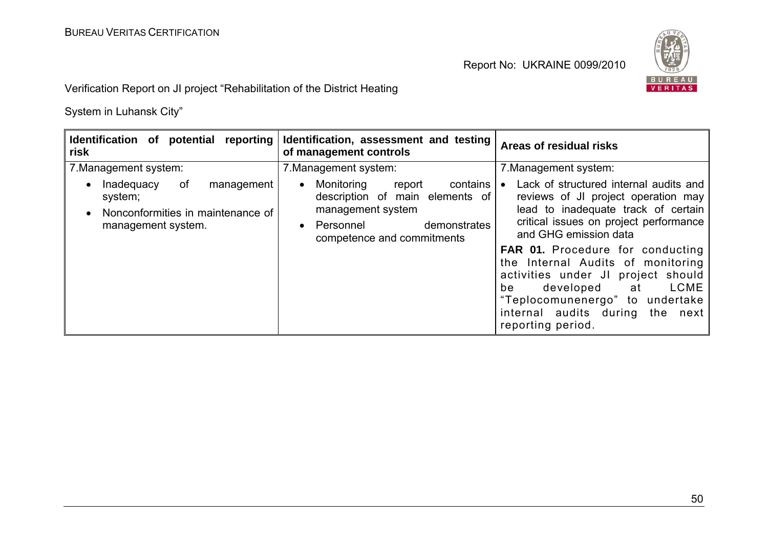| Identification of potential reporting risk | Identification, assessment and testing of management controls | Areas of residual risks |
|---|---|---|
| 7.Management system:<br>• Inadequacy of management system;<br>• Nonconformities in maintenance of management system. | 7.Management system:<br>• Monitoring report contains description of main elements of management system<br>• Personnel demonstrates competence and commitments | 7.Management system:<br>• Lack of structured internal audits and reviews of JI project operation may lead to inadequate track of certain critical issues on project performance and GHG emission data<br>**FAR 01.** Procedure for conducting the Internal Audits of monitoring activities under JI project should be developed at LCME "Teplocomunenergo" to undertake internal audits during the next reporting period. |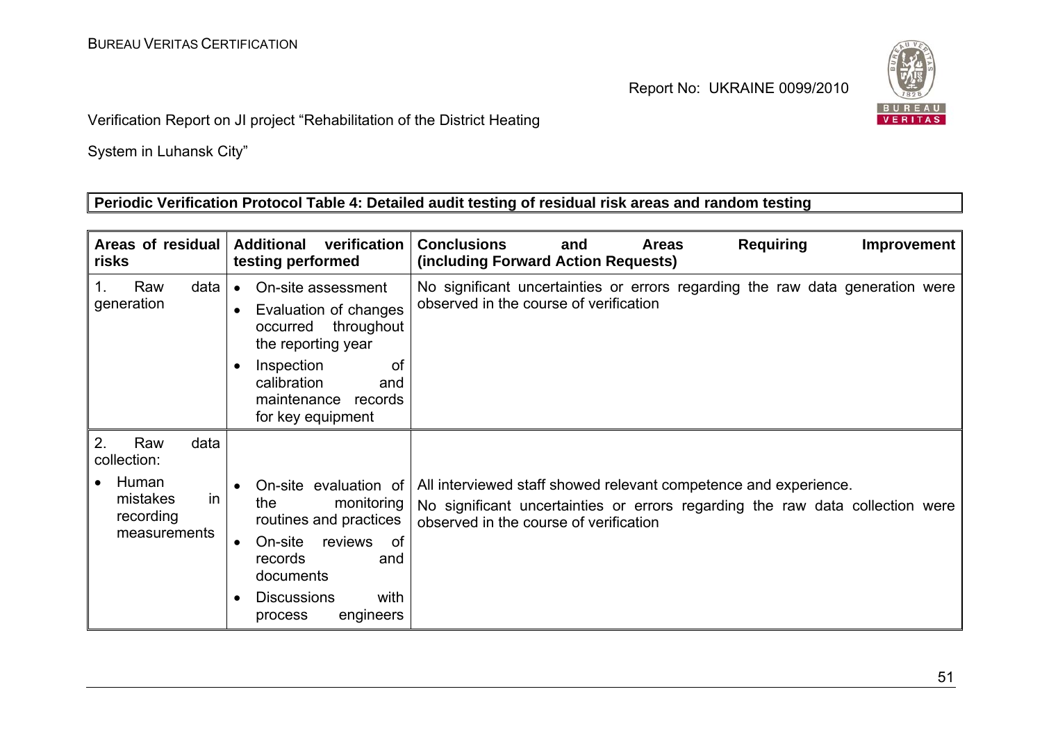**Periodic Verification Protocol Table 4: Detailed audit testing of residual risk areas and random testing**

| Areas of residual risks | Additional verification testing performed | Conclusions and Areas Requiring Improvement (including Forward Action Requests) |
|---|---|---|
| 1. Raw data generation | • On-site assessment<br>• Evaluation of changes occurred throughout the reporting year<br>• Inspection of calibration and maintenance records for key equipment | No significant uncertainties or errors regarding the raw data generation were observed in the course of verification |
| 2. Raw data collection:<br>• Human mistakes in recording measurements | • On-site evaluation of the monitoring routines and practices<br>• On-site reviews of records and documents<br>• Discussions with process engineers | All interviewed staff showed relevant competence and experience.<br>No significant uncertainties or errors regarding the raw data collection were observed in the course of verification |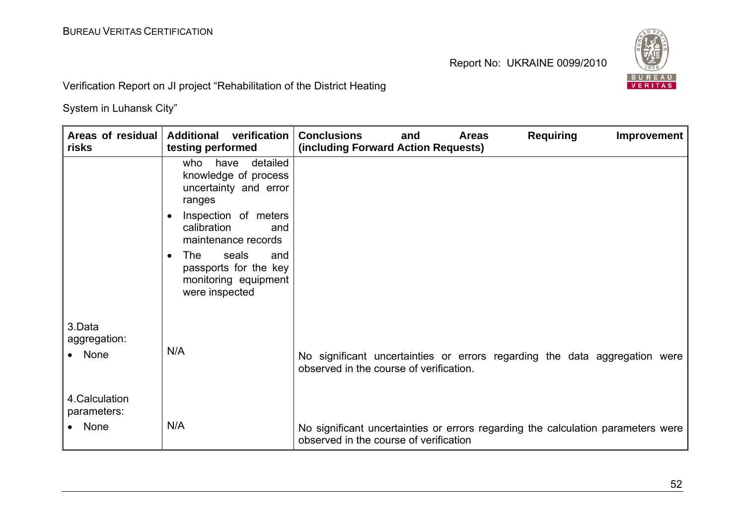| Areas of residual risks | Additional verification testing performed | Conclusions and Areas Requiring Improvement (including Forward Action Requests) |
|---|---|---|
| | who have detailed knowledge of process uncertainty and error ranges<br>• Inspection of meters calibration and maintenance records<br>• The seals and passports for the key monitoring equipment were inspected | |
| 3.Data aggregation:<br>• None | N/A | No significant uncertainties or errors regarding the data aggregation were observed in the course of verification. |
| 4.Calculation parameters:<br>• None | N/A | No significant uncertainties or errors regarding the calculation parameters were observed in the course of verification |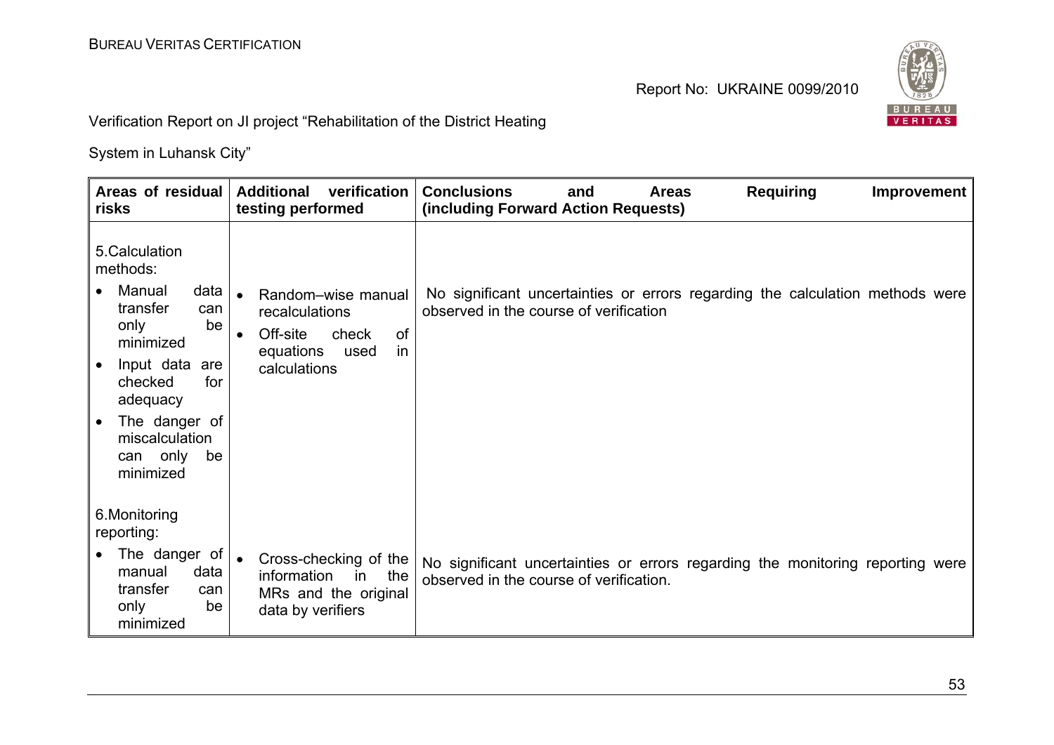| Areas of residual risks | Additional verification testing performed | Conclusions and Areas Requiring Improvement (including Forward Action Requests) |
|---|---|---|
| 5.Calculation methods:<br>• Manual data transfer can only be minimized<br>• Input data are checked for adequacy<br>• The danger of miscalculation can only be minimized | • Random–wise manual recalculations<br>• Off-site check of equations used in calculations | No significant uncertainties or errors regarding the calculation methods were observed in the course of verification |
| 6.Monitoring reporting:<br>• The danger of manual data transfer can only be minimized | • Cross-checking of the information in the MRs and the original data by verifiers | No significant uncertainties or errors regarding the monitoring reporting were observed in the course of verification. |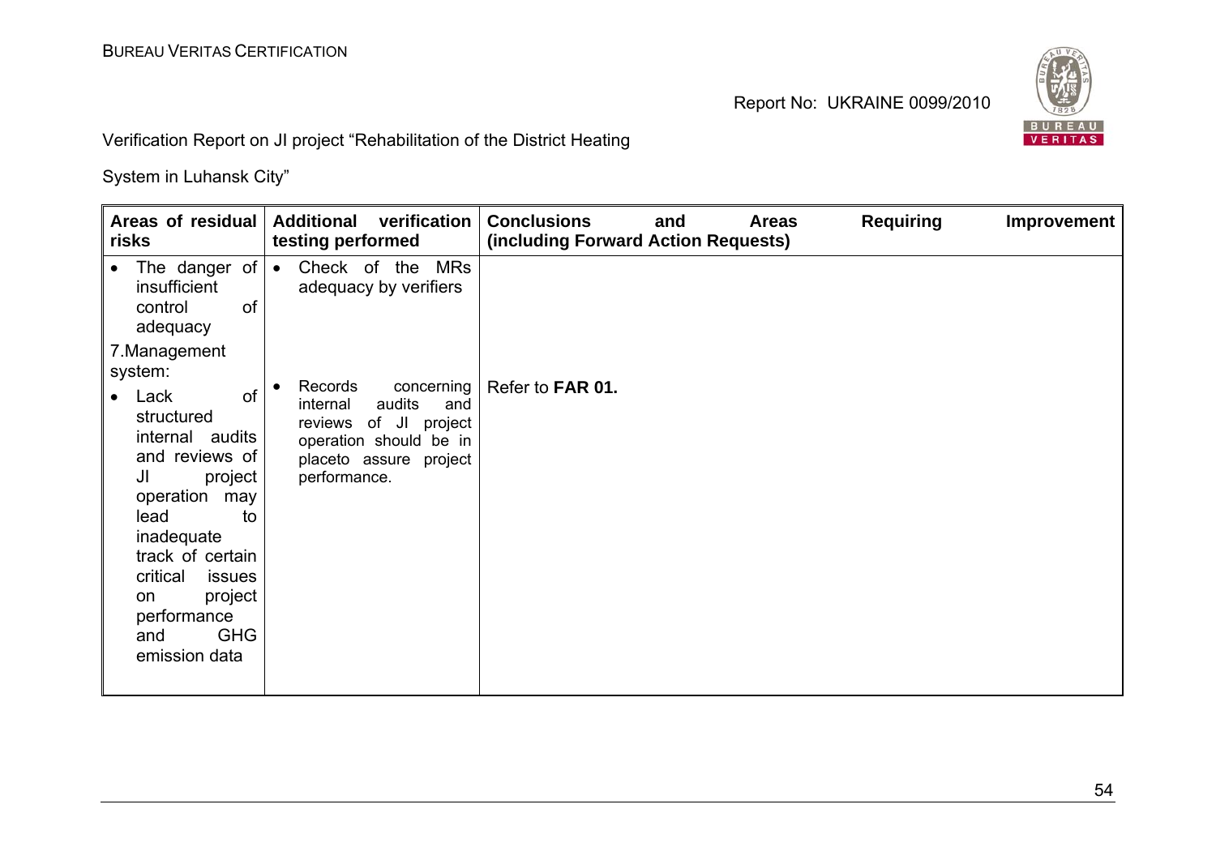| Areas of residual risks | Additional verification testing performed | Conclusions and Areas Requiring Improvement (including Forward Action Requests) |
|---|---|---|
| • The danger of insufficient control of adequacy | • Check of the MRs adequacy by verifiers | |
| 7.Management system:<br>• Lack of structured internal audits and reviews of JI project operation may lead to inadequate track of certain critical issues on project performance and GHG emission data | • Records concerning internal audits and reviews of JI project operation should be in placeto assure project performance. | Refer to **FAR 01.** |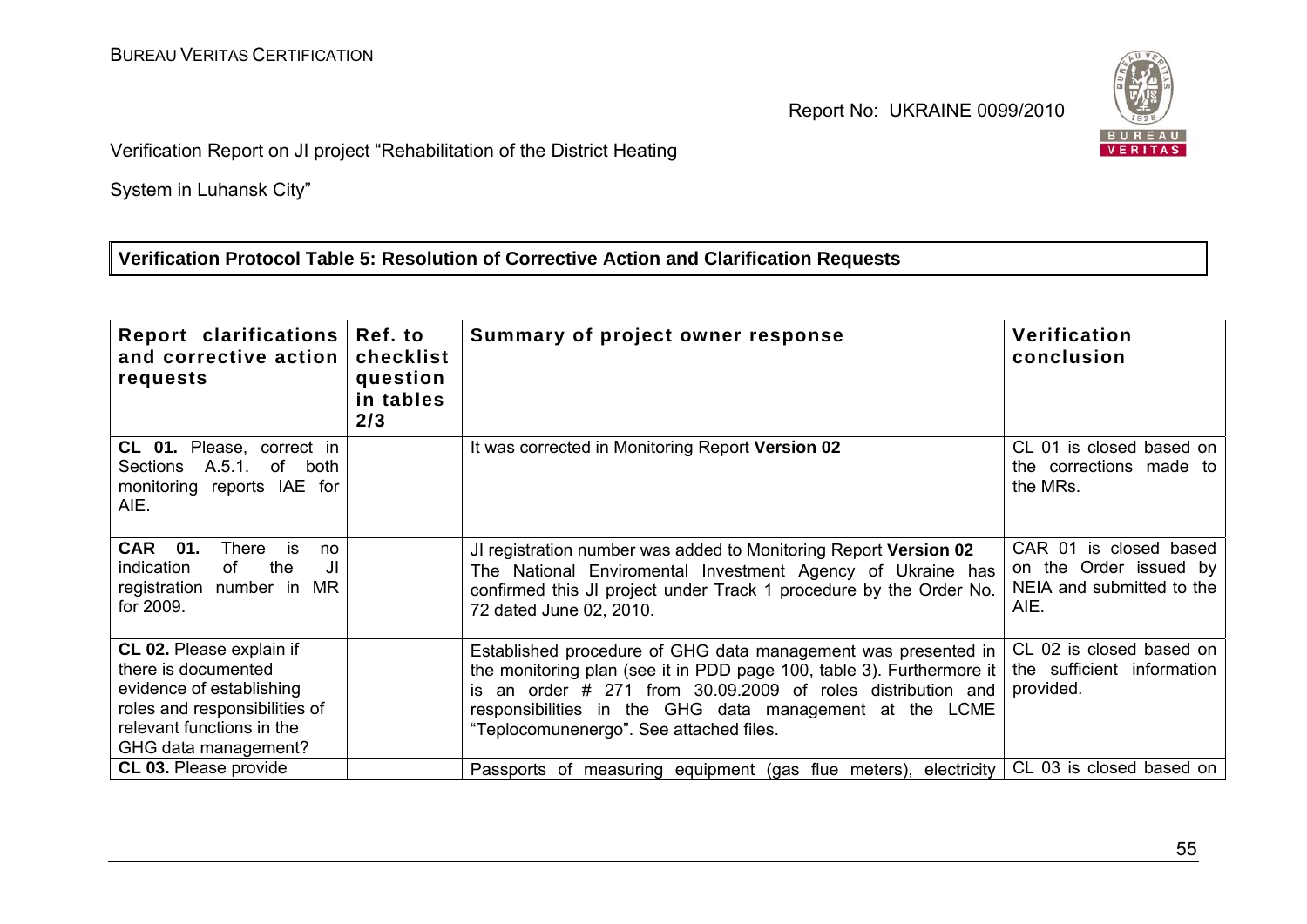Verification Report on JI project "Rehabilitation of the District Heating System in Luhansk City"

**Verification Protocol Table 5: Resolution of Corrective Action and Clarification Requests**

| Report clarifications and corrective action requests | Ref. to checklist question in tables 2/3 | Summary of project owner response | Verification conclusion |
|---|---|---|---|
| **CL 01.** Please, correct in Sections A.5.1. of both monitoring reports IAE for AIE. | | It was corrected in Monitoring Report **Version 02** | CL 01 is closed based on the corrections made to the MRs. |
| **CAR 01.** There is no indication of the JI registration number in MR for 2009. | | JI registration number was added to Monitoring Report **Version 02** The National Enviromental Investment Agency of Ukraine has confirmed this JI project under Track 1 procedure by the Order No. 72 dated June 02, 2010. | CAR 01 is closed based on the Order issued by NEIA and submitted to the AIE. |
| **CL 02.** Please explain if there is documented evidence of establishing roles and responsibilities of relevant functions in the GHG data management? | | Established procedure of GHG data management was presented in the monitoring plan (see it in PDD page 100, table 3). Furthermore it is an order # 271 from 30.09.2009 of roles distribution and responsibilities in the GHG data management at the LCME "Teplocomunenergo". See attached files. | CL 02 is closed based on the sufficient information provided. |
| **CL 03.** Please provide | | Passports of measuring equipment (gas flue meters), electricity | CL 03 is closed based on |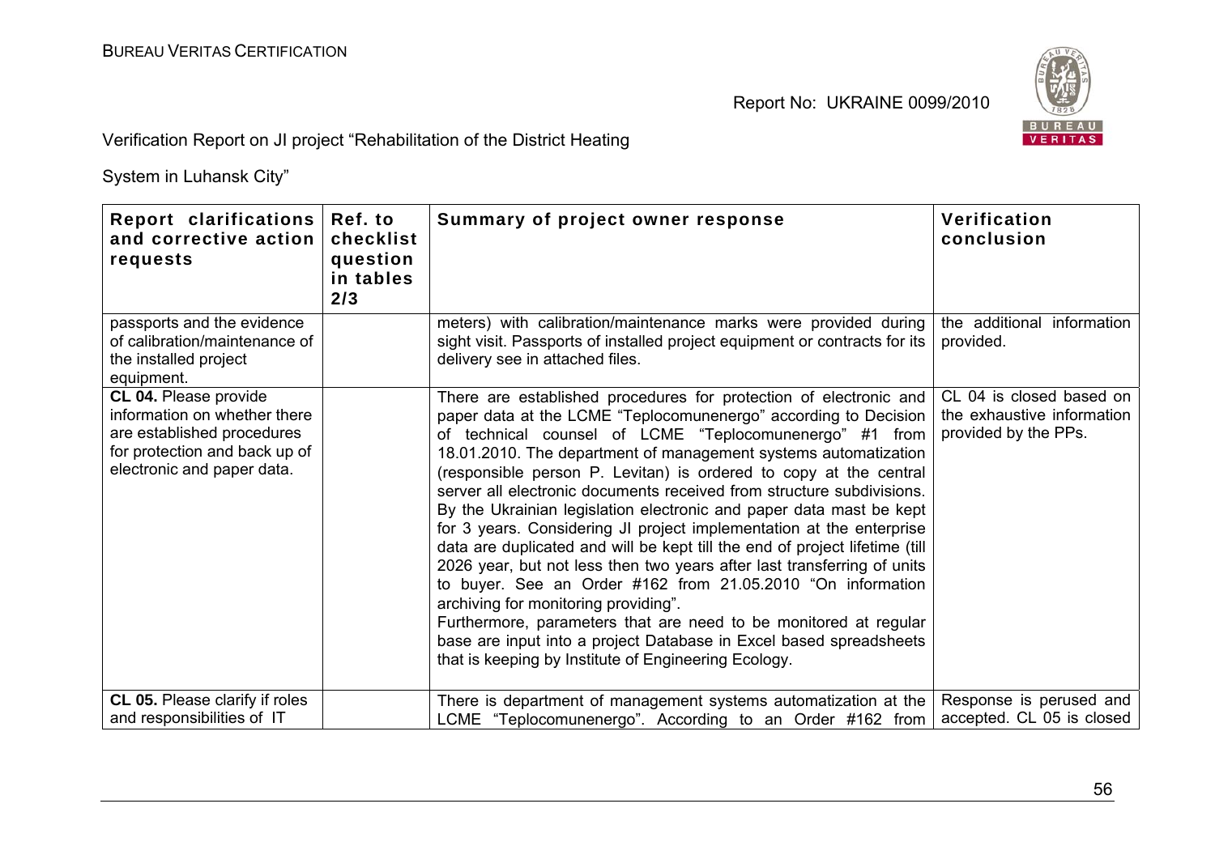| Report clarifications and corrective action requests | Ref. to checklist question in tables 2/3 | Summary of project owner response | Verification conclusion |
|---|---|---|---|
| passports and the evidence of calibration/maintenance of the installed project equipment. | | meters) with calibration/maintenance marks were provided during sight visit. Passports of installed project equipment or contracts for its delivery see in attached files. | the additional information provided. |
| **CL 04.** Please provide information on whether there are established procedures for protection and back up of electronic and paper data. | | There are established procedures for protection of electronic and paper data at the LCME "Teplocomunenergo" according to Decision of technical counsel of LCME "Teplocomunenergo" #1 from 18.01.2010. The department of management systems automatization (responsible person P. Levitan) is ordered to copy at the central server all electronic documents received from structure subdivisions. By the Ukrainian legislation electronic and paper data mast be kept for 3 years. Considering JI project implementation at the enterprise data are duplicated and will be kept till the end of project lifetime (till 2026 year, but not less then two years after last transferring of units to buyer. See an Order #162 from 21.05.2010 "On information archiving for monitoring providing".<br>Furthermore, parameters that are need to be monitored at regular base are input into a project Database in Excel based spreadsheets that is keeping by Institute of Engineering Ecology. | CL 04 is closed based on the exhaustive information provided by the PPs. |
| **CL 05.** Please clarify if roles and responsibilities of IT | | There is department of management systems automatization at the LCME "Teplocomunenergo". According to an Order #162 from | Response is perused and accepted. CL 05 is closed |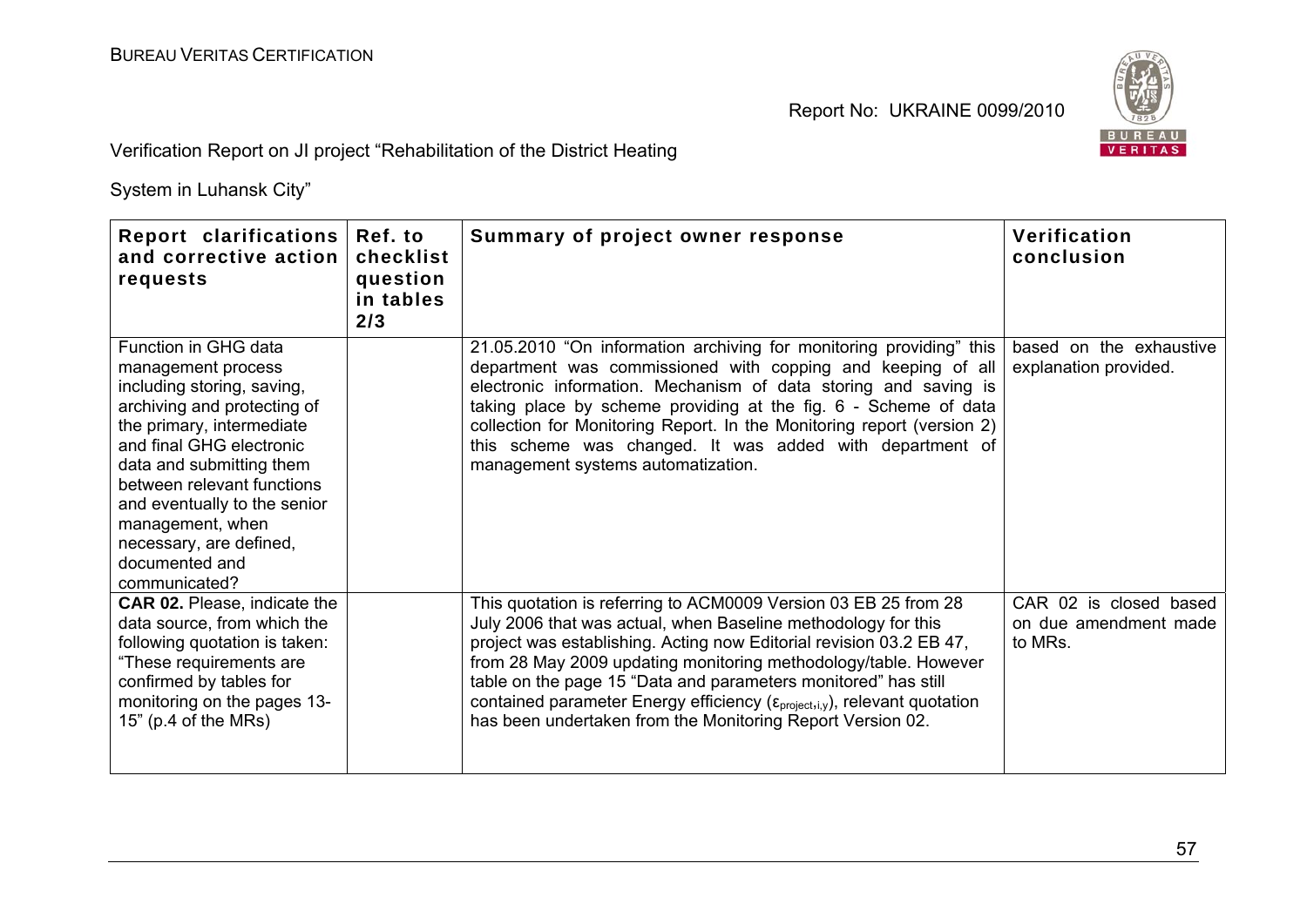| Report clarifications and corrective action requests | Ref. to checklist question in tables 2/3 | Summary of project owner response | Verification conclusion |
|---|---|---|---|
| Function in GHG data management process including storing, saving, archiving and protecting of the primary, intermediate and final GHG electronic data and submitting them between relevant functions and eventually to the senior management, when necessary, are defined, documented and communicated? | | 21.05.2010 "On information archiving for monitoring providing" this department was commissioned with copping and keeping of all electronic information. Mechanism of data storing and saving is taking place by scheme providing at the fig. 6 - Scheme of data collection for Monitoring Report. In the Monitoring report (version 2) this scheme was changed. It was added with department of management systems automatization. | based on the exhaustive explanation provided. |
| **CAR 02.** Please, indicate the data source, from which the following quotation is taken: "These requirements are confirmed by tables for monitoring on the pages 13-15" (p.4 of the MRs) | | This quotation is referring to ACM0009 Version 03 EB 25 from 28 July 2006 that was actual, when Baseline methodology for this project was establishing. Acting now Editorial revision 03.2 EB 47, from 28 May 2009 updating monitoring methodology/table. However table on the page 15 "Data and parameters monitored" has still contained parameter Energy efficiency ($\varepsilon_{project,i,y}$), relevant quotation has been undertaken from the Monitoring Report Version 02. | CAR 02 is closed based on due amendment made to MRs. |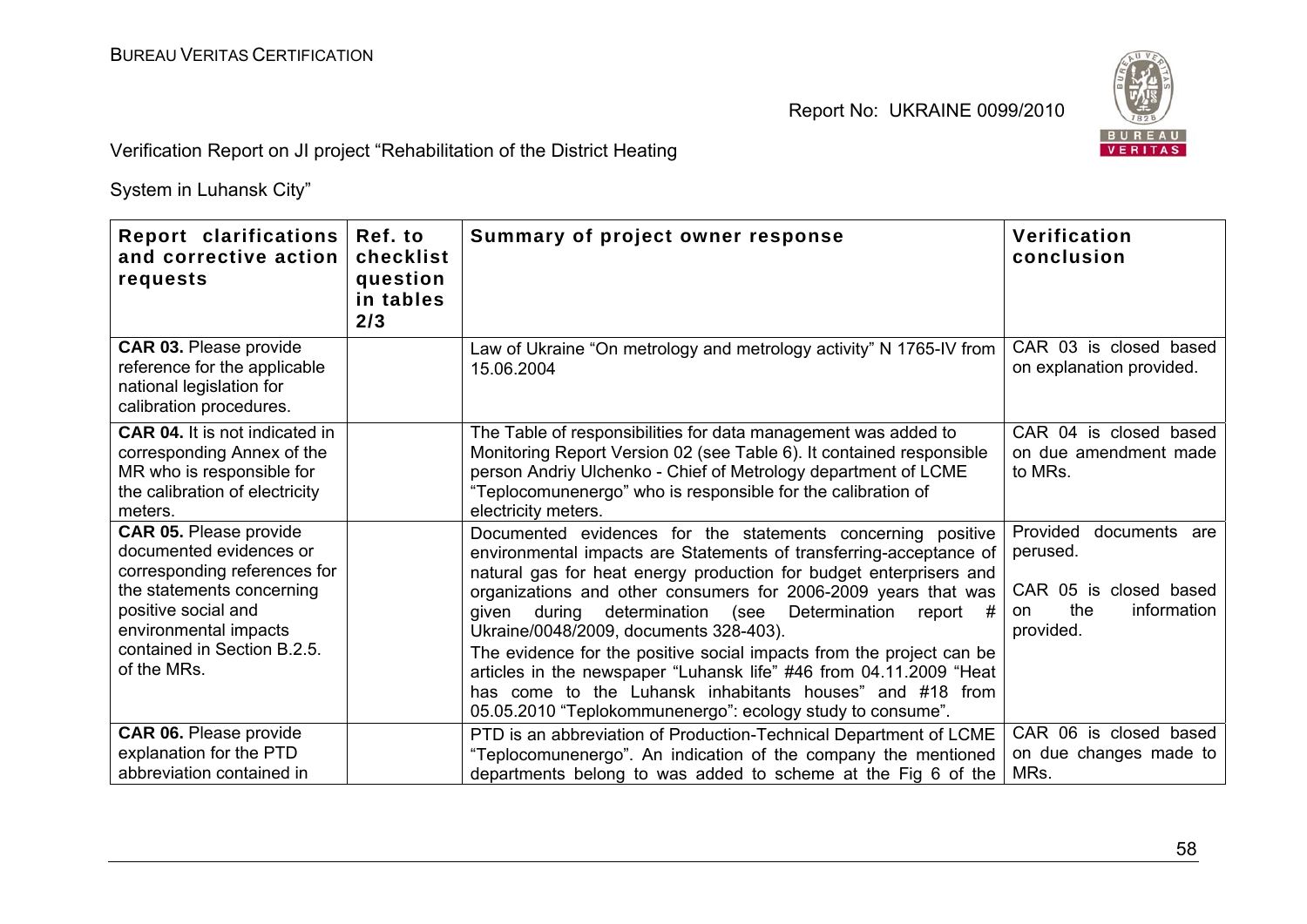| Report clarifications and corrective action requests | Ref. to checklist question in tables 2/3 | Summary of project owner response | Verification conclusion |
|---|---|---|---|
| **CAR 03.** Please provide reference for the applicable national legislation for calibration procedures. | | Law of Ukraine "On metrology and metrology activity" N 1765-IV from 15.06.2004 | CAR 03 is closed based on explanation provided. |
| **CAR 04.** It is not indicated in corresponding Annex of the MR who is responsible for the calibration of electricity meters. | | The Table of responsibilities for data management was added to Monitoring Report Version 02 (see Table 6). It contained responsible person Andriy Ulchenko - Chief of Metrology department of LCME "Teplocomunenergo" who is responsible for the calibration of electricity meters. | CAR 04 is closed based on due amendment made to MRs. |
| **CAR 05.** Please provide documented evidences or corresponding references for the statements concerning positive social and environmental impacts contained in Section B.2.5. of the MRs. | | Documented evidences for the statements concerning positive environmental impacts are Statements of transferring-acceptance of natural gas for heat energy production for budget enterprisers and organizations and other consumers for 2006-2009 years that was given during determination (see Determination report # Ukraine/0048/2009, documents 328-403).<br>The evidence for the positive social impacts from the project can be articles in the newspaper "Luhansk life" #46 from 04.11.2009 "Heat has come to the Luhansk inhabitants houses" and #18 from 05.05.2010 "Teplokommunenergo": ecology study to consume". | Provided documents are perused.<br><br>CAR 05 is closed based on the information provided. |
| **CAR 06.** Please provide explanation for the PTD abbreviation contained in | | PTD is an abbreviation of Production-Technical Department of LCME "Teplocomunenergo". An indication of the company the mentioned departments belong to was added to scheme at the Fig 6 of the | CAR 06 is closed based on due changes made to MRs. |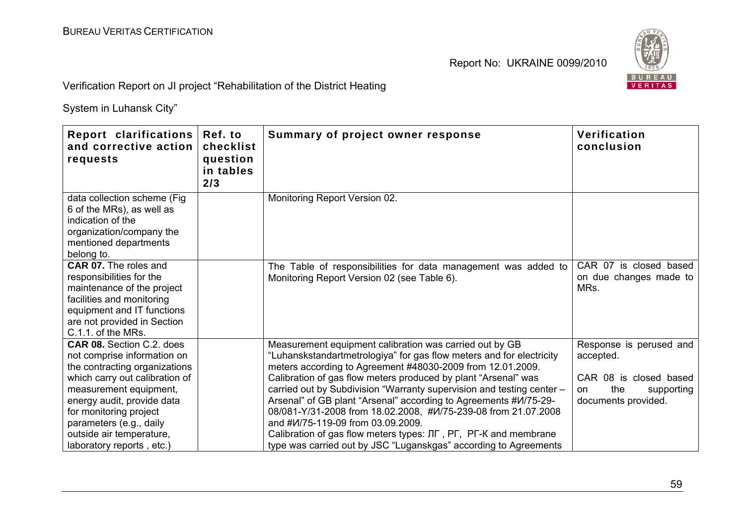| Report clarifications and corrective action requests | Ref. to checklist question in tables 2/3 | Summary of project owner response | Verification conclusion |
|---|---|---|---|
| data collection scheme (Fig 6 of the MRs), as well as indication of the organization/company the mentioned departments belong to. | | Monitoring Report Version 02. | |
| **CAR 07.** The roles and responsibilities for the maintenance of the project facilities and monitoring equipment and IT functions are not provided in Section C.1.1. of the MRs. | | The Table of responsibilities for data management was added to Monitoring Report Version 02 (see Table 6). | CAR 07 is closed based on due changes made to MRs. |
| **CAR 08.** Section C.2. does not comprise information on the contracting organizations which carry out calibration of measurement equipment, energy audit, provide data for monitoring project parameters (e.g., daily outside air temperature, laboratory reports , etc.) | | Measurement equipment calibration was carried out by GB "Luhanskstandartmetrologiya" for gas flow meters and for electricity meters according to Agreement #48030-2009 from 12.01.2009.<br>Calibration of gas flow meters produced by plant "Arsenal" was carried out by Subdivision "Warranty supervision and testing center – Arsenal" of GB plant "Arsenal" according to Agreements #И/75-29-08/081-Y/31-2008 from 18.02.2008, #И/75-239-08 from 21.07.2008 and #И/75-119-09 from 03.09.2009.<br>Calibration of gas flow meters types: ЛГ , РГ, РГ-К and membrane type was carried out by JSC "Luganskgas" according to Agreements | Response is perused and accepted.<br><br>CAR 08 is closed based on the supporting documents provided. |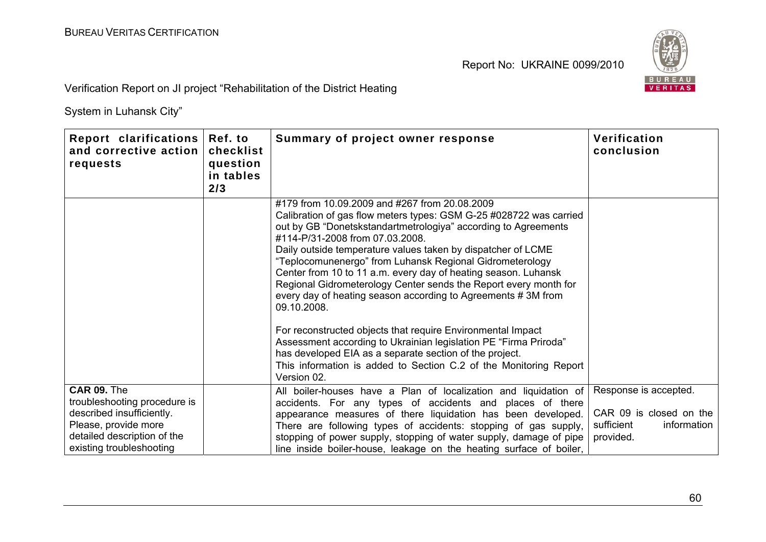| Report clarifications and corrective action requests | Ref. to checklist question in tables 2/3 | Summary of project owner response | Verification conclusion |
|---|---|---|---|
| | | #179 from 10.09.2009 and #267 from 20.08.2009<br>Calibration of gas flow meters types: GSM G-25 #028722 was carried out by GB "Donetskstandartmetrologiya" according to Agreements #114-P/31-2008 from 07.03.2008.<br>Daily outside temperature values taken by dispatcher of LCME "Teplocomunenergo" from Luhansk Regional Gidrometerology Center from 10 to 11 a.m. every day of heating season. Luhansk Regional Gidrometerology Center sends the Report every month for every day of heating season according to Agreements # 3M from 09.10.2008.<br><br>For reconstructed objects that require Environmental Impact Assessment according to Ukrainian legislation PE "Firma Priroda" has developed EIA as a separate section of the project.<br>This information is added to Section C.2 of the Monitoring Report Version 02. | |
| **CAR 09.** The troubleshooting procedure is described insufficiently. Please, provide more detailed description of the existing troubleshooting | | All boiler-houses have a Plan of localization and liquidation of accidents. For any types of accidents and places of there appearance measures of there liquidation has been developed. There are following types of accidents: stopping of gas supply, stopping of power supply, stopping of water supply, damage of pipe line inside boiler-house, leakage on the heating surface of boiler, | Response is accepted.<br><br>CAR 09 is closed on the sufficient information provided. |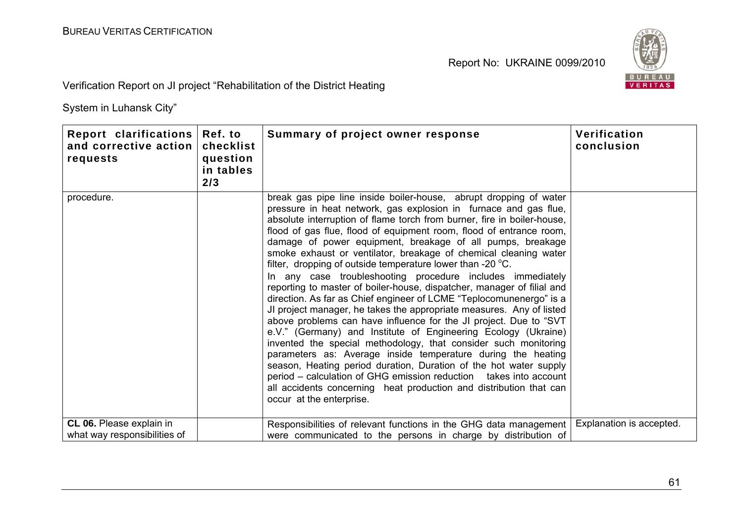| Report clarifications and corrective action requests | Ref. to checklist question in tables 2/3 | Summary of project owner response | Verification conclusion |
|---|---|---|---|
| procedure. | | break gas pipe line inside boiler-house, abrupt dropping of water pressure in heat network, gas explosion in furnace and gas flue, absolute interruption of flame torch from burner, fire in boiler-house, flood of gas flue, flood of equipment room, flood of entrance room, damage of power equipment, breakage of all pumps, breakage smoke exhaust or ventilator, breakage of chemical cleaning water filter, dropping of outside temperature lower than -20 °C.<br>In any case troubleshooting procedure includes immediately reporting to master of boiler-house, dispatcher, manager of filial and direction. As far as Chief engineer of LCME "Teplocomunenergo" is a JI project manager, he takes the appropriate measures. Any of listed above problems can have influence for the JI project. Due to "SVT e.V." (Germany) and Institute of Engineering Ecology (Ukraine) invented the special methodology, that consider such monitoring parameters as: Average inside temperature during the heating season, Heating period duration, Duration of the hot water supply period – calculation of GHG emission reduction takes into account all accidents concerning heat production and distribution that can occur at the enterprise. | |
| **CL 06.** Please explain in what way responsibilities of | | Responsibilities of relevant functions in the GHG data management were communicated to the persons in charge by distribution of | Explanation is accepted. |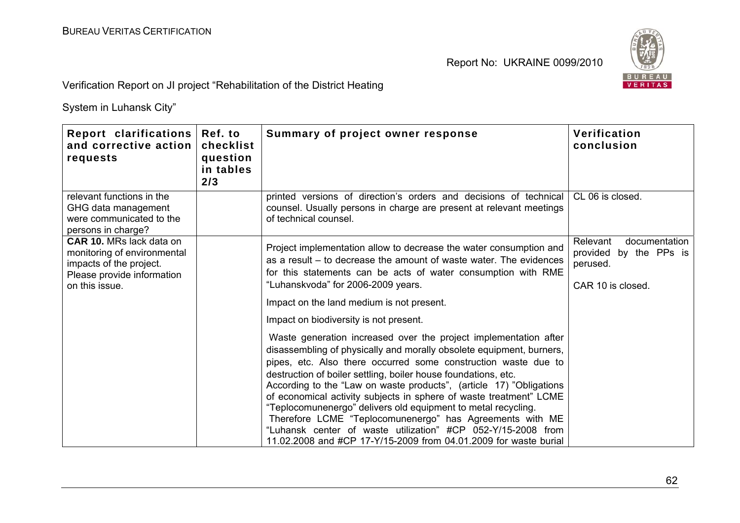| Report clarifications and corrective action requests | Ref. to checklist question in tables 2/3 | Summary of project owner response | Verification conclusion |
|---|---|---|---|
| relevant functions in the GHG data management were communicated to the persons in charge? | | printed versions of direction's orders and decisions of technical counsel. Usually persons in charge are present at relevant meetings of technical counsel. | CL 06 is closed. |
| **CAR 10.** MRs lack data on monitoring of environmental impacts of the project. Please provide information on this issue. | | Project implementation allow to decrease the water consumption and as a result – to decrease the amount of waste water. The evidences for this statements can be acts of water consumption with RME "Luhanskvoda" for 2006-2009 years.<br><br>Impact on the land medium is not present.<br><br>Impact on biodiversity is not present.<br><br>Waste generation increased over the project implementation after disassembling of physically and morally obsolete equipment, burners, pipes, etc. Also there occurred some construction waste due to destruction of boiler settling, boiler house foundations, etc.<br>According to the "Law on waste products", (article 17) "Obligations of economical activity subjects in sphere of waste treatment" LCME "Teplocomunenergo" delivers old equipment to metal recycling.<br>Therefore LCME "Teplocomunenergo" has Agreements with ME "Luhansk center of waste utilization" #CP 052-Y/15-2008 from 11.02.2008 and #CP 17-Y/15-2009 from 04.01.2009 for waste burial | Relevant documentation provided by the PPs is perused.<br><br>CAR 10 is closed. |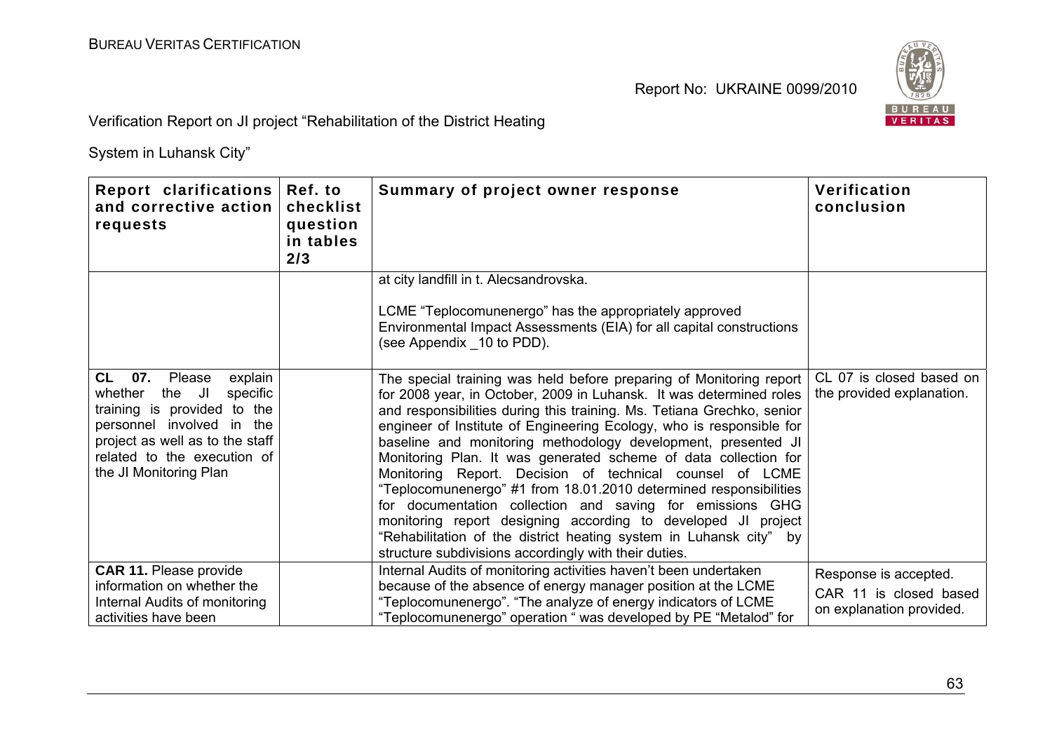| Report clarifications and corrective action requests | Ref. to checklist question in tables 2/3 | Summary of project owner response | Verification conclusion |
|---|---|---|---|
| | | at city landfill in t. Alecsandrovska.<br><br>LCME "Teplocomunenergo" has the appropriately approved Environmental Impact Assessments (EIA) for all capital constructions (see Appendix _10 to PDD). | |
| **CL 07.** Please explain whether the JI specific training is provided to the personnel involved in the project as well as to the staff related to the execution of the JI Monitoring Plan | | The special training was held before preparing of Monitoring report for 2008 year, in October, 2009 in Luhansk. It was determined roles and responsibilities during this training. Ms. Tetiana Grechko, senior engineer of Institute of Engineering Ecology, who is responsible for baseline and monitoring methodology development, presented JI Monitoring Plan. It was generated scheme of data collection for Monitoring Report. Decision of technical counsel of LCME "Teplocomunenergo" #1 from 18.01.2010 determined responsibilities for documentation collection and saving for emissions GHG monitoring report designing according to developed JI project "Rehabilitation of the district heating system in Luhansk city" by structure subdivisions accordingly with their duties. | CL 07 is closed based on the provided explanation. |
| **CAR 11.** Please provide information on whether the Internal Audits of monitoring activities have been | | Internal Audits of monitoring activities haven't been undertaken because of the absence of energy manager position at the LCME "Teplocomunenergo". "The analyze of energy indicators of LCME "Teplocomunenergo" operation " was developed by PE "Metalod" for | Response is accepted.<br>CAR 11 is closed based on explanation provided. |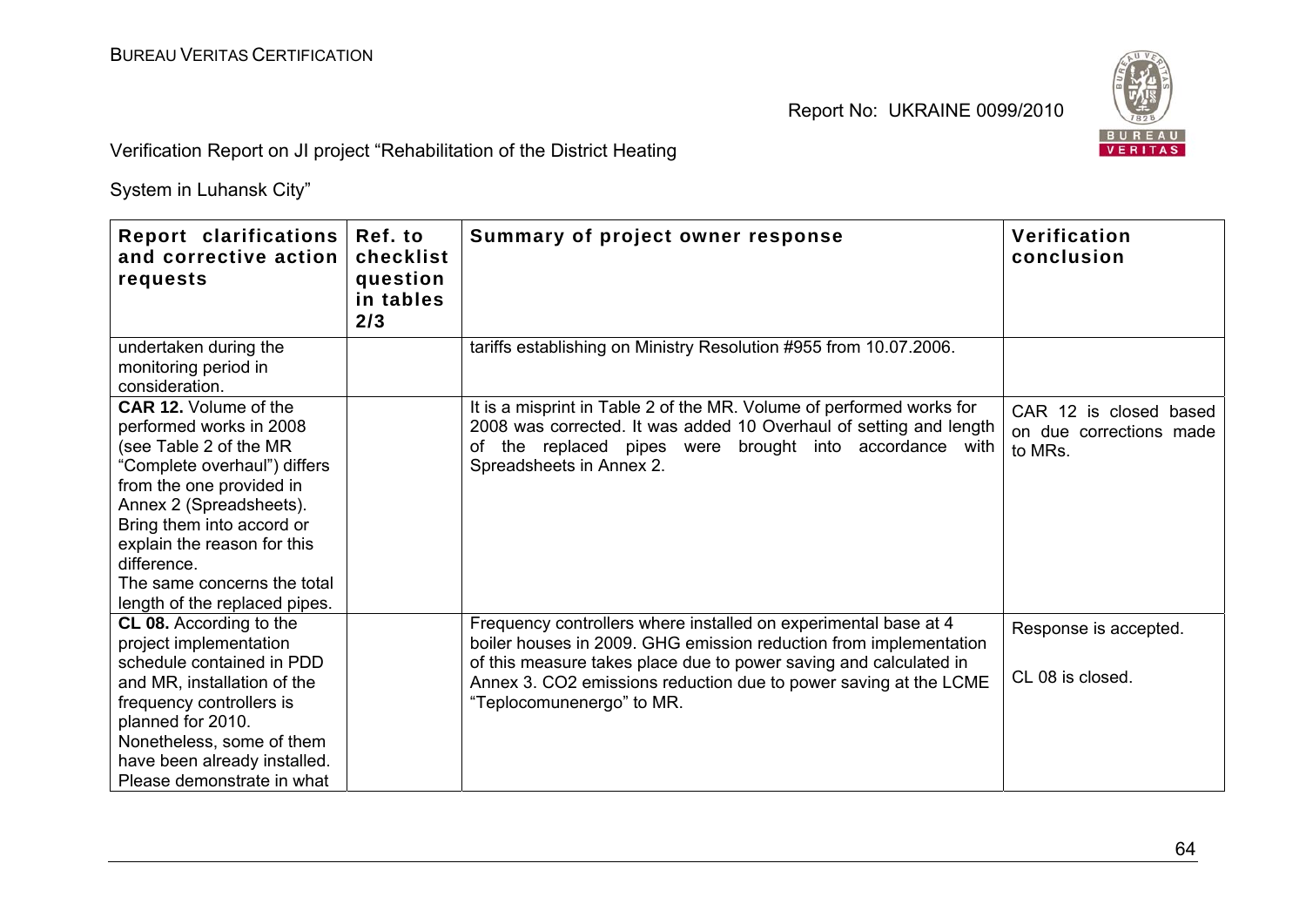Verification Report on JI project "Rehabilitation of the District Heating System in Luhansk City"

| Report clarifications and corrective action requests | Ref. to checklist question in tables 2/3 | Summary of project owner response | Verification conclusion |
|---|---|---|---|
| undertaken during the monitoring period in consideration. | | tariffs establishing on Ministry Resolution #955 from 10.07.2006. | |
| **CAR 12.** Volume of the performed works in 2008 (see Table 2 of the MR "Complete overhaul") differs from the one provided in Annex 2 (Spreadsheets). Bring them into accord or explain the reason for this difference. The same concerns the total length of the replaced pipes. | | It is a misprint in Table 2 of the MR. Volume of performed works for 2008 was corrected. It was added 10 Overhaul of setting and length of the replaced pipes were brought into accordance with Spreadsheets in Annex 2. | CAR 12 is closed based on due corrections made to MRs. |
| **CL 08.** According to the project implementation schedule contained in PDD and MR, installation of the frequency controllers is planned for 2010. Nonetheless, some of them have been already installed. Please demonstrate in what | | Frequency controllers where installed on experimental base at 4 boiler houses in 2009. GHG emission reduction from implementation of this measure takes place due to power saving and calculated in Annex 3. $CO_2$ emissions reduction due to power saving at the LCME "Teplocomunenergo" to MR. | Response is accepted. CL 08 is closed. |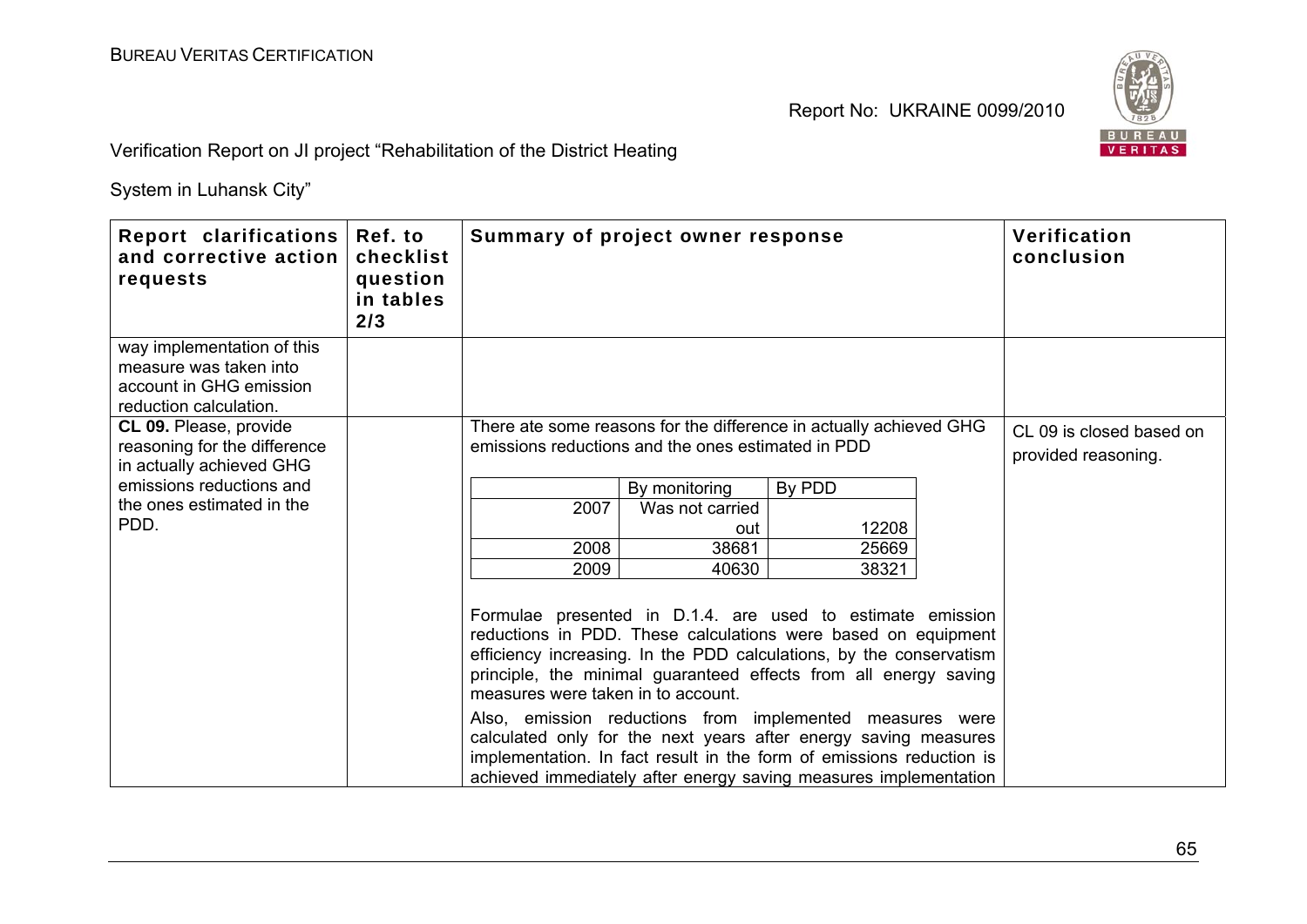| Report clarifications and corrective action requests | Ref. to checklist question in tables 2/3 | Summary of project owner response | Verification conclusion |
|---|---|---|---|
| way implementation of this measure was taken into account in GHG emission reduction calculation. | | | |
| **CL 09.** Please, provide reasoning for the difference in actually achieved GHG emissions reductions and the ones estimated in the PDD. | | There ate some reasons for the difference in actually achieved GHG emissions reductions and the ones estimated in PDD<br><br>(see table below)<br><br>Formulae presented in D.1.4. are used to estimate emission reductions in PDD. These calculations were based on equipment efficiency increasing. In the PDD calculations, by the conservatism principle, the minimal guaranteed effects from all energy saving measures were taken in to account.<br><br>Also, emission reductions from implemented measures were calculated only for the next years after energy saving measures implementation. In fact result in the form of emissions reduction is achieved immediately after energy saving measures implementation | CL 09 is closed based on provided reasoning. |

| | By monitoring | By PDD |
|---|---|---|
| 2007 | Was not carried out | 12208 |
| 2008 | 38681 | 25669 |
| 2009 | 40630 | 38321 |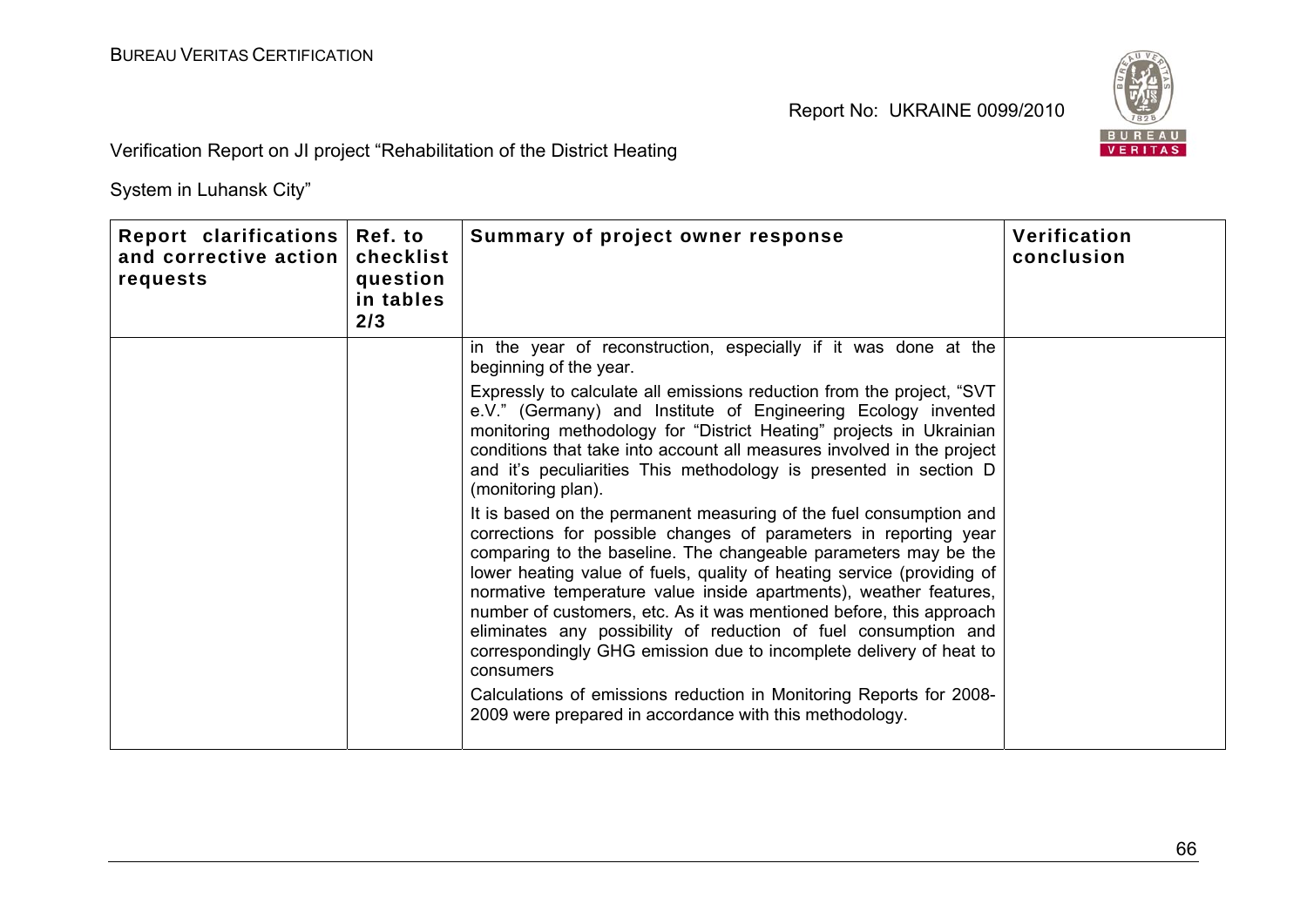| Report clarifications and corrective action requests | Ref. to checklist question in tables 2/3 | Summary of project owner response | Verification conclusion |
|---|---|---|---|
| | | in the year of reconstruction, especially if it was done at the beginning of the year.<br><br>Expressly to calculate all emissions reduction from the project, “SVT e.V.” (Germany) and Institute of Engineering Ecology invented monitoring methodology for “District Heating” projects in Ukrainian conditions that take into account all measures involved in the project and it’s peculiarities This methodology is presented in section D (monitoring plan).<br><br>It is based on the permanent measuring of the fuel consumption and corrections for possible changes of parameters in reporting year comparing to the baseline. The changeable parameters may be the lower heating value of fuels, quality of heating service (providing of normative temperature value inside apartments), weather features, number of customers, etc. As it was mentioned before, this approach eliminates any possibility of reduction of fuel consumption and correspondingly GHG emission due to incomplete delivery of heat to consumers<br><br>Calculations of emissions reduction in Monitoring Reports for 2008-2009 were prepared in accordance with this methodology. | |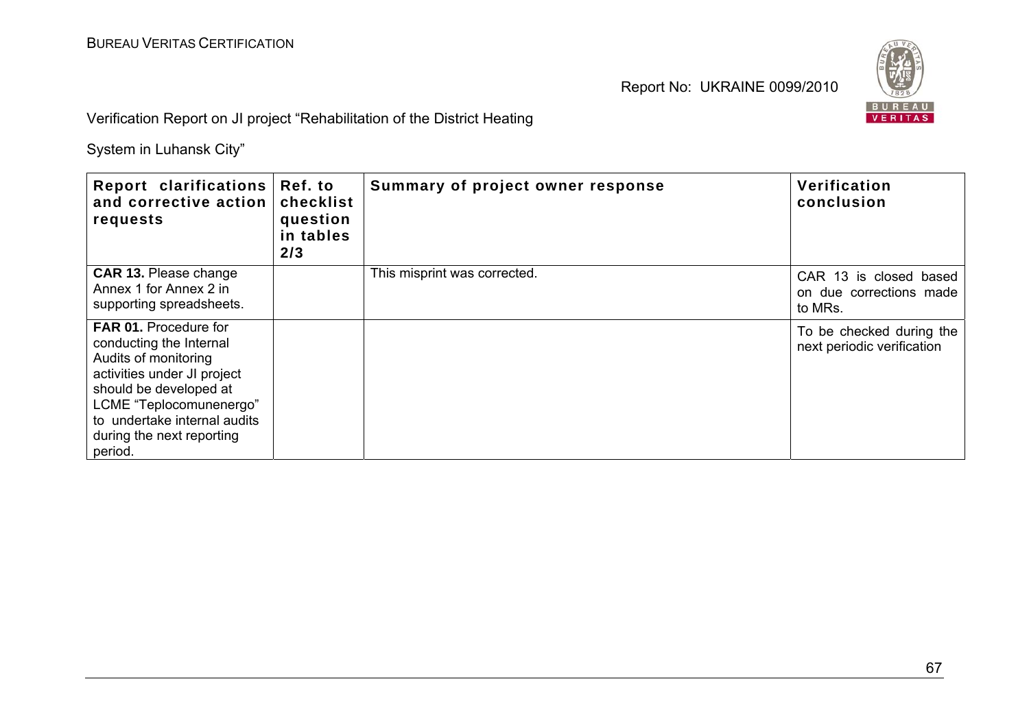| Report clarifications and corrective action requests | Ref. to checklist question in tables 2/3 | Summary of project owner response | Verification conclusion |
|---|---|---|---|
| **CAR 13.** Please change Annex 1 for Annex 2 in supporting spreadsheets. | | This misprint was corrected. | CAR 13 is closed based on due corrections made to MRs. |
| **FAR 01.** Procedure for conducting the Internal Audits of monitoring activities under JI project should be developed at LCME "Teplocomunenergo" to undertake internal audits during the next reporting period. | | | To be checked during the next periodic verification |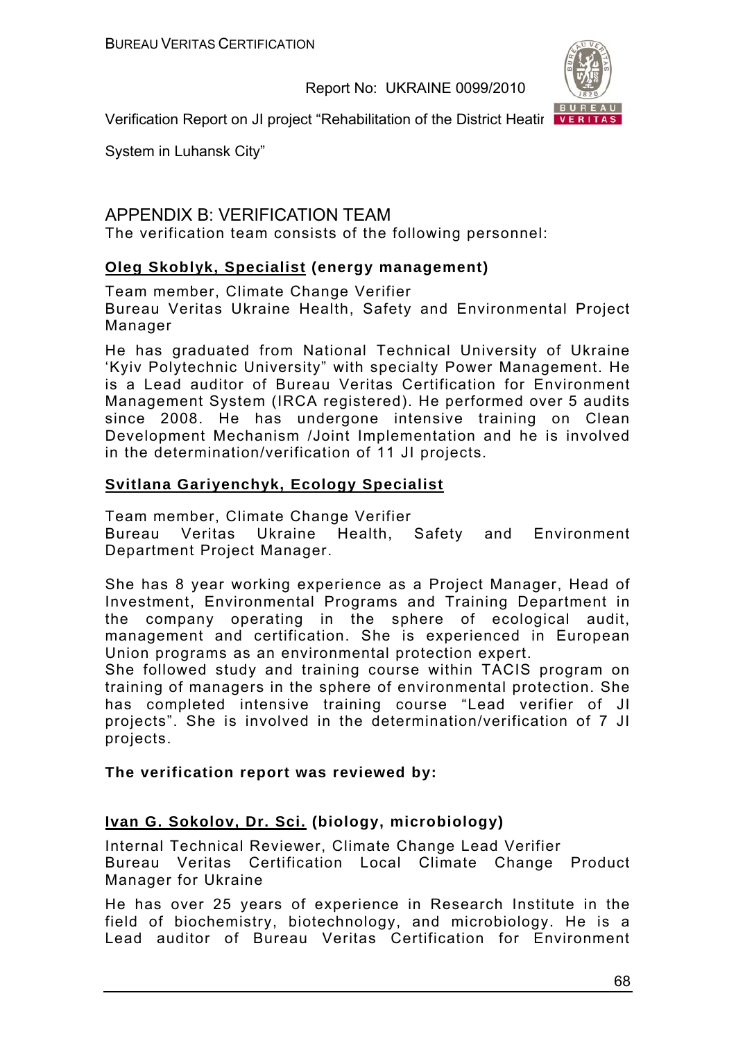## APPENDIX B: VERIFICATION TEAM

The verification team consists of the following personnel:

**Oleg Skoblyk, Specialist (energy management)**

Team member, Climate Change Verifier
Bureau Veritas Ukraine Health, Safety and Environmental Project Manager

He has graduated from National Technical University of Ukraine 'Kyiv Polytechnic University" with specialty Power Management. He is a Lead auditor of Bureau Veritas Certification for Environment Management System (IRCA registered). He performed over 5 audits since 2008. He has undergone intensive training on Clean Development Mechanism /Joint Implementation and he is involved in the determination/verification of 11 JI projects.

**Svitlana Gariyenchyk, Ecology Specialist**

Team member, Climate Change Verifier
Bureau Veritas Ukraine Health, Safety and Environment Department Project Manager.

She has 8 year working experience as a Project Manager, Head of Investment, Environmental Programs and Training Department in the company operating in the sphere of ecological audit, management and certification. She is experienced in European Union programs as an environmental protection expert.
She followed study and training course within TACIS program on training of managers in the sphere of environmental protection. She has completed intensive training course "Lead verifier of JI projects". She is involved in the determination/verification of 7 JI projects.

**The verification report was reviewed by:**

**Ivan G. Sokolov, Dr. Sci. (biology, microbiology)**

Internal Technical Reviewer, Climate Change Lead Verifier
Bureau Veritas Certification Local Climate Change Product Manager for Ukraine

He has over 25 years of experience in Research Institute in the field of biochemistry, biotechnology, and microbiology. He is a Lead auditor of Bureau Veritas Certification for Environment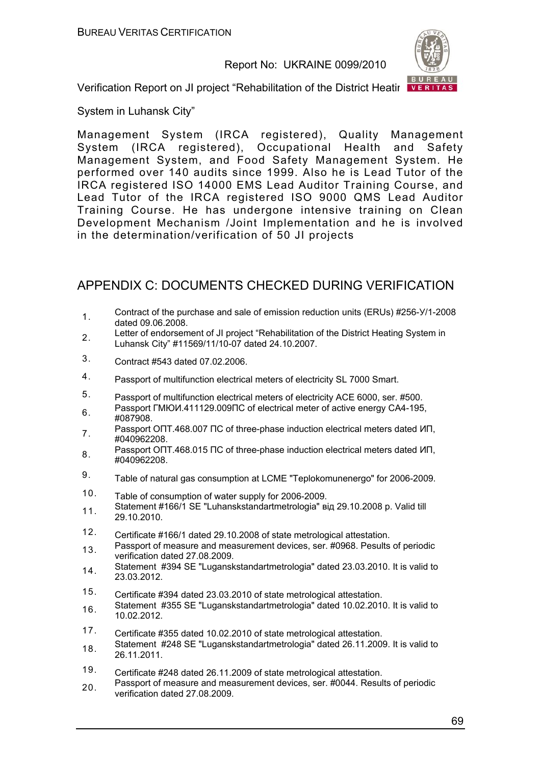Management System (IRCA registered), Quality Management System (IRCA registered), Occupational Health and Safety Management System, and Food Safety Management System. He performed over 140 audits since 1999. Also he is Lead Tutor of the IRCA registered ISO 14000 EMS Lead Auditor Training Course, and Lead Tutor of the IRCA registered ISO 9000 QMS Lead Auditor Training Course. He has undergone intensive training on Clean Development Mechanism /Joint Implementation and he is involved in the determination/verification of 50 JI projects

## APPENDIX C: DOCUMENTS CHECKED DURING VERIFICATION

1. Contract of the purchase and sale of emission reduction units (ERUs) #256-У/1-2008 dated 09.06.2008.
2. Letter of endorsement of JI project “Rehabilitation of the District Heating System in Luhansk City” #11569/11/10-07 dated 24.10.2007.
3. Contract #543 dated 07.02.2006.
4. Passport of multifunction electrical meters of electricity SL 7000 Smart.
5. Passport of multifunction electrical meters of electricity ACE 6000, ser. #500.
6. Passport ГМЮИ.411129.009ПС of electrical meter of active energy CA4-195, #087908.
7. Passport ОПТ.468.007 ПС of three-phase induction electrical meters dated ИП, #040962208.
8. Passport ОПТ.468.015 ПС of three-phase induction electrical meters dated ИП, #040962208.
9. Table of natural gas consumption at LCME "Teplokomunenergo" for 2006-2009.
10. Table of consumption of water supply for 2006-2009.
11. Statement #166/1 SE "Luhanskstandartmetrologia" від 29.10.2008 р. Valid till 29.10.2010.
12. Certificate #166/1 dated 29.10.2008 of state metrological attestation.
13. Passport of measure and measurement devices, ser. #0968. Pesults of periodic verification dated 27.08.2009.
14. Statement #394 SE "Luganskstandartmetrologia" dated 23.03.2010. It is valid to 23.03.2012.
15. Certificate #394 dated 23.03.2010 of state metrological attestation.
16. Statement #355 SE "Luganskstandartmetrologia" dated 10.02.2010. It is valid to 10.02.2012.
17. Certificate #355 dated 10.02.2010 of state metrological attestation.
18. Statement #248 SE "Luganskstandartmetrologia" dated 26.11.2009. It is valid to 26.11.2011.
19. Certificate #248 dated 26.11.2009 of state metrological attestation.
20. Passport of measure and measurement devices, ser. #0044. Results of periodic verification dated 27.08.2009.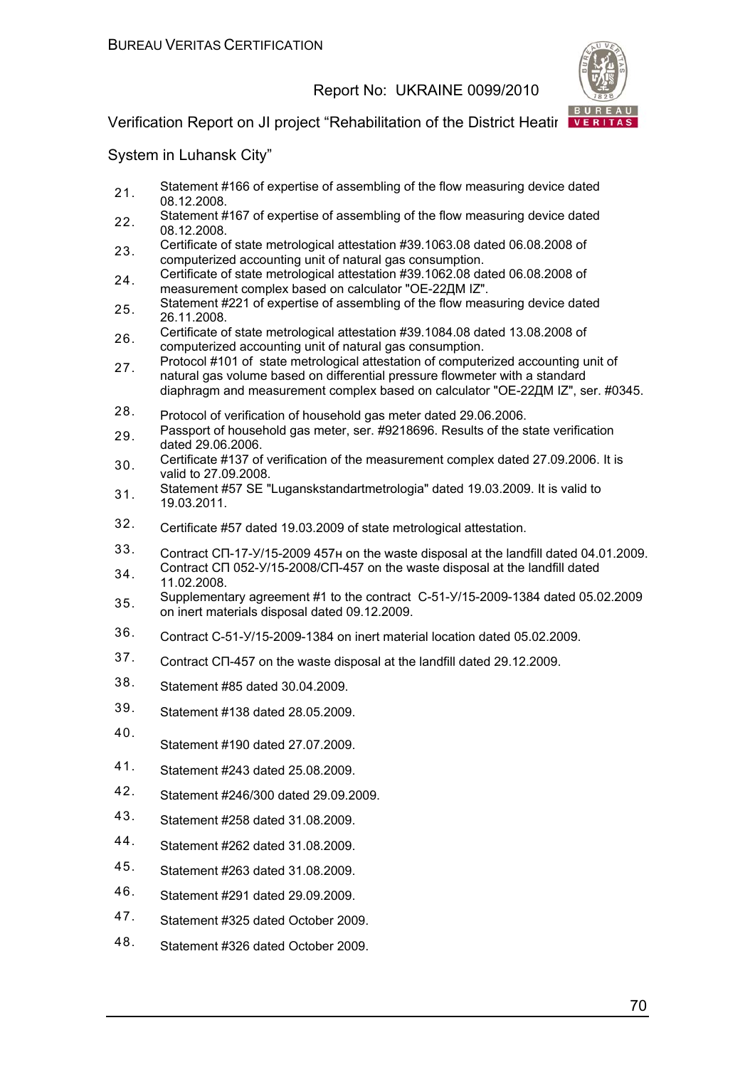21. Statement #166 of expertise of assembling of the flow measuring device dated 08.12.2008.
22. Statement #167 of expertise of assembling of the flow measuring device dated 08.12.2008.
23. Certificate of state metrological attestation #39.1063.08 dated 06.08.2008 of computerized accounting unit of natural gas consumption.
24. Certificate of state metrological attestation #39.1062.08 dated 06.08.2008 of measurement complex based on calculator "ОЕ-22ДМ IZ".
25. Statement #221 of expertise of assembling of the flow measuring device dated 26.11.2008.
26. Certificate of state metrological attestation #39.1084.08 dated 13.08.2008 of computerized accounting unit of natural gas consumption.
27. Protocol #101 of state metrological attestation of computerized accounting unit of natural gas volume based on differential pressure flowmeter with a standard diaphragm and measurement complex based on calculator "ОЕ-22ДМ IZ", ser. #0345.
28. Protocol of verification of household gas meter dated 29.06.2006.
29. Passport of household gas meter, ser. #9218696. Results of the state verification dated 29.06.2006.
30. Certificate #137 of verification of the measurement complex dated 27.09.2006. It is valid to 27.09.2008.
31. Statement #57 SE "Luganskstandartmetrologia" dated 19.03.2009. It is valid to 19.03.2011.
32. Certificate #57 dated 19.03.2009 of state metrological attestation.
33. Contract СП-17-У/15-2009 457н on the waste disposal at the landfill dated 04.01.2009.
34. Contract СП 052-У/15-2008/СП-457 on the waste disposal at the landfill dated 11.02.2008.
35. Supplementary agreement #1 to the contract С-51-У/15-2009-1384 dated 05.02.2009 on inert materials disposal dated 09.12.2009.
36. Contract С-51-У/15-2009-1384 on inert material location dated 05.02.2009.
37. Contract СП-457 on the waste disposal at the landfill dated 29.12.2009.
38. Statement #85 dated 30.04.2009.
39. Statement #138 dated 28.05.2009.
40. Statement #190 dated 27.07.2009.
41. Statement #243 dated 25.08.2009.
42. Statement #246/300 dated 29.09.2009.
43. Statement #258 dated 31.08.2009.
44. Statement #262 dated 31.08.2009.
45. Statement #263 dated 31.08.2009.
46. Statement #291 dated 29.09.2009.
47. Statement #325 dated October 2009.
48. Statement #326 dated October 2009.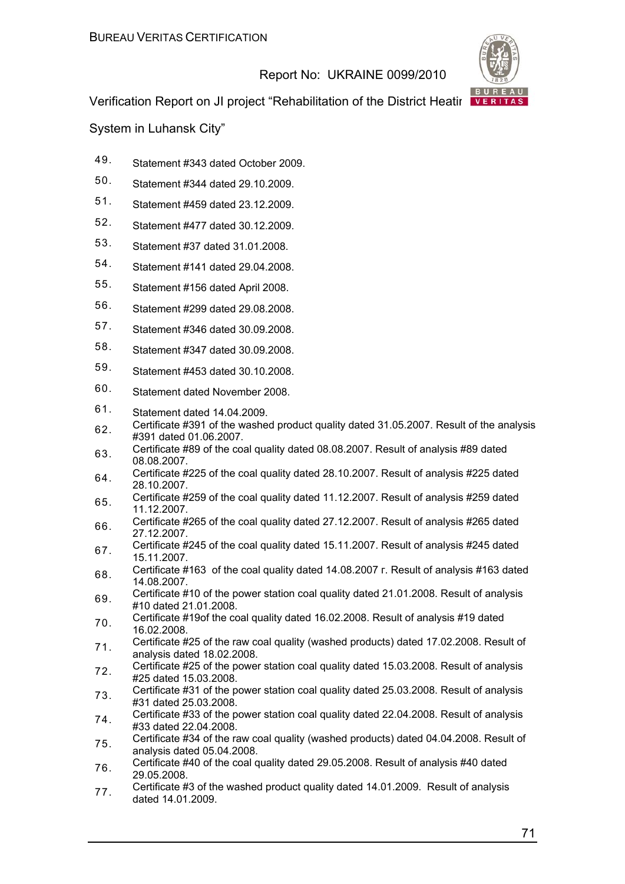49. Statement #343 dated October 2009.
50. Statement #344 dated 29.10.2009.
51. Statement #459 dated 23.12.2009.
52. Statement #477 dated 30.12.2009.
53. Statement #37 dated 31.01.2008.
54. Statement #141 dated 29.04.2008.
55. Statement #156 dated April 2008.
56. Statement #299 dated 29.08.2008.
57. Statement #346 dated 30.09.2008.
58. Statement #347 dated 30.09.2008.
59. Statement #453 dated 30.10.2008.
60. Statement dated November 2008.
61. Statement dated 14.04.2009.
62. Certificate #391 of the washed product quality dated 31.05.2007. Result of the analysis #391 dated 01.06.2007.
63. Certificate #89 of the coal quality dated 08.08.2007. Result of analysis #89 dated 08.08.2007.
64. Certificate #225 of the coal quality dated 28.10.2007. Result of analysis #225 dated 28.10.2007.
65. Certificate #259 of the coal quality dated 11.12.2007. Result of analysis #259 dated 11.12.2007.
66. Certificate #265 of the coal quality dated 27.12.2007. Result of analysis #265 dated 27.12.2007.
67. Certificate #245 of the coal quality dated 15.11.2007. Result of analysis #245 dated 15.11.2007.
68. Certificate #163 of the coal quality dated 14.08.2007 г. Result of analysis #163 dated 14.08.2007.
69. Certificate #10 of the power station coal quality dated 21.01.2008. Result of analysis #10 dated 21.01.2008.
70. Certificate #19of the coal quality dated 16.02.2008. Result of analysis #19 dated 16.02.2008.
71. Certificate #25 of the raw coal quality (washed products) dated 17.02.2008. Result of analysis dated 18.02.2008.
72. Certificate #25 of the power station coal quality dated 15.03.2008. Result of analysis #25 dated 15.03.2008.
73. Certificate #31 of the power station coal quality dated 25.03.2008. Result of analysis #31 dated 25.03.2008.
74. Certificate #33 of the power station coal quality dated 22.04.2008. Result of analysis #33 dated 22.04.2008.
75. Certificate #34 of the raw coal quality (washed products) dated 04.04.2008. Result of analysis dated 05.04.2008.
76. Certificate #40 of the coal quality dated 29.05.2008. Result of analysis #40 dated 29.05.2008.
77. Certificate #3 of the washed product quality dated 14.01.2009. Result of analysis dated 14.01.2009.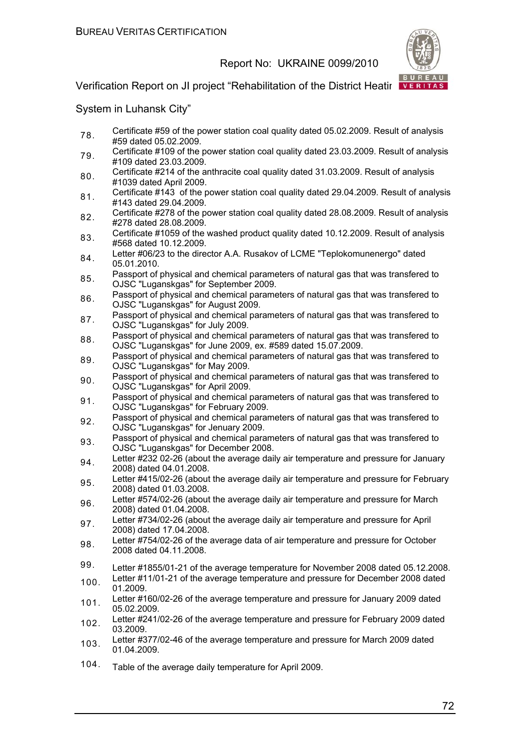78. Certificate #59 of the power station coal quality dated 05.02.2009. Result of analysis #59 dated 05.02.2009.
79. Certificate #109 of the power station coal quality dated 23.03.2009. Result of analysis #109 dated 23.03.2009.
80. Certificate #214 of the anthracite coal quality dated 31.03.2009. Result of analysis #1039 dated April 2009.
81. Certificate #143 of the power station coal quality dated 29.04.2009. Result of analysis #143 dated 29.04.2009.
82. Certificate #278 of the power station coal quality dated 28.08.2009. Result of analysis #278 dated 28.08.2009.
83. Certificate #1059 of the washed product quality dated 10.12.2009. Result of analysis #568 dated 10.12.2009.
84. Letter #06/23 to the director A.A. Rusakov of LCME "Teplokomunenergo" dated 05.01.2010.
85. Passport of physical and chemical parameters of natural gas that was transfered to OJSC "Luganskgas" for September 2009.
86. Passport of physical and chemical parameters of natural gas that was transfered to OJSC "Luganskgas" for August 2009.
87. Passport of physical and chemical parameters of natural gas that was transfered to OJSC "Luganskgas" for July 2009.
88. Passport of physical and chemical parameters of natural gas that was transfered to OJSC "Luganskgas" for June 2009, ex. #589 dated 15.07.2009.
89. Passport of physical and chemical parameters of natural gas that was transfered to OJSC "Luganskgas" for May 2009.
90. Passport of physical and chemical parameters of natural gas that was transfered to OJSC "Luganskgas" for April 2009.
91. Passport of physical and chemical parameters of natural gas that was transfered to OJSC "Luganskgas" for February 2009.
92. Passport of physical and chemical parameters of natural gas that was transfered to OJSC "Luganskgas" for Jenuary 2009.
93. Passport of physical and chemical parameters of natural gas that was transfered to OJSC "Luganskgas" for December 2008.
94. Letter #232 02-26 (about the average daily air temperature and pressure for January 2008) dated 04.01.2008.
95. Letter #415/02-26 (about the average daily air temperature and pressure for February 2008) dated 01.03.2008.
96. Letter #574/02-26 (about the average daily air temperature and pressure for March 2008) dated 01.04.2008.
97. Letter #734/02-26 (about the average daily air temperature and pressure for April 2008) dated 17.04.2008.
98. Letter #754/02-26 of the average data of air temperature and pressure for October 2008 dated 04.11.2008.
99. Letter #1855/01-21 of the average temperature for November 2008 dated 05.12.2008.
100. Letter #11/01-21 of the average temperature and pressure for December 2008 dated 01.2009.
101. Letter #160/02-26 of the average temperature and pressure for January 2009 dated 05.02.2009.
102. Letter #241/02-26 of the average temperature and pressure for February 2009 dated 03.2009.
103. Letter #377/02-46 of the average temperature and pressure for March 2009 dated 01.04.2009.
104. Table of the average daily temperature for April 2009.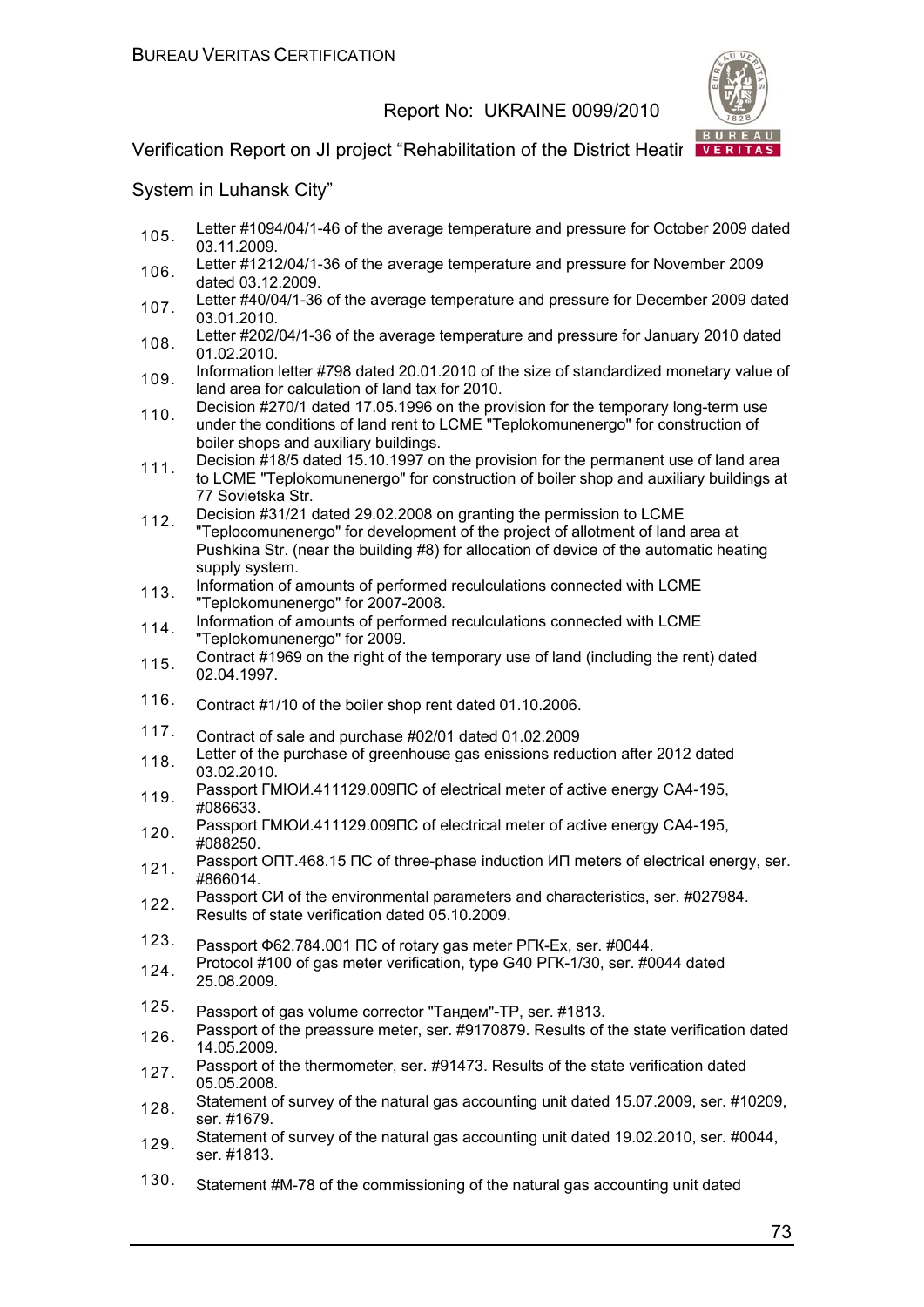105. Letter #1094/04/1-46 of the average temperature and pressure for October 2009 dated 03.11.2009.
106. Letter #1212/04/1-36 of the average temperature and pressure for November 2009 dated 03.12.2009.
107. Letter #40/04/1-36 of the average temperature and pressure for December 2009 dated 03.01.2010.
108. Letter #202/04/1-36 of the average temperature and pressure for January 2010 dated 01.02.2010.
109. Information letter #798 dated 20.01.2010 of the size of standardized monetary value of land area for calculation of land tax for 2010.
110. Decision #270/1 dated 17.05.1996 on the provision for the temporary long-term use under the conditions of land rent to LCME "Teplokomunenergo" for construction of boiler shops and auxiliary buildings.
111. Decision #18/5 dated 15.10.1997 on the provision for the permanent use of land area to LCME "Teplokomunenergo" for construction of boiler shop and auxiliary buildings at 77 Sovietska Str.
112. Decision #31/21 dated 29.02.2008 on granting the permission to LCME "Teplocomunenergo" for development of the project of allotment of land area at Pushkina Str. (near the building #8) for allocation of device of the automatic heating supply system.
113. Information of amounts of performed reculculations connected with LCME "Teplokomunenergo" for 2007-2008.
114. Information of amounts of performed reculculations connected with LCME "Teplokomunenergo" for 2009.
115. Contract #1969 on the right of the temporary use of land (including the rent) dated 02.04.1997.
116. Contract #1/10 of the boiler shop rent dated 01.10.2006.
117. Contract of sale and purchase #02/01 dated 01.02.2009
118. Letter of the purchase of greenhouse gas enissions reduction after 2012 dated 03.02.2010.
119. Passport ГМЮИ.411129.009ПС of electrical meter of active energy CA4-195, #086633.
120. Passport ГМЮИ.411129.009ПС of electrical meter of active energy CA4-195, #088250.
121. Passport ОПТ.468.15 ПС of three-phase induction ИП meters of electrical energy, ser. #866014.
122. Passport СИ of the environmental parameters and characteristics, ser. #027984. Results of state verification dated 05.10.2009.
123. Passport Ф62.784.001 ПС of rotary gas meter РГК-Ех, ser. #0044.
124. Protocol #100 of gas meter verification, type G40 РГК-1/30, ser. #0044 dated 25.08.2009.
125. Passport of gas volume corrector "Тандем"-ТР, ser. #1813.
126. Passport of the preassure meter, ser. #9170879. Results of the state verification dated 14.05.2009.
127. Passport of the thermometer, ser. #91473. Results of the state verification dated 05.05.2008.
128. Statement of survey of the natural gas accounting unit dated 15.07.2009, ser. #10209, ser. #1679.
129. Statement of survey of the natural gas accounting unit dated 19.02.2010, ser. #0044, ser. #1813.
130. Statement #M-78 of the commissioning of the natural gas accounting unit dated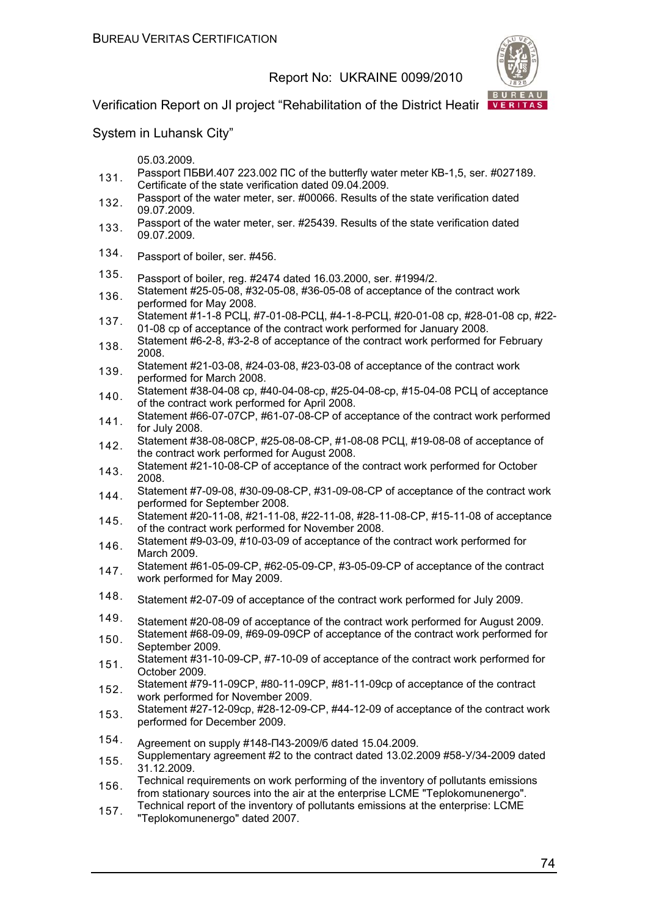05.03.2009.

131. Passport ПБВИ.407 223.002 ПС of the butterfly water meter КВ-1,5, ser. #027189. Certificate of the state verification dated 09.04.2009.
132. Passport of the water meter, ser. #00066. Results of the state verification dated 09.07.2009.
133. Passport of the water meter, ser. #25439. Results of the state verification dated 09.07.2009.
134. Passport of boiler, ser. #456.
135. Passport of boiler, reg. #2474 dated 16.03.2000, ser. #1994/2.
136. Statement #25-05-08, #32-05-08, #36-05-08 of acceptance of the contract work performed for May 2008.
137. Statement #1-1-8 РСЦ, #7-01-08-РСЦ, #4-1-8-РСЦ, #20-01-08 ср, #28-01-08 ср, #22-01-08 ср of acceptance of the contract work performed for January 2008.
138. Statement #6-2-8, #3-2-8 of acceptance of the contract work performed for February 2008.
139. Statement #21-03-08, #24-03-08, #23-03-08 of acceptance of the contract work performed for March 2008.
140. Statement #38-04-08 ср, #40-04-08-ср, #25-04-08-ср, #15-04-08 РСЦ of acceptance of the contract work performed for April 2008.
141. Statement #66-07-07СР, #61-07-08-СР of acceptance of the contract work performed for July 2008.
142. Statement #38-08-08СР, #25-08-08-СР, #1-08-08 РСЦ, #19-08-08 of acceptance of the contract work performed for August 2008.
143. Statement #21-10-08-СР of acceptance of the contract work performed for October 2008.
144. Statement #7-09-08, #30-09-08-СР, #31-09-08-СР of acceptance of the contract work performed for September 2008.
145. Statement #20-11-08, #21-11-08, #22-11-08, #28-11-08-СР, #15-11-08 of acceptance of the contract work performed for November 2008.
146. Statement #9-03-09, #10-03-09 of acceptance of the contract work performed for March 2009.
147. Statement #61-05-09-СР, #62-05-09-СР, #3-05-09-СР of acceptance of the contract work performed for May 2009.
148. Statement #2-07-09 of acceptance of the contract work performed for July 2009.
149. Statement #20-08-09 of acceptance of the contract work performed for August 2009.
150. Statement #68-09-09, #69-09-09СР of acceptance of the contract work performed for September 2009.
151. Statement #31-10-09-СР, #7-10-09 of acceptance of the contract work performed for October 2009.
152. Statement #79-11-09СР, #80-11-09СР, #81-11-09ср of acceptance of the contract work performed for November 2009.
153. Statement #27-12-09ср, #28-12-09-СР, #44-12-09 of acceptance of the contract work performed for December 2009.
154. Agreement on supply #148-П43-2009/б dated 15.04.2009.
155. Supplementary agreement #2 to the contract dated 13.02.2009 #58-У/34-2009 dated 31.12.2009.
156. Technical requirements on work performing of the inventory of pollutants emissions from stationary sources into the air at the enterprise LCME "Teplokomunenergo".
157. Technical report of the inventory of pollutants emissions at the enterprise: LCME "Teplokomunenergo" dated 2007.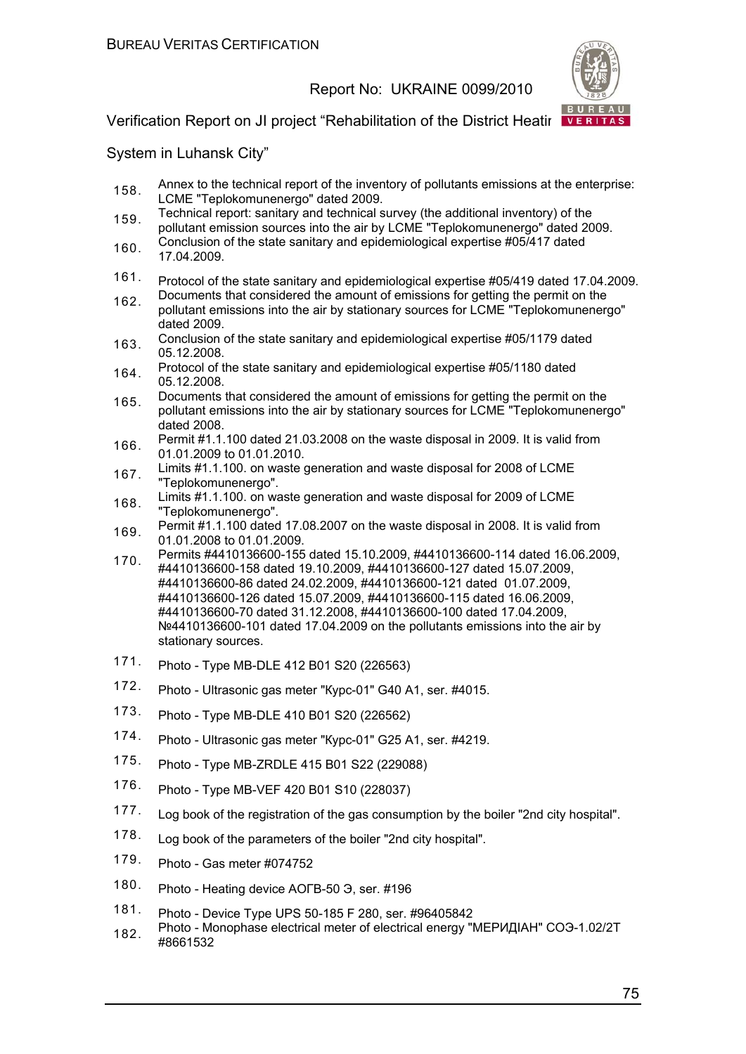158. Annex to the technical report of the inventory of pollutants emissions at the enterprise: LCME "Teplokomunenergo" dated 2009.
159. Technical report: sanitary and technical survey (the additional inventory) of the pollutant emission sources into the air by LCME "Teplokomunenergo" dated 2009.
160. Conclusion of the state sanitary and epidemiological expertise #05/417 dated 17.04.2009.
161. Protocol of the state sanitary and epidemiological expertise #05/419 dated 17.04.2009.
162. Documents that considered the amount of emissions for getting the permit on the pollutant emissions into the air by stationary sources for LCME "Teplokomunenergo" dated 2009.
163. Conclusion of the state sanitary and epidemiological expertise #05/1179 dated 05.12.2008.
164. Protocol of the state sanitary and epidemiological expertise #05/1180 dated 05.12.2008.
165. Documents that considered the amount of emissions for getting the permit on the pollutant emissions into the air by stationary sources for LCME "Teplokomunenergo" dated 2008.
166. Permit #1.1.100 dated 21.03.2008 on the waste disposal in 2009. It is valid from 01.01.2009 to 01.01.2010.
167. Limits #1.1.100. on waste generation and waste disposal for 2008 of LCME "Teplokomunenergo".
168. Limits #1.1.100. on waste generation and waste disposal for 2009 of LCME "Teplokomunenergo".
169. Permit #1.1.100 dated 17.08.2007 on the waste disposal in 2008. It is valid from 01.01.2008 to 01.01.2009.
170. Permits #4410136600-155 dated 15.10.2009, #4410136600-114 dated 16.06.2009, #4410136600-158 dated 19.10.2009, #4410136600-127 dated 15.07.2009, #4410136600-86 dated 24.02.2009, #4410136600-121 dated 01.07.2009, #4410136600-126 dated 15.07.2009, #4410136600-115 dated 16.06.2009, #4410136600-70 dated 31.12.2008, #4410136600-100 dated 17.04.2009, №4410136600-101 dated 17.04.2009 on the pollutants emissions into the air by stationary sources.
171. Photo - Type MB-DLE 412 B01 S20 (226563)
172. Photo - Ultrasonic gas meter "Курс-01" G40 A1, ser. #4015.
173. Photo - Type MB-DLE 410 B01 S20 (226562)
174. Photo - Ultrasonic gas meter "Курс-01" G25 A1, ser. #4219.
175. Photo - Type MB-ZRDLE 415 B01 S22 (229088)
176. Photo - Type MB-VEF 420 B01 S10 (228037)
177. Log book of the registration of the gas consumption by the boiler "2nd city hospital".
178. Log book of the parameters of the boiler "2nd city hospital".
179. Photo - Gas meter #074752
180. Photo - Heating device АОГВ-50 Э, ser. #196
181. Photo - Device Type UPS 50-185 F 280, ser. #96405842
182. Photo - Monophase electrical meter of electrical energy "МЕРИДІАН" СОЭ-1.02/2Т #8661532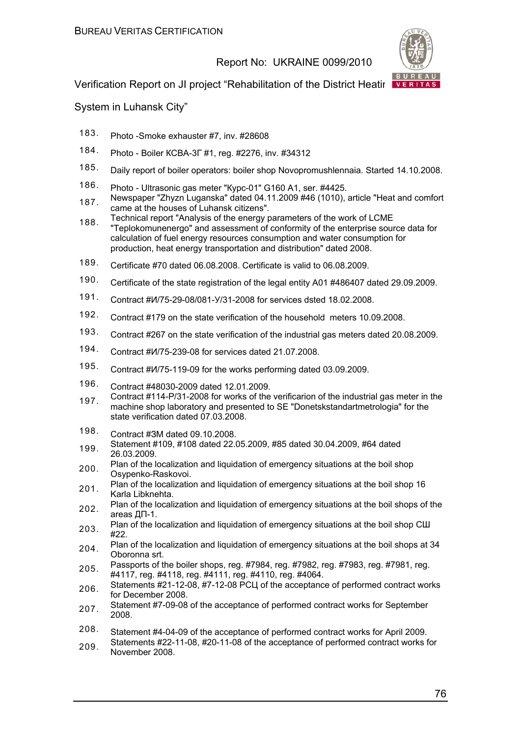183. Photo -Smoke exhauster #7, inv. #28608
184. Photo - Boiler КСВА-3Г #1, reg. #2276, inv. #34312
185. Daily report of boiler operators: boiler shop Novopromushlennaia. Started 14.10.2008.
186. Photo - Ultrasonic gas meter "Курс-01" G160 A1, ser. #4425.
187. Newspaper "Zhyzn Luganska" dated 04.11.2009 #46 (1010), article "Heat and comfort came at the houses of Luhansk citizens".
188. Technical report "Analysis of the energy parameters of the work of LCME "Teplokomunenergo" and assessment of conformity of the enterprise source data for calculation of fuel energy resources consumption and water consumption for production, heat energy transportation and distribution" dated 2008.
189. Certificate #70 dated 06.08.2008. Certificate is valid to 06.08.2009.
190. Certificate of the state registration of the legal entity A01 #486407 dated 29.09.2009.
191. Contract #И/75-29-08/081-У/31-2008 for services dsted 18.02.2008.
192. Contract #179 on the state verification of the household meters 10.09.2008.
193. Contract #267 on the state verification of the industrial gas meters dated 20.08.2009.
194. Contract #И/75-239-08 for services dated 21.07.2008.
195. Contract #И/75-119-09 for the works performing dated 03.09.2009.
196. Contract #48030-2009 dated 12.01.2009.
197. Contract #114-Р/31-2008 for works of the verificarion of the industrial gas meter in the machine shop laboratory and presented to SE "Donetskstandartmetrologia" for the state verification dated 07.03.2008.
198. Contract #3M dated 09.10.2008.
199. Statement #109, #108 dated 22.05.2009, #85 dated 30.04.2009, #64 dated 26.03.2009.
200. Plan of the localization and liquidation of emergency situations at the boil shop Osypenko-Raskovoi.
201. Plan of the localization and liquidation of emergency situations at the boil shop 16 Karla Libknehta.
202. Plan of the localization and liquidation of emergency situations at the boil shops of the areas ДП-1.
203. Plan of the localization and liquidation of emergency situations at the boil shop СШ #22.
204. Plan of the localization and liquidation of emergency situations at the boil shops at 34 Oboronna srt.
205. Passports of the boiler shops, reg. #7984, reg. #7982, reg. #7983, reg. #7981, reg. #4117, reg. #4118, reg. #4111, reg. #4110, reg. #4064.
206. Statements #21-12-08, #7-12-08 РСЦ of the acceptance of performed contract works for December 2008.
207. Statement #7-09-08 of the acceptance of performed contract works for September 2008.
208. Statement #4-04-09 of the acceptance of performed contract works for April 2009.
209. Statements #22-11-08, #20-11-08 of the acceptance of performed contract works for November 2008.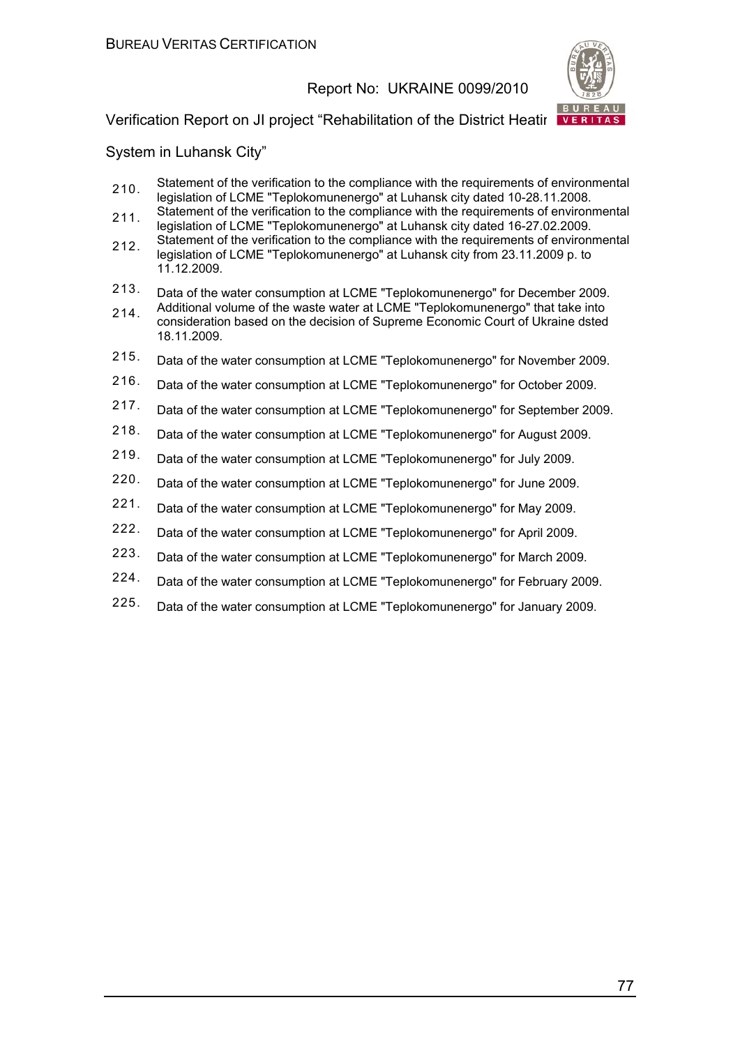210. Statement of the verification to the compliance with the requirements of environmental legislation of LCME "Teplokomunenergo" at Luhansk city dated 10-28.11.2008.
211. Statement of the verification to the compliance with the requirements of environmental legislation of LCME "Teplokomunenergo" at Luhansk city dated 16-27.02.2009.
212. Statement of the verification to the compliance with the requirements of environmental legislation of LCME "Teplokomunenergo" at Luhansk city from 23.11.2009 p. to 11.12.2009.
213. Data of the water consumption at LCME "Teplokomunenergo" for December 2009.
214. Additional volume of the waste water at LCME "Teplokomunenergo" that take into consideration based on the decision of Supreme Economic Court of Ukraine dsted 18.11.2009.
215. Data of the water consumption at LCME "Teplokomunenergo" for November 2009.
216. Data of the water consumption at LCME "Teplokomunenergo" for October 2009.
217. Data of the water consumption at LCME "Teplokomunenergo" for September 2009.
218. Data of the water consumption at LCME "Teplokomunenergo" for August 2009.
219. Data of the water consumption at LCME "Teplokomunenergo" for July 2009.
220. Data of the water consumption at LCME "Teplokomunenergo" for June 2009.
221. Data of the water consumption at LCME "Teplokomunenergo" for May 2009.
222. Data of the water consumption at LCME "Teplokomunenergo" for April 2009.
223. Data of the water consumption at LCME "Teplokomunenergo" for March 2009.
224. Data of the water consumption at LCME "Teplokomunenergo" for February 2009.
225. Data of the water consumption at LCME "Teplokomunenergo" for January 2009.